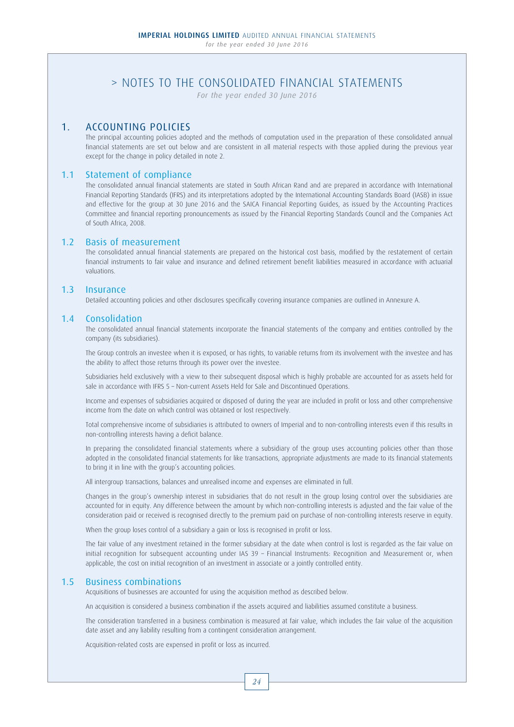# NOTES TO THE CONSOLIDATED FINANCIAL STATEMENTS

*For the year ended 30 June 2016*

## 1. ACCOUNTING POLICIES

The principal accounting policies adopted and the methods of computation used in the preparation of these consolidated annual financial statements are set out below and are consistent in all material respects with those applied during the previous year except for the change in policy detailed in note 2.

### 1.1 Statement of compliance

The consolidated annual financial statements are stated in South African Rand and are prepared in accordance with International Financial Reporting Standards (IFRS) and its interpretations adopted by the International Accounting Standards Board (IASB) in issue and effective for the group at 30 June 2016 and the SAICA Financial Reporting Guides, as issued by the Accounting Practices Committee and financial reporting pronouncements as issued by the Financial Reporting Standards Council and the Companies Act of South Africa, 2008.

### 1.2 Basis of measurement

The consolidated annual financial statements are prepared on the historical cost basis, modified by the restatement of certain financial instruments to fair value and insurance and defined retirement benefit liabilities measured in accordance with actuarial valuations.

### 1.3 Insurance

Detailed accounting policies and other disclosures specifically covering insurance companies are outlined in Annexure A.

### 1.4 Consolidation

The consolidated annual financial statements incorporate the financial statements of the company and entities controlled by the company (its subsidiaries).

The Group controls an investee when it is exposed, or has rights, to variable returns from its involvement with the investee and has the ability to affect those returns through its power over the investee.

Subsidiaries held exclusively with a view to their subsequent disposal which is highly probable are accounted for as assets held for sale in accordance with IFRS 5 – Non-current Assets Held for Sale and Discontinued Operations.

Income and expenses of subsidiaries acquired or disposed of during the year are included in profit or loss and other comprehensive income from the date on which control was obtained or lost respectively.

Total comprehensive income of subsidiaries is attributed to owners of Imperial and to non-controlling interests even if this results in non-controlling interests having a deficit balance.

In preparing the consolidated financial statements where a subsidiary of the group uses accounting policies other than those adopted in the consolidated financial statements for like transactions, appropriate adjustments are made to its financial statements to bring it in line with the group's accounting policies.

All intergroup transactions, balances and unrealised income and expenses are eliminated in full.

Changes in the group's ownership interest in subsidiaries that do not result in the group losing control over the subsidiaries are accounted for in equity. Any difference between the amount by which non-controlling interests is adjusted and the fair value of the consideration paid or received is recognised directly to the premium paid on purchase of non-controlling interests reserve in equity.

When the group loses control of a subsidiary a gain or loss is recognised in profit or loss.

The fair value of any investment retained in the former subsidiary at the date when control is lost is regarded as the fair value on initial recognition for subsequent accounting under IAS 39 – Financial Instruments: Recognition and Measurement or, when applicable, the cost on initial recognition of an investment in associate or a jointly controlled entity.

### 1.5 Business combinations

Acquisitions of businesses are accounted for using the acquisition method as described below.

An acquisition is considered a business combination if the assets acquired and liabilities assumed constitute a business.

The consideration transferred in a business combination is measured at fair value, which includes the fair value of the acquisition date asset and any liability resulting from a contingent consideration arrangement.

Acquisition-related costs are expensed in profit or loss as incurred.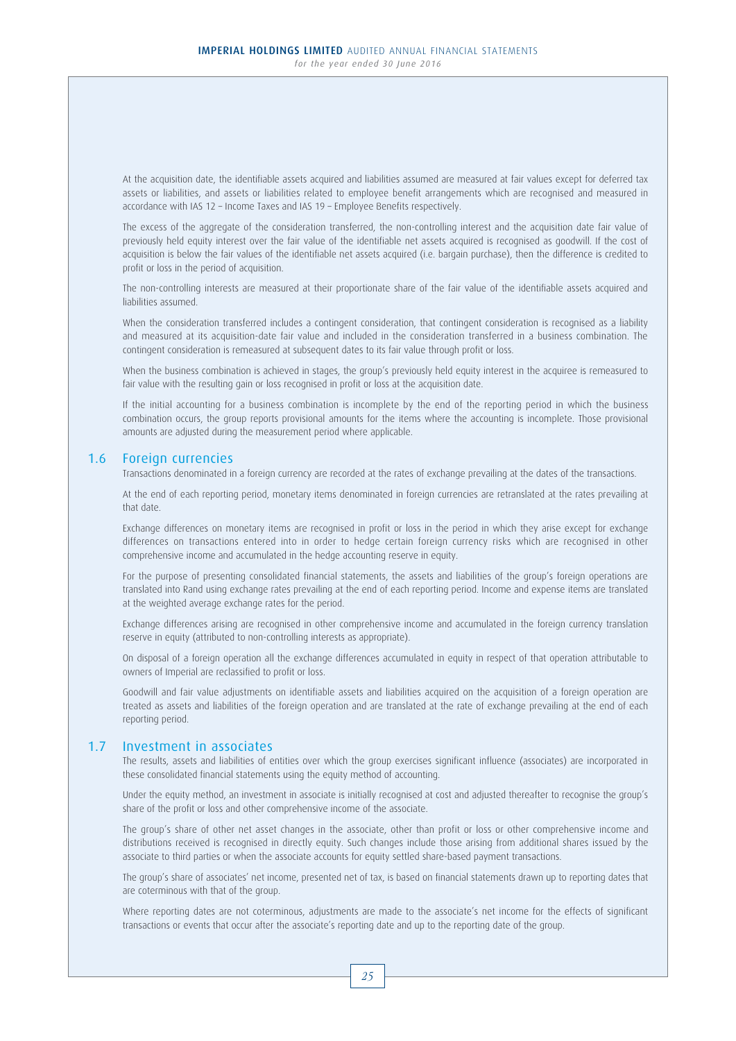At the acquisition date, the identifiable assets acquired and liabilities assumed are measured at fair values except for deferred tax assets or liabilities, and assets or liabilities related to employee benefit arrangements which are recognised and measured in accordance with IAS 12 – Income Taxes and IAS 19 – Employee Benefits respectively.

The excess of the aggregate of the consideration transferred, the non-controlling interest and the acquisition date fair value of previously held equity interest over the fair value of the identifiable net assets acquired is recognised as goodwill. If the cost of acquisition is below the fair values of the identifiable net assets acquired (i.e. bargain purchase), then the difference is credited to profit or loss in the period of acquisition.

The non-controlling interests are measured at their proportionate share of the fair value of the identifiable assets acquired and liabilities assumed.

When the consideration transferred includes a contingent consideration, that contingent consideration is recognised as a liability and measured at its acquisition-date fair value and included in the consideration transferred in a business combination. The contingent consideration is remeasured at subsequent dates to its fair value through profit or loss.

When the business combination is achieved in stages, the group's previously held equity interest in the acquiree is remeasured to fair value with the resulting gain or loss recognised in profit or loss at the acquisition date.

If the initial accounting for a business combination is incomplete by the end of the reporting period in which the business combination occurs, the group reports provisional amounts for the items where the accounting is incomplete. Those provisional amounts are adjusted during the measurement period where applicable.

## 1.6 Foreign currencies

Transactions denominated in a foreign currency are recorded at the rates of exchange prevailing at the dates of the transactions.

At the end of each reporting period, monetary items denominated in foreign currencies are retranslated at the rates prevailing at that date.

Exchange differences on monetary items are recognised in profit or loss in the period in which they arise except for exchange differences on transactions entered into in order to hedge certain foreign currency risks which are recognised in other comprehensive income and accumulated in the hedge accounting reserve in equity.

For the purpose of presenting consolidated financial statements, the assets and liabilities of the group's foreign operations are translated into Rand using exchange rates prevailing at the end of each reporting period. Income and expense items are translated at the weighted average exchange rates for the period.

Exchange differences arising are recognised in other comprehensive income and accumulated in the foreign currency translation reserve in equity (attributed to non-controlling interests as appropriate).

On disposal of a foreign operation all the exchange differences accumulated in equity in respect of that operation attributable to owners of Imperial are reclassified to profit or loss.

Goodwill and fair value adjustments on identifiable assets and liabilities acquired on the acquisition of a foreign operation are treated as assets and liabilities of the foreign operation and are translated at the rate of exchange prevailing at the end of each reporting period.

## 1.7 Investment in associates

The results, assets and liabilities of entities over which the group exercises significant influence (associates) are incorporated in these consolidated financial statements using the equity method of accounting.

Under the equity method, an investment in associate is initially recognised at cost and adjusted thereafter to recognise the group's share of the profit or loss and other comprehensive income of the associate.

The group's share of other net asset changes in the associate, other than profit or loss or other comprehensive income and distributions received is recognised in directly equity. Such changes include those arising from additional shares issued by the associate to third parties or when the associate accounts for equity settled share-based payment transactions.

The group's share of associates' net income, presented net of tax, is based on financial statements drawn up to reporting dates that are coterminous with that of the group.

Where reporting dates are not coterminous, adjustments are made to the associate's net income for the effects of significant transactions or events that occur after the associate's reporting date and up to the reporting date of the group.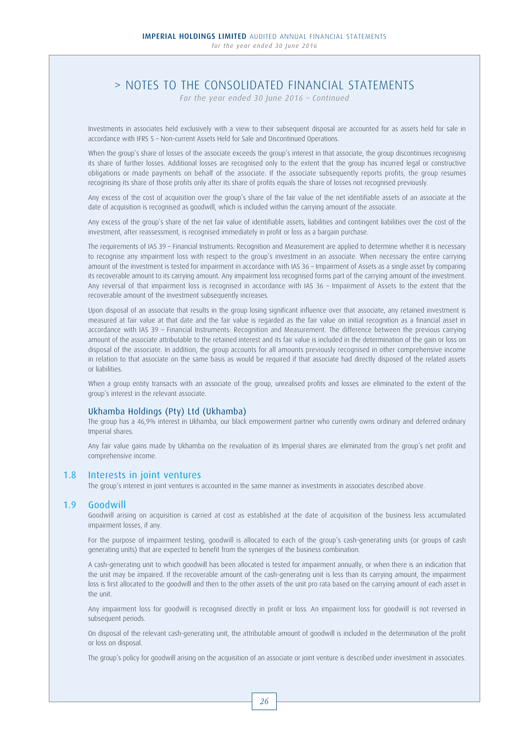# > NOTES TO THE CONSOLIDATED FINANCIAL STATEMENTS

*For the year ended 30 June 2016 – Continued*

Investments in associates held exclusively with a view to their subsequent disposal are accounted for as assets held for sale in accordance with IFRS 5 – Non-current Assets Held for Sale and Discontinued Operations.

When the group's share of losses of the associate exceeds the group's interest in that associate, the group discontinues recognising its share of further losses. Additional losses are recognised only to the extent that the group has incurred legal or constructive obligations or made payments on behalf of the associate. If the associate subsequently reports profits, the group resumes recognising its share of those profits only after its share of profits equals the share of losses not recognised previously.

Any excess of the cost of acquisition over the group's share of the fair value of the net identifiable assets of an associate at the date of acquisition is recognised as goodwill, which is included within the carrying amount of the associate.

Any excess of the group's share of the net fair value of identifiable assets, liabilities and contingent liabilities over the cost of the investment, after reassessment, is recognised immediately in profit or loss as a bargain purchase.

The requirements of IAS 39 – Financial Instruments: Recognition and Measurement are applied to determine whether it is necessary to recognise any impairment loss with respect to the group's investment in an associate. When necessary the entire carrying amount of the investment is tested for impairment in accordance with IAS 36 – Impairment of Assets as a single asset by comparing its recoverable amount to its carrying amount. Any impairment loss recognised forms part of the carrying amount of the investment. Any reversal of that impairment loss is recognised in accordance with IAS 36 – Impairment of Assets to the extent that the recoverable amount of the investment subsequently increases.

Upon disposal of an associate that results in the group losing significant influence over that associate, any retained investment is measured at fair value at that date and the fair value is regarded as the fair value on initial recognition as a financial asset in accordance with IAS 39 – Financial Instruments: Recognition and Measurement. The difference between the previous carrying amount of the associate attributable to the retained interest and its fair value is included in the determination of the gain or loss on disposal of the associate. In addition, the group accounts for all amounts previously recognised in other comprehensive income in relation to that associate on the same basis as would be required if that associate had directly disposed of the related assets or liabilities.

When a group entity transacts with an associate of the group, unrealised profits and losses are eliminated to the extent of the group's interest in the relevant associate.

### Ukhamba Holdings (Pty) Ltd (Ukhamba)

The group has a 46,9% interest in Ukhamba, our black empowerment partner who currently owns ordinary and deferred ordinary Imperial shares.

Any fair value gains made by Ukhamba on the revaluation of its Imperial shares are eliminated from the group's net profit and comprehensive income.

## 1.8 Interests in joint ventures

The group's interest in joint ventures is accounted in the same manner as investments in associates described above.

## 1.9 Goodwill

Goodwill arising on acquisition is carried at cost as established at the date of acquisition of the business less accumulated impairment losses, if any.

For the purpose of impairment testing, goodwill is allocated to each of the group's cash-generating units (or groups of cash generating units) that are expected to benefit from the synergies of the business combination.

A cash-generating unit to which goodwill has been allocated is tested for impairment annually, or when there is an indication that the unit may be impaired. If the recoverable amount of the cash-generating unit is less than its carrying amount, the impairment loss is first allocated to the goodwill and then to the other assets of the unit pro rata based on the carrying amount of each asset in the unit.

Any impairment loss for goodwill is recognised directly in profit or loss. An impairment loss for goodwill is not reversed in subsequent periods.

On disposal of the relevant cash-generating unit, the attributable amount of goodwill is included in the determination of the profit or loss on disposal.

The group's policy for goodwill arising on the acquisition of an associate or joint venture is described under investment in associates.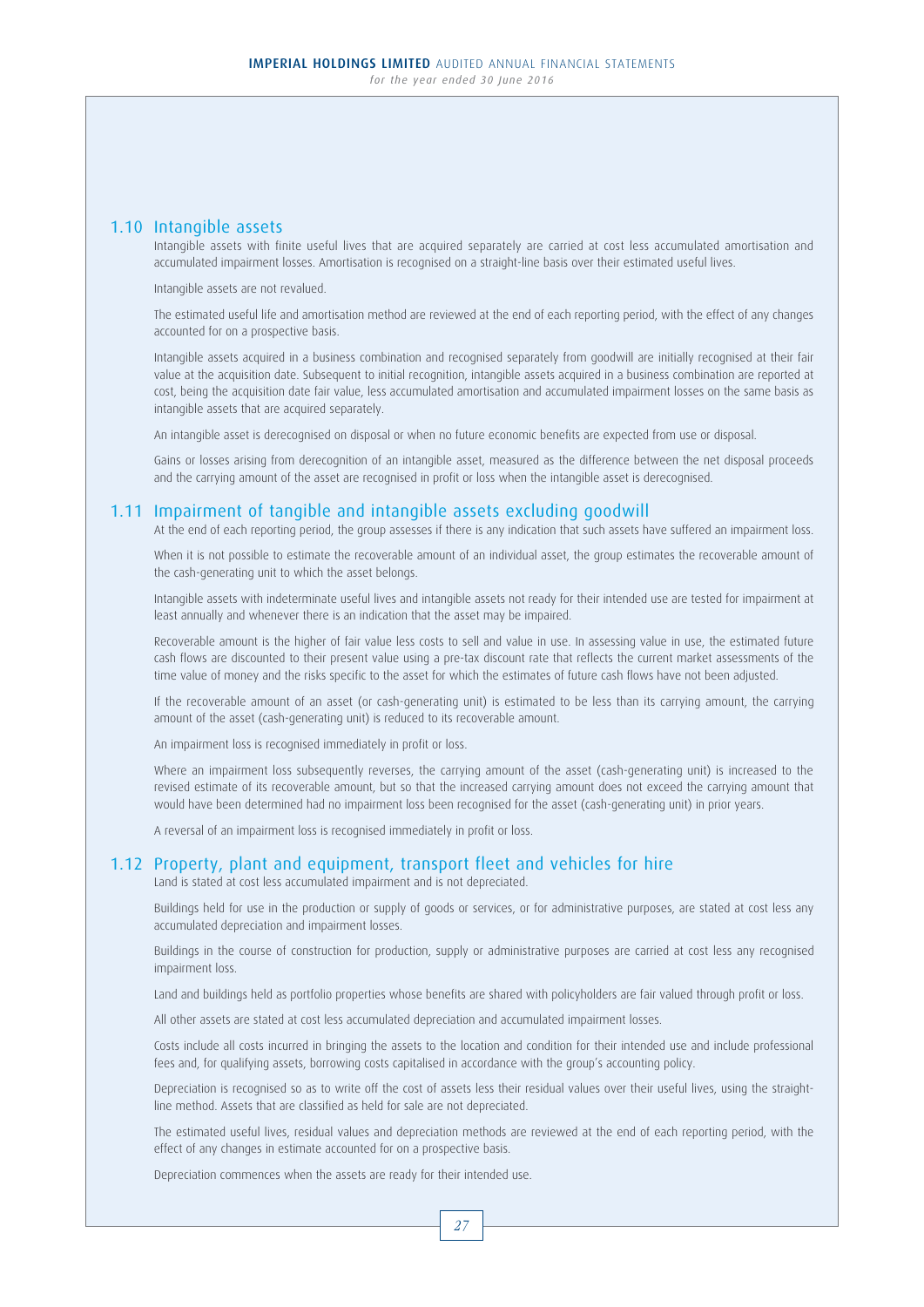## 1.10 Intangible assets

Intangible assets with finite useful lives that are acquired separately are carried at cost less accumulated amortisation and accumulated impairment losses. Amortisation is recognised on a straight-line basis over their estimated useful lives.

Intangible assets are not revalued.

The estimated useful life and amortisation method are reviewed at the end of each reporting period, with the effect of any changes accounted for on a prospective basis.

Intangible assets acquired in a business combination and recognised separately from goodwill are initially recognised at their fair value at the acquisition date. Subsequent to initial recognition, intangible assets acquired in a business combination are reported at cost, being the acquisition date fair value, less accumulated amortisation and accumulated impairment losses on the same basis as intangible assets that are acquired separately.

An intangible asset is derecognised on disposal or when no future economic benefits are expected from use or disposal.

Gains or losses arising from derecognition of an intangible asset, measured as the difference between the net disposal proceeds and the carrying amount of the asset are recognised in profit or loss when the intangible asset is derecognised.

## 1.11 Impairment of tangible and intangible assets excluding goodwill

At the end of each reporting period, the group assesses if there is any indication that such assets have suffered an impairment loss.

When it is not possible to estimate the recoverable amount of an individual asset, the group estimates the recoverable amount of the cash-generating unit to which the asset belongs.

Intangible assets with indeterminate useful lives and intangible assets not ready for their intended use are tested for impairment at least annually and whenever there is an indication that the asset may be impaired.

Recoverable amount is the higher of fair value less costs to sell and value in use. In assessing value in use, the estimated future cash flows are discounted to their present value using a pre-tax discount rate that reflects the current market assessments of the time value of money and the risks specific to the asset for which the estimates of future cash flows have not been adjusted.

If the recoverable amount of an asset (or cash-generating unit) is estimated to be less than its carrying amount, the carrying amount of the asset (cash-generating unit) is reduced to its recoverable amount.

An impairment loss is recognised immediately in profit or loss.

Where an impairment loss subsequently reverses, the carrying amount of the asset (cash-generating unit) is increased to the revised estimate of its recoverable amount, but so that the increased carrying amount does not exceed the carrying amount that would have been determined had no impairment loss been recognised for the asset (cash-generating unit) in prior years.

A reversal of an impairment loss is recognised immediately in profit or loss.

## 1.12 Property, plant and equipment, transport fleet and vehicles for hire

Land is stated at cost less accumulated impairment and is not depreciated.

Buildings held for use in the production or supply of goods or services, or for administrative purposes, are stated at cost less any accumulated depreciation and impairment losses.

Buildings in the course of construction for production, supply or administrative purposes are carried at cost less any recognised impairment loss.

Land and buildings held as portfolio properties whose benefits are shared with policyholders are fair valued through profit or loss.

All other assets are stated at cost less accumulated depreciation and accumulated impairment losses.

Costs include all costs incurred in bringing the assets to the location and condition for their intended use and include professional fees and, for qualifying assets, borrowing costs capitalised in accordance with the group's accounting policy.

Depreciation is recognised so as to write off the cost of assets less their residual values over their useful lives, using the straight-line method. Assets that are classified as held for sale are not depreciated.

The estimated useful lives, residual values and depreciation methods are reviewed at the end of each reporting period, with the effect of any changes in estimate accounted for on a prospective basis.

Depreciation commences when the assets are ready for their intended use.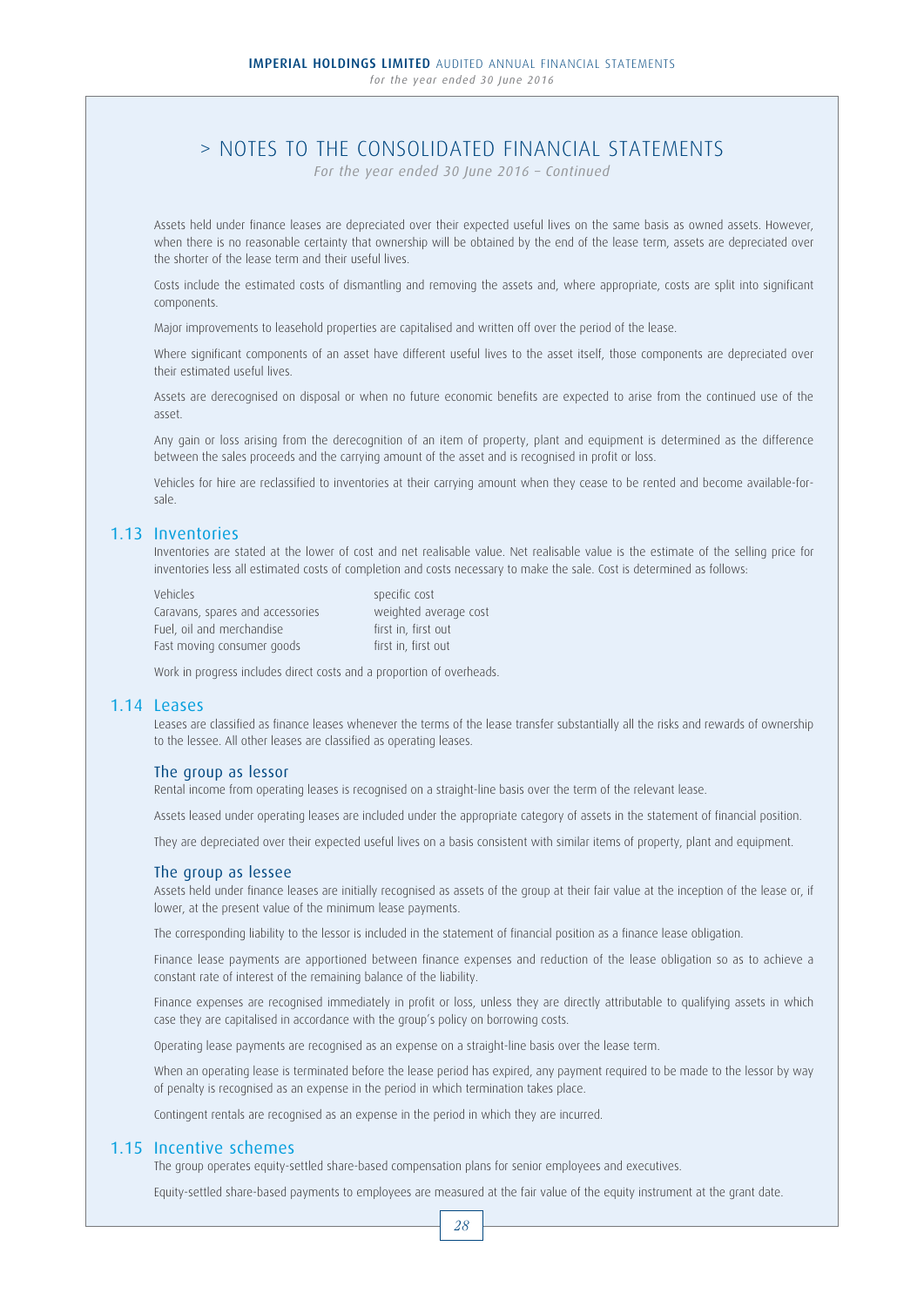# > NOTES TO THE CONSOLIDATED FINANCIAL STATEMENTS

*For the year ended 30 June 2016 – Continued*

Assets held under finance leases are depreciated over their expected useful lives on the same basis as owned assets. However, when there is no reasonable certainty that ownership will be obtained by the end of the lease term, assets are depreciated over the shorter of the lease term and their useful lives.

Costs include the estimated costs of dismantling and removing the assets and, where appropriate, costs are split into significant components.

Major improvements to leasehold properties are capitalised and written off over the period of the lease.

Where significant components of an asset have different useful lives to the asset itself, those components are depreciated over their estimated useful lives.

Assets are derecognised on disposal or when no future economic benefits are expected to arise from the continued use of the asset.

Any gain or loss arising from the derecognition of an item of property, plant and equipment is determined as the difference between the sales proceeds and the carrying amount of the asset and is recognised in profit or loss.

Vehicles for hire are reclassified to inventories at their carrying amount when they cease to be rented and become available-for-sale.

## 1.13 Inventories

Inventories are stated at the lower of cost and net realisable value. Net realisable value is the estimate of the selling price for inventories less all estimated costs of completion and costs necessary to make the sale. Cost is determined as follows:

| | |
|---|---|
| Vehicles | specific cost |
| Caravans, spares and accessories | weighted average cost |
| Fuel, oil and merchandise | first in, first out |
| Fast moving consumer goods | first in, first out |

Work in progress includes direct costs and a proportion of overheads.

## 1.14 Leases

Leases are classified as finance leases whenever the terms of the lease transfer substantially all the risks and rewards of ownership to the lessee. All other leases are classified as operating leases.

### The group as lessor

Rental income from operating leases is recognised on a straight-line basis over the term of the relevant lease.

Assets leased under operating leases are included under the appropriate category of assets in the statement of financial position.

They are depreciated over their expected useful lives on a basis consistent with similar items of property, plant and equipment.

### The group as lessee

Assets held under finance leases are initially recognised as assets of the group at their fair value at the inception of the lease or, if lower, at the present value of the minimum lease payments.

The corresponding liability to the lessor is included in the statement of financial position as a finance lease obligation.

Finance lease payments are apportioned between finance expenses and reduction of the lease obligation so as to achieve a constant rate of interest of the remaining balance of the liability.

Finance expenses are recognised immediately in profit or loss, unless they are directly attributable to qualifying assets in which case they are capitalised in accordance with the group's policy on borrowing costs.

Operating lease payments are recognised as an expense on a straight-line basis over the lease term.

When an operating lease is terminated before the lease period has expired, any payment required to be made to the lessor by way of penalty is recognised as an expense in the period in which termination takes place.

Contingent rentals are recognised as an expense in the period in which they are incurred.

## 1.15 Incentive schemes

The group operates equity-settled share-based compensation plans for senior employees and executives.

Equity-settled share-based payments to employees are measured at the fair value of the equity instrument at the grant date.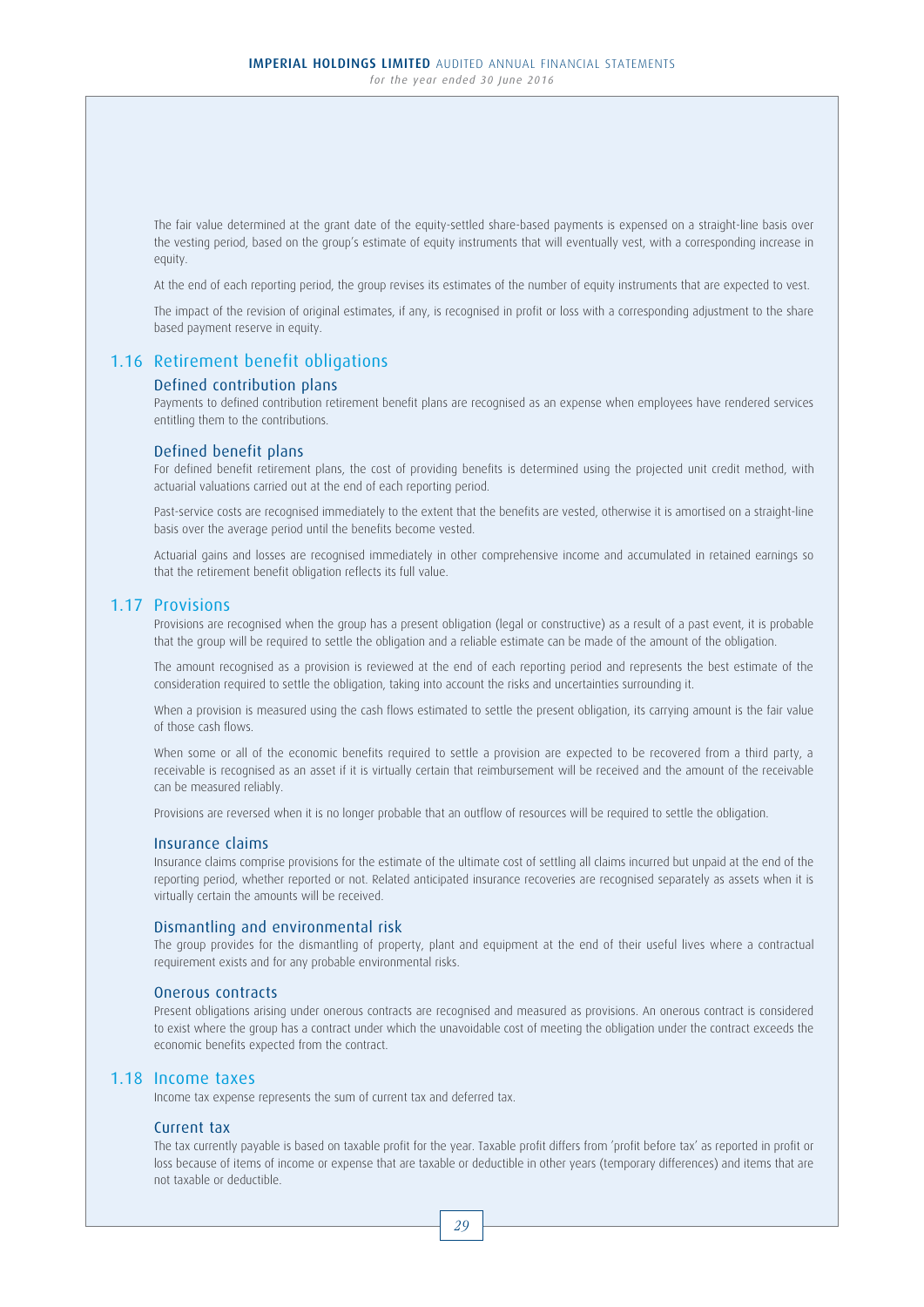The fair value determined at the grant date of the equity-settled share-based payments is expensed on a straight-line basis over the vesting period, based on the group's estimate of equity instruments that will eventually vest, with a corresponding increase in equity.

At the end of each reporting period, the group revises its estimates of the number of equity instruments that are expected to vest.

The impact of the revision of original estimates, if any, is recognised in profit or loss with a corresponding adjustment to the share based payment reserve in equity.

## 1.16 Retirement benefit obligations

### Defined contribution plans

Payments to defined contribution retirement benefit plans are recognised as an expense when employees have rendered services entitling them to the contributions.

### Defined benefit plans

For defined benefit retirement plans, the cost of providing benefits is determined using the projected unit credit method, with actuarial valuations carried out at the end of each reporting period.

Past-service costs are recognised immediately to the extent that the benefits are vested, otherwise it is amortised on a straight-line basis over the average period until the benefits become vested.

Actuarial gains and losses are recognised immediately in other comprehensive income and accumulated in retained earnings so that the retirement benefit obligation reflects its full value.

## 1.17 Provisions

Provisions are recognised when the group has a present obligation (legal or constructive) as a result of a past event, it is probable that the group will be required to settle the obligation and a reliable estimate can be made of the amount of the obligation.

The amount recognised as a provision is reviewed at the end of each reporting period and represents the best estimate of the consideration required to settle the obligation, taking into account the risks and uncertainties surrounding it.

When a provision is measured using the cash flows estimated to settle the present obligation, its carrying amount is the fair value of those cash flows.

When some or all of the economic benefits required to settle a provision are expected to be recovered from a third party, a receivable is recognised as an asset if it is virtually certain that reimbursement will be received and the amount of the receivable can be measured reliably.

Provisions are reversed when it is no longer probable that an outflow of resources will be required to settle the obligation.

### Insurance claims

Insurance claims comprise provisions for the estimate of the ultimate cost of settling all claims incurred but unpaid at the end of the reporting period, whether reported or not. Related anticipated insurance recoveries are recognised separately as assets when it is virtually certain the amounts will be received.

### Dismantling and environmental risk

The group provides for the dismantling of property, plant and equipment at the end of their useful lives where a contractual requirement exists and for any probable environmental risks.

### Onerous contracts

Present obligations arising under onerous contracts are recognised and measured as provisions. An onerous contract is considered to exist where the group has a contract under which the unavoidable cost of meeting the obligation under the contract exceeds the economic benefits expected from the contract.

## 1.18 Income taxes

Income tax expense represents the sum of current tax and deferred tax.

### Current tax

The tax currently payable is based on taxable profit for the year. Taxable profit differs from 'profit before tax' as reported in profit or loss because of items of income or expense that are taxable or deductible in other years (temporary differences) and items that are not taxable or deductible.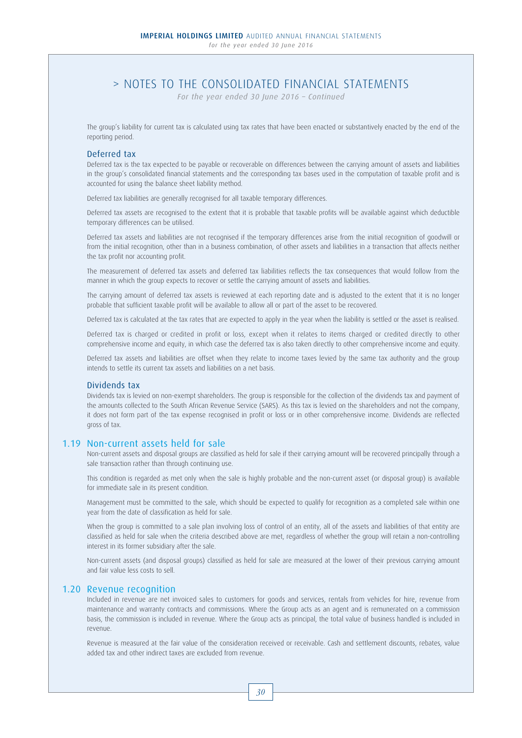# > NOTES TO THE CONSOLIDATED FINANCIAL STATEMENTS

*For the year ended 30 June 2016 – Continued*

The group's liability for current tax is calculated using tax rates that have been enacted or substantively enacted by the end of the reporting period.

### Deferred tax

Deferred tax is the tax expected to be payable or recoverable on differences between the carrying amount of assets and liabilities in the group's consolidated financial statements and the corresponding tax bases used in the computation of taxable profit and is accounted for using the balance sheet liability method.

Deferred tax liabilities are generally recognised for all taxable temporary differences.

Deferred tax assets are recognised to the extent that it is probable that taxable profits will be available against which deductible temporary differences can be utilised.

Deferred tax assets and liabilities are not recognised if the temporary differences arise from the initial recognition of goodwill or from the initial recognition, other than in a business combination, of other assets and liabilities in a transaction that affects neither the tax profit nor accounting profit.

The measurement of deferred tax assets and deferred tax liabilities reflects the tax consequences that would follow from the manner in which the group expects to recover or settle the carrying amount of assets and liabilities.

The carrying amount of deferred tax assets is reviewed at each reporting date and is adjusted to the extent that it is no longer probable that sufficient taxable profit will be available to allow all or part of the asset to be recovered.

Deferred tax is calculated at the tax rates that are expected to apply in the year when the liability is settled or the asset is realised.

Deferred tax is charged or credited in profit or loss, except when it relates to items charged or credited directly to other comprehensive income and equity, in which case the deferred tax is also taken directly to other comprehensive income and equity.

Deferred tax assets and liabilities are offset when they relate to income taxes levied by the same tax authority and the group intends to settle its current tax assets and liabilities on a net basis.

### Dividends tax

Dividends tax is levied on non-exempt shareholders. The group is responsible for the collection of the dividends tax and payment of the amounts collected to the South African Revenue Service (SARS). As this tax is levied on the shareholders and not the company, it does not form part of the tax expense recognised in profit or loss or in other comprehensive income. Dividends are reflected gross of tax.

## 1.19 Non-current assets held for sale

Non-current assets and disposal groups are classified as held for sale if their carrying amount will be recovered principally through a sale transaction rather than through continuing use.

This condition is regarded as met only when the sale is highly probable and the non-current asset (or disposal group) is available for immediate sale in its present condition.

Management must be committed to the sale, which should be expected to qualify for recognition as a completed sale within one year from the date of classification as held for sale.

When the group is committed to a sale plan involving loss of control of an entity, all of the assets and liabilities of that entity are classified as held for sale when the criteria described above are met, regardless of whether the group will retain a non-controlling interest in its former subsidiary after the sale.

Non-current assets (and disposal groups) classified as held for sale are measured at the lower of their previous carrying amount and fair value less costs to sell.

## 1.20 Revenue recognition

Included in revenue are net invoiced sales to customers for goods and services, rentals from vehicles for hire, revenue from maintenance and warranty contracts and commissions. Where the Group acts as an agent and is remunerated on a commission basis, the commission is included in revenue. Where the Group acts as principal, the total value of business handled is included in revenue.

Revenue is measured at the fair value of the consideration received or receivable. Cash and settlement discounts, rebates, value added tax and other indirect taxes are excluded from revenue.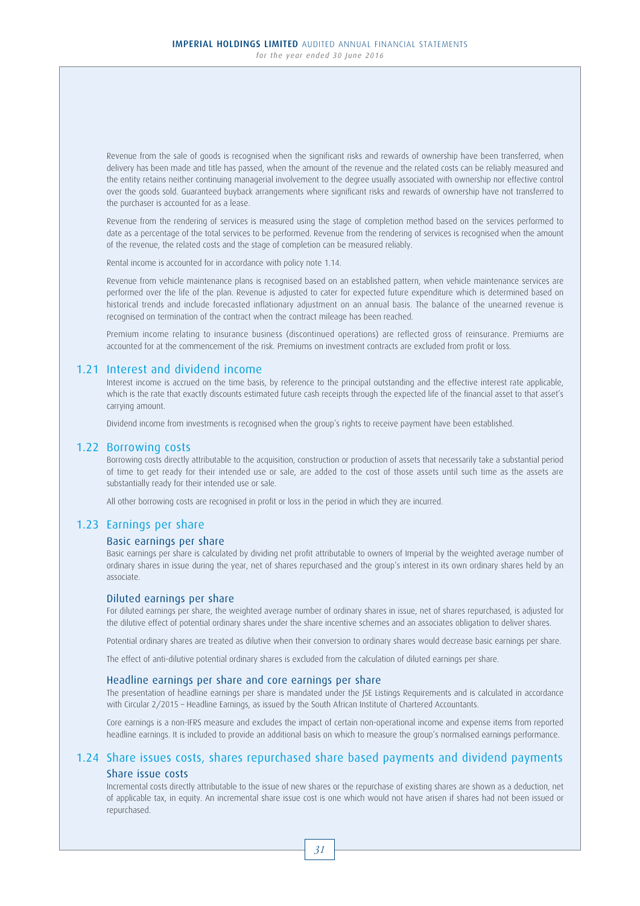Revenue from the sale of goods is recognised when the significant risks and rewards of ownership have been transferred, when delivery has been made and title has passed, when the amount of the revenue and the related costs can be reliably measured and the entity retains neither continuing managerial involvement to the degree usually associated with ownership nor effective control over the goods sold. Guaranteed buyback arrangements where significant risks and rewards of ownership have not transferred to the purchaser is accounted for as a lease.

Revenue from the rendering of services is measured using the stage of completion method based on the services performed to date as a percentage of the total services to be performed. Revenue from the rendering of services is recognised when the amount of the revenue, the related costs and the stage of completion can be measured reliably.

Rental income is accounted for in accordance with policy note 1.14.

Revenue from vehicle maintenance plans is recognised based on an established pattern, when vehicle maintenance services are performed over the life of the plan. Revenue is adjusted to cater for expected future expenditure which is determined based on historical trends and include forecasted inflationary adjustment on an annual basis. The balance of the unearned revenue is recognised on termination of the contract when the contract mileage has been reached.

Premium income relating to insurance business (discontinued operations) are reflected gross of reinsurance. Premiums are accounted for at the commencement of the risk. Premiums on investment contracts are excluded from profit or loss.

## 1.21 Interest and dividend income

Interest income is accrued on the time basis, by reference to the principal outstanding and the effective interest rate applicable, which is the rate that exactly discounts estimated future cash receipts through the expected life of the financial asset to that asset's carrying amount.

Dividend income from investments is recognised when the group's rights to receive payment have been established.

## 1.22 Borrowing costs

Borrowing costs directly attributable to the acquisition, construction or production of assets that necessarily take a substantial period of time to get ready for their intended use or sale, are added to the cost of those assets until such time as the assets are substantially ready for their intended use or sale.

All other borrowing costs are recognised in profit or loss in the period in which they are incurred.

## 1.23 Earnings per share

### Basic earnings per share

Basic earnings per share is calculated by dividing net profit attributable to owners of Imperial by the weighted average number of ordinary shares in issue during the year, net of shares repurchased and the group's interest in its own ordinary shares held by an associate.

### Diluted earnings per share

For diluted earnings per share, the weighted average number of ordinary shares in issue, net of shares repurchased, is adjusted for the dilutive effect of potential ordinary shares under the share incentive schemes and an associates obligation to deliver shares.

Potential ordinary shares are treated as dilutive when their conversion to ordinary shares would decrease basic earnings per share.

The effect of anti-dilutive potential ordinary shares is excluded from the calculation of diluted earnings per share.

### Headline earnings per share and core earnings per share

The presentation of headline earnings per share is mandated under the JSE Listings Requirements and is calculated in accordance with Circular 2/2015 – Headline Earnings, as issued by the South African Institute of Chartered Accountants.

Core earnings is a non-IFRS measure and excludes the impact of certain non-operational income and expense items from reported headline earnings. It is included to provide an additional basis on which to measure the group's normalised earnings performance.

## 1.24 Share issues costs, shares repurchased share based payments and dividend payments

### Share issue costs

Incremental costs directly attributable to the issue of new shares or the repurchase of existing shares are shown as a deduction, net of applicable tax, in equity. An incremental share issue cost is one which would not have arisen if shares had not been issued or repurchased.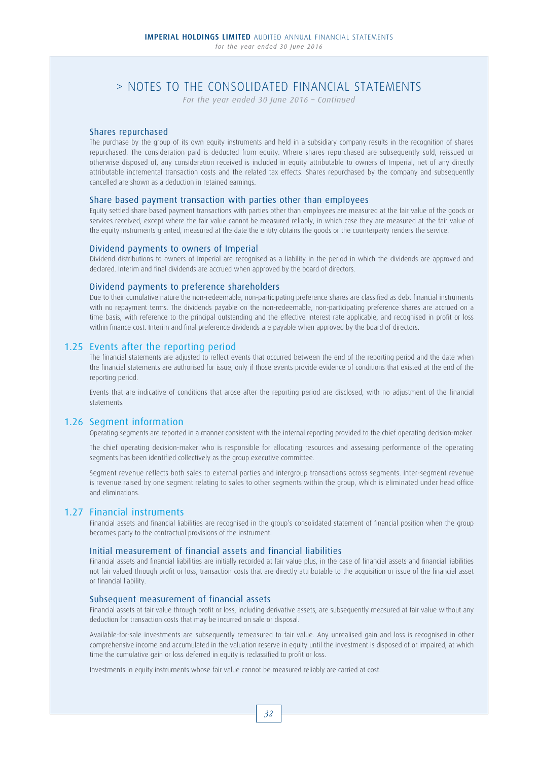# > NOTES TO THE CONSOLIDATED FINANCIAL STATEMENTS

*For the year ended 30 June 2016 – Continued*

### Shares repurchased

The purchase by the group of its own equity instruments and held in a subsidiary company results in the recognition of shares repurchased. The consideration paid is deducted from equity. Where shares repurchased are subsequently sold, reissued or otherwise disposed of, any consideration received is included in equity attributable to owners of Imperial, net of any directly attributable incremental transaction costs and the related tax effects. Shares repurchased by the company and subsequently cancelled are shown as a deduction in retained earnings.

### Share based payment transaction with parties other than employees

Equity settled share based payment transactions with parties other than employees are measured at the fair value of the goods or services received, except where the fair value cannot be measured reliably, in which case they are measured at the fair value of the equity instruments granted, measured at the date the entity obtains the goods or the counterparty renders the service.

### Dividend payments to owners of Imperial

Dividend distributions to owners of Imperial are recognised as a liability in the period in which the dividends are approved and declared. Interim and final dividends are accrued when approved by the board of directors.

### Dividend payments to preference shareholders

Due to their cumulative nature the non-redeemable, non-participating preference shares are classified as debt financial instruments with no repayment terms. The dividends payable on the non-redeemable, non-participating preference shares are accrued on a time basis, with reference to the principal outstanding and the effective interest rate applicable, and recognised in profit or loss within finance cost. Interim and final preference dividends are payable when approved by the board of directors.

## 1.25 Events after the reporting period

The financial statements are adjusted to reflect events that occurred between the end of the reporting period and the date when the financial statements are authorised for issue, only if those events provide evidence of conditions that existed at the end of the reporting period.

Events that are indicative of conditions that arose after the reporting period are disclosed, with no adjustment of the financial statements.

## 1.26 Segment information

Operating segments are reported in a manner consistent with the internal reporting provided to the chief operating decision-maker.

The chief operating decision-maker who is responsible for allocating resources and assessing performance of the operating segments has been identified collectively as the group executive committee.

Segment revenue reflects both sales to external parties and intergroup transactions across segments. Inter-segment revenue is revenue raised by one segment relating to sales to other segments within the group, which is eliminated under head office and eliminations.

## 1.27 Financial instruments

Financial assets and financial liabilities are recognised in the group's consolidated statement of financial position when the group becomes party to the contractual provisions of the instrument.

### Initial measurement of financial assets and financial liabilities

Financial assets and financial liabilities are initially recorded at fair value plus, in the case of financial assets and financial liabilities not fair valued through profit or loss, transaction costs that are directly attributable to the acquisition or issue of the financial asset or financial liability.

### Subsequent measurement of financial assets

Financial assets at fair value through profit or loss, including derivative assets, are subsequently measured at fair value without any deduction for transaction costs that may be incurred on sale or disposal.

Available-for-sale investments are subsequently remeasured to fair value. Any unrealised gain and loss is recognised in other comprehensive income and accumulated in the valuation reserve in equity until the investment is disposed of or impaired, at which time the cumulative gain or loss deferred in equity is reclassified to profit or loss.

Investments in equity instruments whose fair value cannot be measured reliably are carried at cost.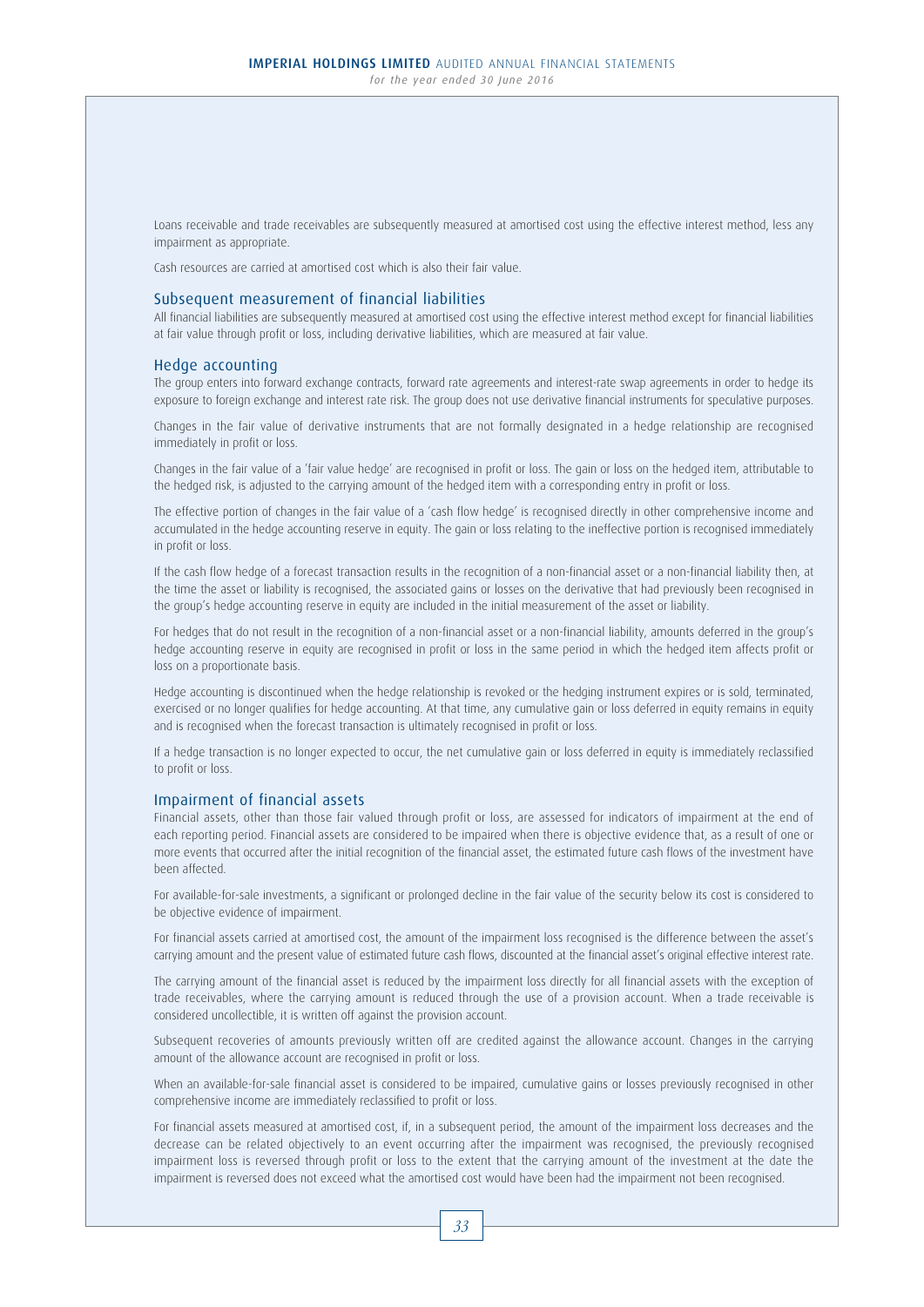Loans receivable and trade receivables are subsequently measured at amortised cost using the effective interest method, less any impairment as appropriate.

Cash resources are carried at amortised cost which is also their fair value.

## Subsequent measurement of financial liabilities

All financial liabilities are subsequently measured at amortised cost using the effective interest method except for financial liabilities at fair value through profit or loss, including derivative liabilities, which are measured at fair value.

## Hedge accounting

The group enters into forward exchange contracts, forward rate agreements and interest-rate swap agreements in order to hedge its exposure to foreign exchange and interest rate risk. The group does not use derivative financial instruments for speculative purposes.

Changes in the fair value of derivative instruments that are not formally designated in a hedge relationship are recognised immediately in profit or loss.

Changes in the fair value of a 'fair value hedge' are recognised in profit or loss. The gain or loss on the hedged item, attributable to the hedged risk, is adjusted to the carrying amount of the hedged item with a corresponding entry in profit or loss.

The effective portion of changes in the fair value of a 'cash flow hedge' is recognised directly in other comprehensive income and accumulated in the hedge accounting reserve in equity. The gain or loss relating to the ineffective portion is recognised immediately in profit or loss.

If the cash flow hedge of a forecast transaction results in the recognition of a non-financial asset or a non-financial liability then, at the time the asset or liability is recognised, the associated gains or losses on the derivative that had previously been recognised in the group's hedge accounting reserve in equity are included in the initial measurement of the asset or liability.

For hedges that do not result in the recognition of a non-financial asset or a non-financial liability, amounts deferred in the group's hedge accounting reserve in equity are recognised in profit or loss in the same period in which the hedged item affects profit or loss on a proportionate basis.

Hedge accounting is discontinued when the hedge relationship is revoked or the hedging instrument expires or is sold, terminated, exercised or no longer qualifies for hedge accounting. At that time, any cumulative gain or loss deferred in equity remains in equity and is recognised when the forecast transaction is ultimately recognised in profit or loss.

If a hedge transaction is no longer expected to occur, the net cumulative gain or loss deferred in equity is immediately reclassified to profit or loss.

## Impairment of financial assets

Financial assets, other than those fair valued through profit or loss, are assessed for indicators of impairment at the end of each reporting period. Financial assets are considered to be impaired when there is objective evidence that, as a result of one or more events that occurred after the initial recognition of the financial asset, the estimated future cash flows of the investment have been affected.

For available-for-sale investments, a significant or prolonged decline in the fair value of the security below its cost is considered to be objective evidence of impairment.

For financial assets carried at amortised cost, the amount of the impairment loss recognised is the difference between the asset's carrying amount and the present value of estimated future cash flows, discounted at the financial asset's original effective interest rate.

The carrying amount of the financial asset is reduced by the impairment loss directly for all financial assets with the exception of trade receivables, where the carrying amount is reduced through the use of a provision account. When a trade receivable is considered uncollectible, it is written off against the provision account.

Subsequent recoveries of amounts previously written off are credited against the allowance account. Changes in the carrying amount of the allowance account are recognised in profit or loss.

When an available-for-sale financial asset is considered to be impaired, cumulative gains or losses previously recognised in other comprehensive income are immediately reclassified to profit or loss.

For financial assets measured at amortised cost, if, in a subsequent period, the amount of the impairment loss decreases and the decrease can be related objectively to an event occurring after the impairment was recognised, the previously recognised impairment loss is reversed through profit or loss to the extent that the carrying amount of the investment at the date the impairment is reversed does not exceed what the amortised cost would have been had the impairment not been recognised.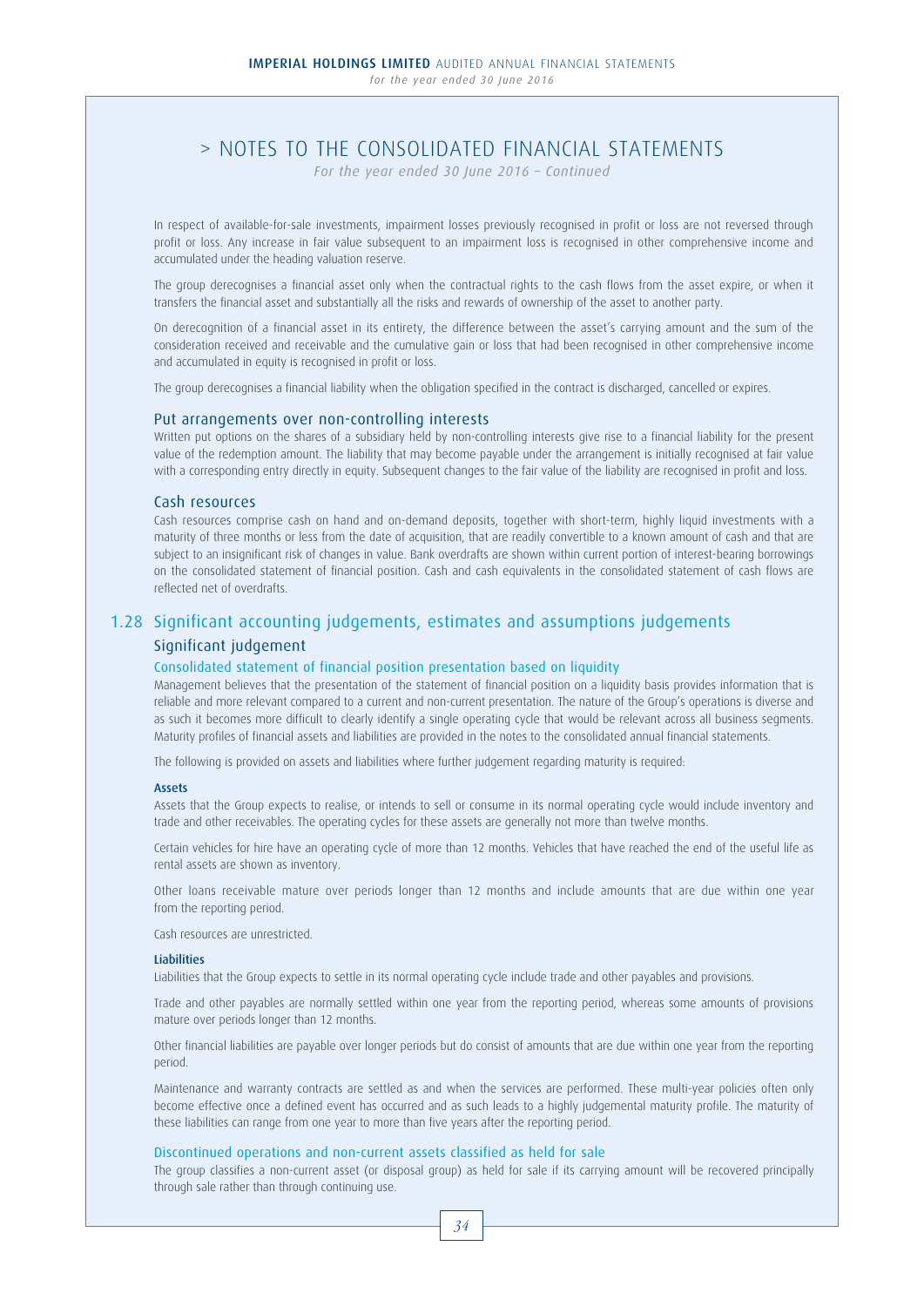# > NOTES TO THE CONSOLIDATED FINANCIAL STATEMENTS

*For the year ended 30 June 2016 – Continued*

In respect of available-for-sale investments, impairment losses previously recognised in profit or loss are not reversed through profit or loss. Any increase in fair value subsequent to an impairment loss is recognised in other comprehensive income and accumulated under the heading valuation reserve.

The group derecognises a financial asset only when the contractual rights to the cash flows from the asset expire, or when it transfers the financial asset and substantially all the risks and rewards of ownership of the asset to another party.

On derecognition of a financial asset in its entirety, the difference between the asset's carrying amount and the sum of the consideration received and receivable and the cumulative gain or loss that had been recognised in other comprehensive income and accumulated in equity is recognised in profit or loss.

The group derecognises a financial liability when the obligation specified in the contract is discharged, cancelled or expires.

### Put arrangements over non-controlling interests

Written put options on the shares of a subsidiary held by non-controlling interests give rise to a financial liability for the present value of the redemption amount. The liability that may become payable under the arrangement is initially recognised at fair value with a corresponding entry directly in equity. Subsequent changes to the fair value of the liability are recognised in profit and loss.

### Cash resources

Cash resources comprise cash on hand and on-demand deposits, together with short-term, highly liquid investments with a maturity of three months or less from the date of acquisition, that are readily convertible to a known amount of cash and that are subject to an insignificant risk of changes in value. Bank overdrafts are shown within current portion of interest-bearing borrowings on the consolidated statement of financial position. Cash and cash equivalents in the consolidated statement of cash flows are reflected net of overdrafts.

## 1.28 Significant accounting judgements, estimates and assumptions judgements

### Significant judgement

#### Consolidated statement of financial position presentation based on liquidity

Management believes that the presentation of the statement of financial position on a liquidity basis provides information that is reliable and more relevant compared to a current and non-current presentation. The nature of the Group's operations is diverse and as such it becomes more difficult to clearly identify a single operating cycle that would be relevant across all business segments. Maturity profiles of financial assets and liabilities are provided in the notes to the consolidated annual financial statements.

The following is provided on assets and liabilities where further judgement regarding maturity is required:

**Assets**

Assets that the Group expects to realise, or intends to sell or consume in its normal operating cycle would include inventory and trade and other receivables. The operating cycles for these assets are generally not more than twelve months.

Certain vehicles for hire have an operating cycle of more than 12 months. Vehicles that have reached the end of the useful life as rental assets are shown as inventory.

Other loans receivable mature over periods longer than 12 months and include amounts that are due within one year from the reporting period.

Cash resources are unrestricted.

**Liabilities**

Liabilities that the Group expects to settle in its normal operating cycle include trade and other payables and provisions.

Trade and other payables are normally settled within one year from the reporting period, whereas some amounts of provisions mature over periods longer than 12 months.

Other financial liabilities are payable over longer periods but do consist of amounts that are due within one year from the reporting period.

Maintenance and warranty contracts are settled as and when the services are performed. These multi-year policies often only become effective once a defined event has occurred and as such leads to a highly judgemental maturity profile. The maturity of these liabilities can range from one year to more than five years after the reporting period.

#### Discontinued operations and non-current assets classified as held for sale

The group classifies a non-current asset (or disposal group) as held for sale if its carrying amount will be recovered principally through sale rather than through continuing use.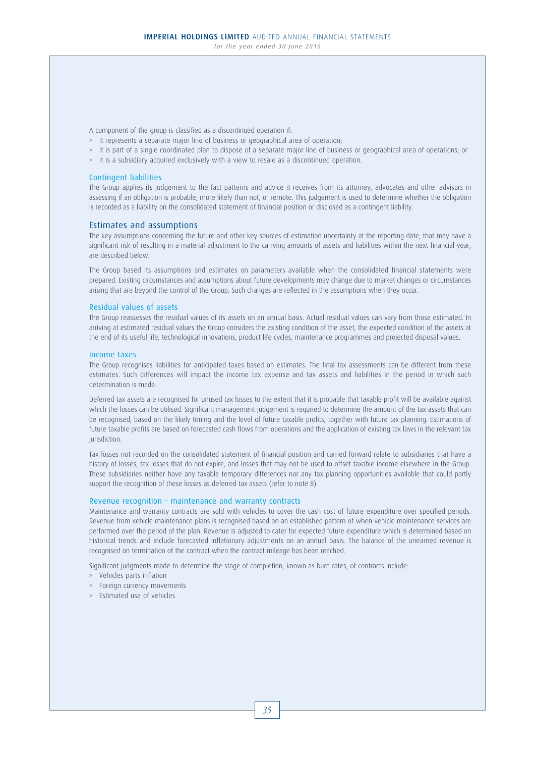A component of the group is classified as a discontinued operation if:

- It represents a separate major line of business or geographical area of operation;
- It is part of a single coordinated plan to dispose of a separate major line of business or geographical area of operations; or
- It is a subsidiary acquired exclusively with a view to resale as a discontinued operation.

### Contingent liabilities

The Group applies its judgement to the fact patterns and advice it receives from its attorney, advocates and other advisors in assessing if an obligation is probable, more likely than not, or remote. This judgement is used to determine whether the obligation is recorded as a liability on the consolidated statement of financial position or disclosed as a contingent liability.

## Estimates and assumptions

The key assumptions concerning the future and other key sources of estimation uncertainty at the reporting date, that may have a significant risk of resulting in a material adjustment to the carrying amounts of assets and liabilities within the next financial year, are described below.

The Group based its assumptions and estimates on parameters available when the consolidated financial statements were prepared. Existing circumstances and assumptions about future developments may change due to market changes or circumstances arising that are beyond the control of the Group. Such changes are reflected in the assumptions when they occur.

### Residual values of assets

The Group reassesses the residual values of its assets on an annual basis. Actual residual values can vary from those estimated. In arriving at estimated residual values the Group considers the existing condition of the asset, the expected condition of the assets at the end of its useful life, technological innovations, product life cycles, maintenance programmes and projected disposal values.

### Income taxes

The Group recognises liabilities for anticipated taxes based on estimates. The final tax assessments can be different from these estimates. Such differences will impact the income tax expense and tax assets and liabilities in the period in which such determination is made.

Deferred tax assets are recognised for unused tax losses to the extent that it is probable that taxable profit will be available against which the losses can be utilised. Significant management judgement is required to determine the amount of the tax assets that can be recognised, based on the likely timing and the level of future taxable profits, together with future tax planning. Estimations of future taxable profits are based on forecasted cash flows from operations and the application of existing tax laws in the relevant tax jurisdiction.

Tax losses not recorded on the consolidated statement of financial position and carried forward relate to subsidiaries that have a history of losses, tax losses that do not expire, and losses that may not be used to offset taxable income elsewhere in the Group. These subsidiaries neither have any taxable temporary differences nor any tax planning opportunities available that could partly support the recognition of these losses as deferred tax assets (refer to note 8).

### Revenue recognition – maintenance and warranty contracts

Maintenance and warranty contracts are sold with vehicles to cover the cash cost of future expenditure over specified periods. Revenue from vehicle maintenance plans is recognised based on an established pattern of when vehicle maintenance services are performed over the period of the plan. Revenue is adjusted to cater for expected future expenditure which is determined based on historical trends and include forecasted inflationary adjustments on an annual basis. The balance of the unearned revenue is recognised on termination of the contract when the contract mileage has been reached.

Significant judgments made to determine the stage of completion, known as burn rates, of contracts include:

- Vehicles parts inflation
- Foreign currency movements
- Estimated use of vehicles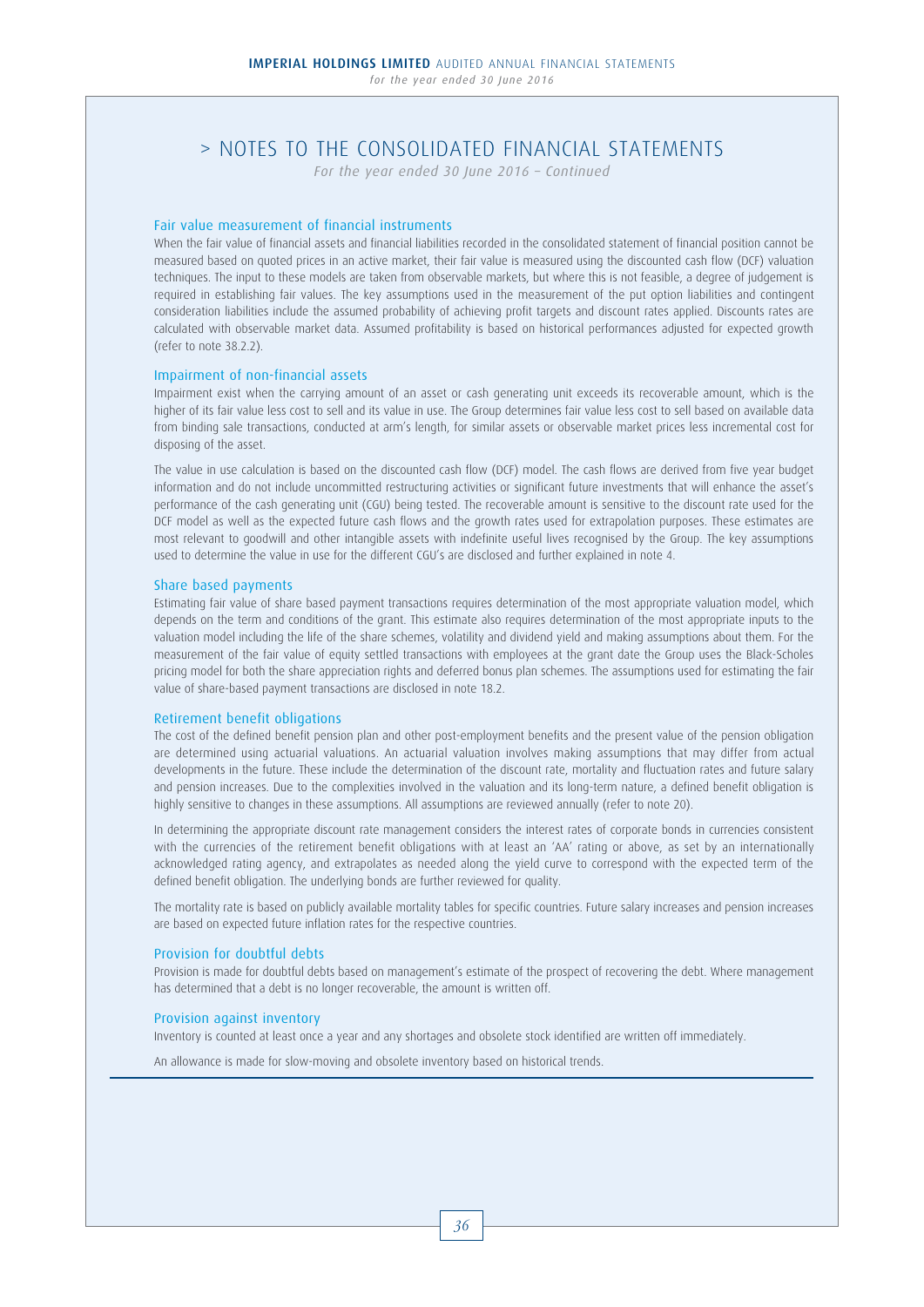# > NOTES TO THE CONSOLIDATED FINANCIAL STATEMENTS

*For the year ended 30 June 2016 – Continued*

### Fair value measurement of financial instruments

When the fair value of financial assets and financial liabilities recorded in the consolidated statement of financial position cannot be measured based on quoted prices in an active market, their fair value is measured using the discounted cash flow (DCF) valuation techniques. The input to these models are taken from observable markets, but where this is not feasible, a degree of judgement is required in establishing fair values. The key assumptions used in the measurement of the put option liabilities and contingent consideration liabilities include the assumed probability of achieving profit targets and discount rates applied. Discounts rates are calculated with observable market data. Assumed profitability is based on historical performances adjusted for expected growth (refer to note 38.2.2).

### Impairment of non-financial assets

Impairment exist when the carrying amount of an asset or cash generating unit exceeds its recoverable amount, which is the higher of its fair value less cost to sell and its value in use. The Group determines fair value less cost to sell based on available data from binding sale transactions, conducted at arm's length, for similar assets or observable market prices less incremental cost for disposing of the asset.

The value in use calculation is based on the discounted cash flow (DCF) model. The cash flows are derived from five year budget information and do not include uncommitted restructuring activities or significant future investments that will enhance the asset's performance of the cash generating unit (CGU) being tested. The recoverable amount is sensitive to the discount rate used for the DCF model as well as the expected future cash flows and the growth rates used for extrapolation purposes. These estimates are most relevant to goodwill and other intangible assets with indefinite useful lives recognised by the Group. The key assumptions used to determine the value in use for the different CGU's are disclosed and further explained in note 4.

### Share based payments

Estimating fair value of share based payment transactions requires determination of the most appropriate valuation model, which depends on the term and conditions of the grant. This estimate also requires determination of the most appropriate inputs to the valuation model including the life of the share schemes, volatility and dividend yield and making assumptions about them. For the measurement of the fair value of equity settled transactions with employees at the grant date the Group uses the Black-Scholes pricing model for both the share appreciation rights and deferred bonus plan schemes. The assumptions used for estimating the fair value of share-based payment transactions are disclosed in note 18.2.

### Retirement benefit obligations

The cost of the defined benefit pension plan and other post-employment benefits and the present value of the pension obligation are determined using actuarial valuations. An actuarial valuation involves making assumptions that may differ from actual developments in the future. These include the determination of the discount rate, mortality and fluctuation rates and future salary and pension increases. Due to the complexities involved in the valuation and its long-term nature, a defined benefit obligation is highly sensitive to changes in these assumptions. All assumptions are reviewed annually (refer to note 20).

In determining the appropriate discount rate management considers the interest rates of corporate bonds in currencies consistent with the currencies of the retirement benefit obligations with at least an 'AA' rating or above, as set by an internationally acknowledged rating agency, and extrapolates as needed along the yield curve to correspond with the expected term of the defined benefit obligation. The underlying bonds are further reviewed for quality.

The mortality rate is based on publicly available mortality tables for specific countries. Future salary increases and pension increases are based on expected future inflation rates for the respective countries.

### Provision for doubtful debts

Provision is made for doubtful debts based on management's estimate of the prospect of recovering the debt. Where management has determined that a debt is no longer recoverable, the amount is written off.

### Provision against inventory

Inventory is counted at least once a year and any shortages and obsolete stock identified are written off immediately.

An allowance is made for slow-moving and obsolete inventory based on historical trends.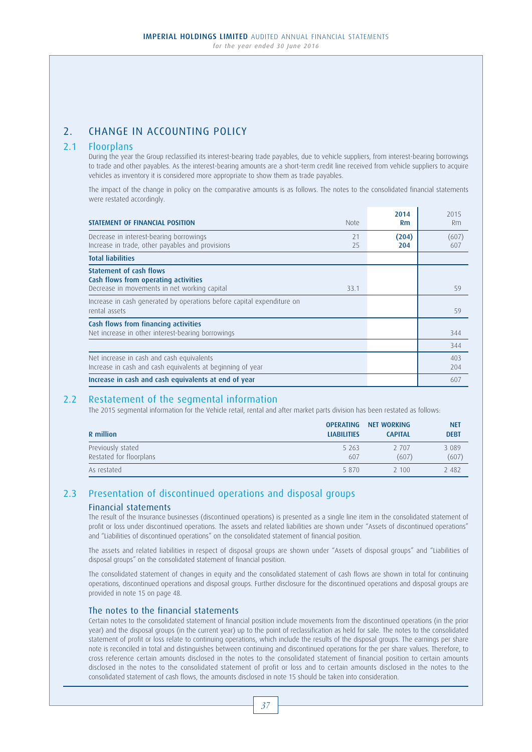# 2. CHANGE IN ACCOUNTING POLICY

## 2.1 Floorplans

During the year the Group reclassified its interest-bearing trade payables, due to vehicle suppliers, from interest-bearing borrowings to trade and other payables. As the interest-bearing amounts are a short-term credit line received from vehicle suppliers to acquire vehicles as inventory it is considered more appropriate to show them as trade payables.

The impact of the change in policy on the comparative amounts is as follows. The notes to the consolidated financial statements were restated accordingly.

| **STATEMENT OF FINANCIAL POSITION** | Note | **2014 Rm** | 2015 Rm |
|---|---|---|---|
| Decrease in interest-bearing borrowings | 21 | **(204)** | (607) |
| Increase in trade, other payables and provisions | 25 | **204** | 607 |
| **Total liabilities** | | | |
| **Statement of cash flows** | | | |
| **Cash flows from operating activities** | | | |
| Decrease in movements in net working capital | 33.1 | | 59 |
| Increase in cash generated by operations before capital expenditure on rental assets | | | 59 |
| **Cash flows from financing activities** | | | |
| Net increase in other interest-bearing borrowings | | | 344 |
| | | | 344 |
| Net increase in cash and cash equivalents | | | 403 |
| Increase in cash and cash equivalents at beginning of year | | | 204 |
| **Increase in cash and cash equivalents at end of year** | | | 607 |

## 2.2 Restatement of the segmental information

The 2015 segmental information for the Vehicle retail, rental and after market parts division has been restated as follows:

| **R million** | **OPERATING LIABILITIES** | **NET WORKING CAPITAL** | **NET DEBT** |
|---|---|---|---|
| Previously stated | 5 263 | 2 707 | 3 089 |
| Restated for floorplans | 607 | (607) | (607) |
| As restated | 5 870 | 2 100 | 2 482 |

## 2.3 Presentation of discontinued operations and disposal groups

### Financial statements

The result of the Insurance businesses (discontinued operations) is presented as a single line item in the consolidated statement of profit or loss under discontinued operations. The assets and related liabilities are shown under "Assets of discontinued operations" and "Liabilities of discontinued operations" on the consolidated statement of financial position.

The assets and related liabilities in respect of disposal groups are shown under "Assets of disposal groups" and "Liabilities of disposal groups" on the consolidated statement of financial position.

The consolidated statement of changes in equity and the consolidated statement of cash flows are shown in total for continuing operations, discontinued operations and disposal groups. Further disclosure for the discontinued operations and disposal groups are provided in note 15 on page 48.

### The notes to the financial statements

Certain notes to the consolidated statement of financial position include movements from the discontinued operations (in the prior year) and the disposal groups (in the current year) up to the point of reclassification as held for sale. The notes to the consolidated statement of profit or loss relate to continuing operations, which include the results of the disposal groups. The earnings per share note is reconciled in total and distinguishes between continuing and discontinued operations for the per share values. Therefore, to cross reference certain amounts disclosed in the notes to the consolidated statement of financial position to certain amounts disclosed in the notes to the consolidated statement of profit or loss and to certain amounts disclosed in the notes to the consolidated statement of cash flows, the amounts disclosed in note 15 should be taken into consideration.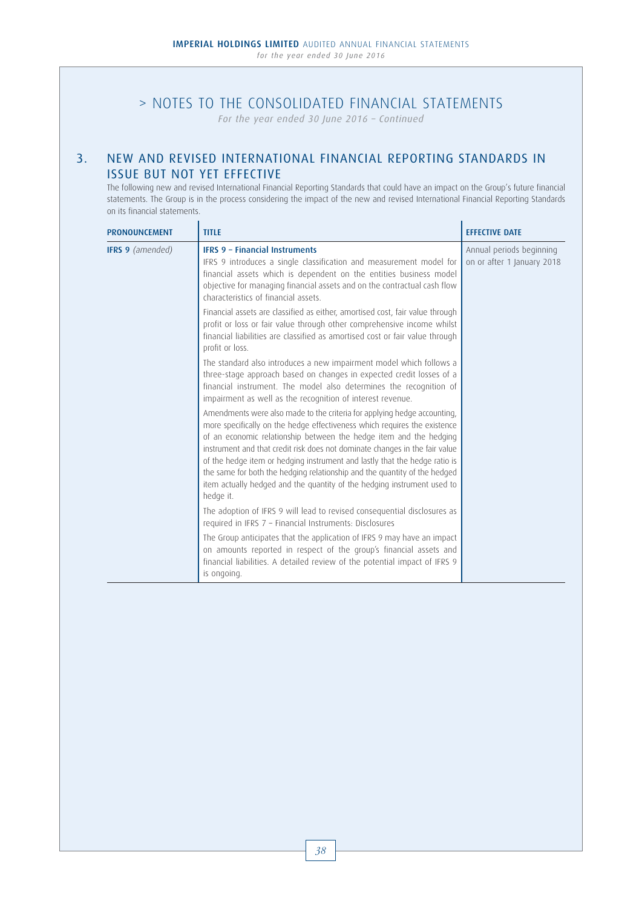# > NOTES TO THE CONSOLIDATED FINANCIAL STATEMENTS

*For the year ended 30 June 2016 – Continued*

## 3. NEW AND REVISED INTERNATIONAL FINANCIAL REPORTING STANDARDS IN ISSUE BUT NOT YET EFFECTIVE

The following new and revised International Financial Reporting Standards that could have an impact on the Group's future financial statements. The Group is in the process considering the impact of the new and revised International Financial Reporting Standards on its financial statements.

| PRONOUNCEMENT | TITLE | EFFECTIVE DATE |
|---|---|---|
| **IFRS 9** *(amended)* | **IFRS 9 – Financial Instruments**<br>IFRS 9 introduces a single classification and measurement model for financial assets which is dependent on the entities business model objective for managing financial assets and on the contractual cash flow characteristics of financial assets.<br>Financial assets are classified as either, amortised cost, fair value through profit or loss or fair value through other comprehensive income whilst financial liabilities are classified as amortised cost or fair value through profit or loss.<br>The standard also introduces a new impairment model which follows a three-stage approach based on changes in expected credit losses of a financial instrument. The model also determines the recognition of impairment as well as the recognition of interest revenue.<br>Amendments were also made to the criteria for applying hedge accounting, more specifically on the hedge effectiveness which requires the existence of an economic relationship between the hedge item and the hedging instrument and that credit risk does not dominate changes in the fair value of the hedge item or hedging instrument and lastly that the hedge ratio is the same for both the hedging relationship and the quantity of the hedged item actually hedged and the quantity of the hedging instrument used to hedge it.<br>The adoption of IFRS 9 will lead to revised consequential disclosures as required in IFRS 7 – Financial Instruments: Disclosures<br>The Group anticipates that the application of IFRS 9 may have an impact on amounts reported in respect of the group's financial assets and financial liabilities. A detailed review of the potential impact of IFRS 9 is ongoing. | Annual periods beginning on or after 1 January 2018 |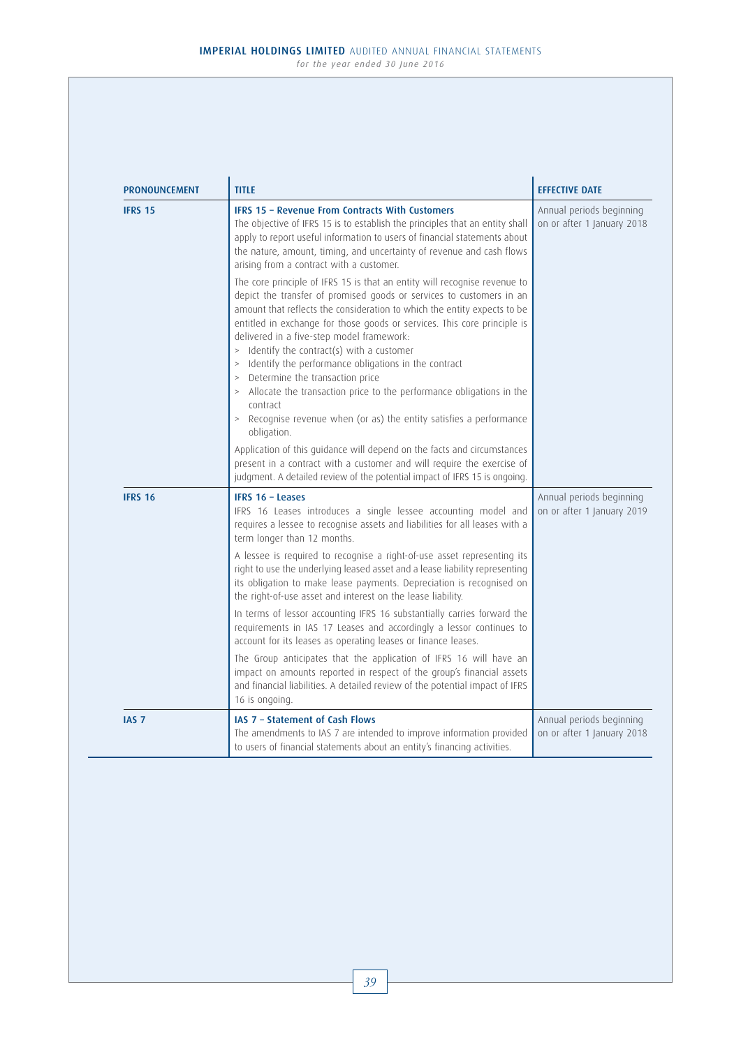| PRONOUNCEMENT | TITLE | EFFECTIVE DATE |
|---|---|---|
| **IFRS 15** | **IFRS 15 – Revenue From Contracts With Customers**<br>The objective of IFRS 15 is to establish the principles that an entity shall apply to report useful information to users of financial statements about the nature, amount, timing, and uncertainty of revenue and cash flows arising from a contract with a customer.<br><br>The core principle of IFRS 15 is that an entity will recognise revenue to depict the transfer of promised goods or services to customers in an amount that reflects the consideration to which the entity expects to be entitled in exchange for those goods or services. This core principle is delivered in a five-step model framework:<br>> Identify the contract(s) with a customer<br>> Identify the performance obligations in the contract<br>> Determine the transaction price<br>> Allocate the transaction price to the performance obligations in the contract<br>> Recognise revenue when (or as) the entity satisfies a performance obligation.<br><br>Application of this guidance will depend on the facts and circumstances present in a contract with a customer and will require the exercise of judgment. A detailed review of the potential impact of IFRS 15 is ongoing. | Annual periods beginning on or after 1 January 2018 |
| **IFRS 16** | **IFRS 16 – Leases**<br>IFRS 16 Leases introduces a single lessee accounting model and requires a lessee to recognise assets and liabilities for all leases with a term longer than 12 months.<br><br>A lessee is required to recognise a right-of-use asset representing its right to use the underlying leased asset and a lease liability representing its obligation to make lease payments. Depreciation is recognised on the right-of-use asset and interest on the lease liability.<br><br>In terms of lessor accounting IFRS 16 substantially carries forward the requirements in IAS 17 Leases and accordingly a lessor continues to account for its leases as operating leases or finance leases.<br><br>The Group anticipates that the application of IFRS 16 will have an impact on amounts reported in respect of the group's financial assets and financial liabilities. A detailed review of the potential impact of IFRS 16 is ongoing. | Annual periods beginning on or after 1 January 2019 |
| **IAS 7** | **IAS 7 – Statement of Cash Flows**<br>The amendments to IAS 7 are intended to improve information provided to users of financial statements about an entity's financing activities. | Annual periods beginning on or after 1 January 2018 |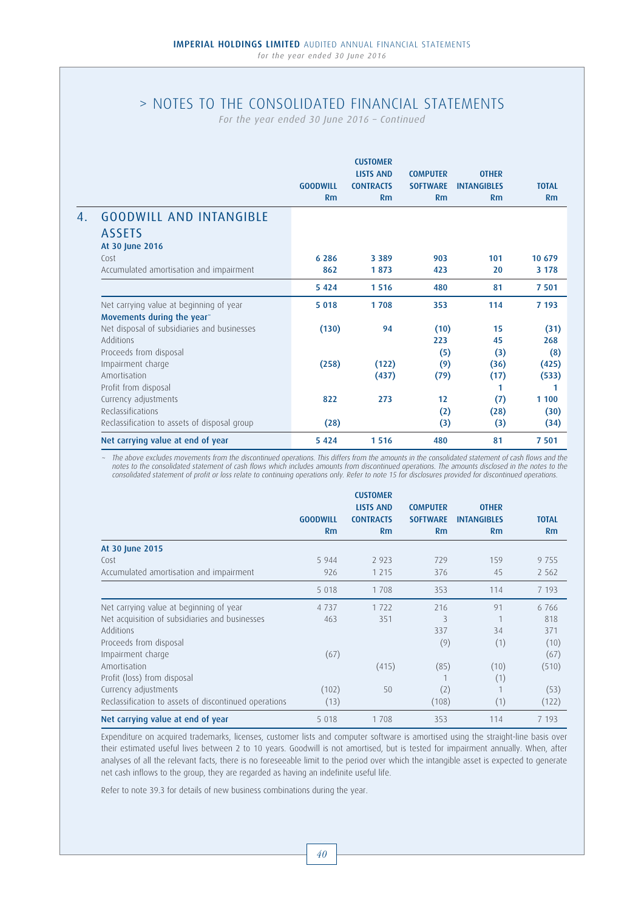# > NOTES TO THE CONSOLIDATED FINANCIAL STATEMENTS

*For the year ended 30 June 2016 – Continued*

## 4. GOODWILL AND INTANGIBLE ASSETS

| | GOODWILL Rm | CUSTOMER LISTS AND CONTRACTS Rm | COMPUTER SOFTWARE Rm | OTHER INTANGIBLES Rm | TOTAL Rm |
|---|---|---|---|---|---|
| **At 30 June 2016** | | | | | |
| Cost | **6 286** | **3 389** | **903** | **101** | **10 679** |
| Accumulated amortisation and impairment | **862** | **1 873** | **423** | **20** | **3 178** |
| | **5 424** | **1 516** | **480** | **81** | **7 501** |
| Net carrying value at beginning of year | **5 018** | **1 708** | **353** | **114** | **7 193** |
| **Movements during the year~** | | | | | |
| Net disposal of subsidiaries and businesses | **(130)** | **94** | **(10)** | **15** | **(31)** |
| Additions | | | **223** | **45** | **268** |
| Proceeds from disposal | | | **(5)** | **(3)** | **(8)** |
| Impairment charge | **(258)** | **(122)** | **(9)** | **(36)** | **(425)** |
| Amortisation | | **(437)** | **(79)** | **(17)** | **(533)** |
| Profit from disposal | | | | **1** | **1** |
| Currency adjustments | **822** | **273** | **12** | **(7)** | **1 100** |
| Reclassifications | | | **(2)** | **(28)** | **(30)** |
| Reclassification to assets of disposal group | **(28)** | | **(3)** | **(3)** | **(34)** |
| **Net carrying value at end of year** | **5 424** | **1 516** | **480** | **81** | **7 501** |

*~ The above excludes movements from the discontinued operations. This differs from the amounts in the consolidated statement of cash flows and the notes to the consolidated statement of cash flows which includes amounts from discontinued operations. The amounts disclosed in the notes to the consolidated statement of profit or loss relate to continuing operations only. Refer to note 15 for disclosures provided for discontinued operations.*

| | GOODWILL Rm | CUSTOMER LISTS AND CONTRACTS Rm | COMPUTER SOFTWARE Rm | OTHER INTANGIBLES Rm | TOTAL Rm |
|---|---|---|---|---|---|
| **At 30 June 2015** | | | | | |
| Cost | 5 944 | 2 923 | 729 | 159 | 9 755 |
| Accumulated amortisation and impairment | 926 | 1 215 | 376 | 45 | 2 562 |
| | 5 018 | 1 708 | 353 | 114 | 7 193 |
| Net carrying value at beginning of year | 4 737 | 1 722 | 216 | 91 | 6 766 |
| Net acquisition of subsidiaries and businesses | 463 | 351 | 3 | 1 | 818 |
| Additions | | | 337 | 34 | 371 |
| Proceeds from disposal | | | (9) | (1) | (10) |
| Impairment charge | (67) | | | | (67) |
| Amortisation | | (415) | (85) | (10) | (510) |
| Profit (loss) from disposal | | | 1 | (1) | |
| Currency adjustments | (102) | 50 | (2) | 1 | (53) |
| Reclassification to assets of discontinued operations | (13) | | (108) | (1) | (122) |
| **Net carrying value at end of year** | 5 018 | 1 708 | 353 | 114 | 7 193 |

Expenditure on acquired trademarks, licenses, customer lists and computer software is amortised using the straight-line basis over their estimated useful lives between 2 to 10 years. Goodwill is not amortised, but is tested for impairment annually. When, after analyses of all the relevant facts, there is no foreseeable limit to the period over which the intangible asset is expected to generate net cash inflows to the group, they are regarded as having an indefinite useful life.

Refer to note 39.3 for details of new business combinations during the year.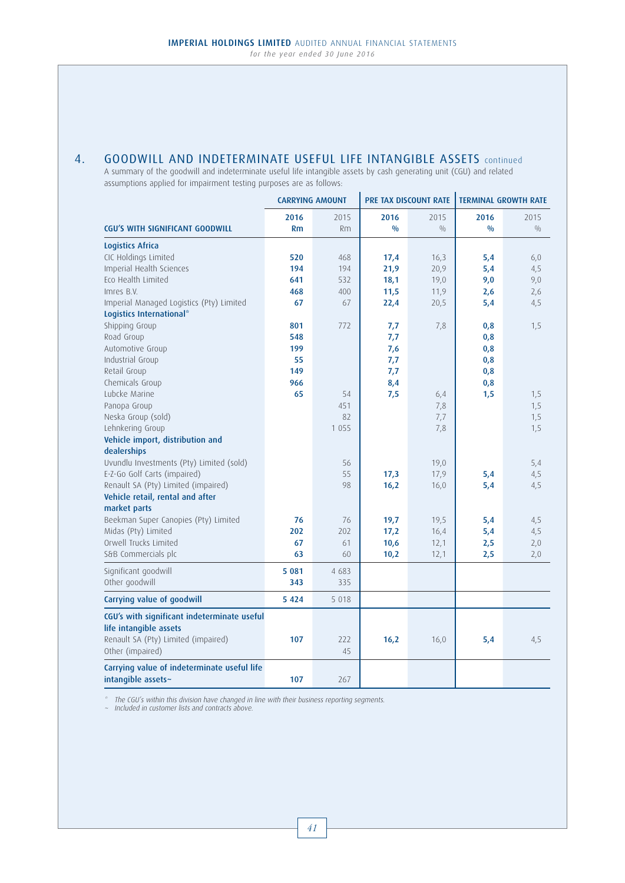## 4. GOODWILL AND INDETERMINATE USEFUL LIFE INTANGIBLE ASSETS continued

A summary of the goodwill and indeterminate useful life intangible assets by cash generating unit (CGU) and related assumptions applied for impairment testing purposes are as follows:

| | CARRYING AMOUNT | | PRE TAX DISCOUNT RATE | | TERMINAL GROWTH RATE | |
|---|---|---|---|---|---|---|
| **CGU'S WITH SIGNIFICANT GOODWILL** | **2016 Rm** | 2015 Rm | **2016 %** | 2015 % | **2016 %** | 2015 % |
| **Logistics Africa** | | | | | | |
| CIC Holdings Limited | **520** | 468 | **17,4** | 16,3 | **5,4** | 6,0 |
| Imperial Health Sciences | **194** | 194 | **21,9** | 20,9 | **5,4** | 4,5 |
| Eco Health Limited | **641** | 532 | **18,1** | 19,0 | **9,0** | 9,0 |
| Imres B.V. | **468** | 400 | **11,5** | 11,9 | **2,6** | 2,6 |
| Imperial Managed Logistics (Pty) Limited | **67** | 67 | **22,4** | 20,5 | **5,4** | 4,5 |
| **Logistics International*** | | | | | | |
| Shipping Group | **801** | 772 | **7,7** | 7,8 | **0,8** | 1,5 |
| Road Group | **548** | | **7,7** | | **0,8** | |
| Automotive Group | **199** | | **7,6** | | **0,8** | |
| Industrial Group | **55** | | **7,7** | | **0,8** | |
| Retail Group | **149** | | **7,7** | | **0,8** | |
| Chemicals Group | **966** | | **8,4** | | **0,8** | |
| Lubcke Marine | **65** | 54 | **7,5** | 6,4 | **1,5** | 1,5 |
| Panopa Group | | 451 | | 7,8 | | 1,5 |
| Neska Group (sold) | | 82 | | 7,7 | | 1,5 |
| Lehnkering Group | | 1 055 | | 7,8 | | 1,5 |
| **Vehicle import, distribution and dealerships** | | | | | | |
| Uvundlu Investments (Pty) Limited (sold) | | 56 | | 19,0 | | 5,4 |
| E-Z-Go Golf Carts (impaired) | | 55 | **17,3** | 17,9 | **5,4** | 4,5 |
| Renault SA (Pty) Limited (impaired) | | 98 | **16,2** | 16,0 | **5,4** | 4,5 |
| **Vehicle retail, rental and after market parts** | | | | | | |
| Beekman Super Canopies (Pty) Limited | **76** | 76 | **19,7** | 19,5 | **5,4** | 4,5 |
| Midas (Pty) Limited | **202** | 202 | **17,2** | 16,4 | **5,4** | 4,5 |
| Orwell Trucks Limited | **67** | 61 | **10,6** | 12,1 | **2,5** | 2,0 |
| S&B Commercials plc | **63** | 60 | **10,2** | 12,1 | **2,5** | 2,0 |
| Significant goodwill | **5 081** | 4 683 | | | | |
| Other goodwill | **343** | 335 | | | | |
| **Carrying value of goodwill** | **5 424** | 5 018 | | | | |
| **CGU's with significant indeterminate useful life intangible assets** | | | | | | |
| Renault SA (Pty) Limited (impaired) | **107** | 222 | **16,2** | 16,0 | **5,4** | 4,5 |
| Other (impaired) | | 45 | | | | |
| **Carrying value of indeterminate useful life intangible assets~** | **107** | 267 | | | | |

*\* The CGU's within this division have changed in line with their business reporting segments.*
*~ Included in customer lists and contracts above.*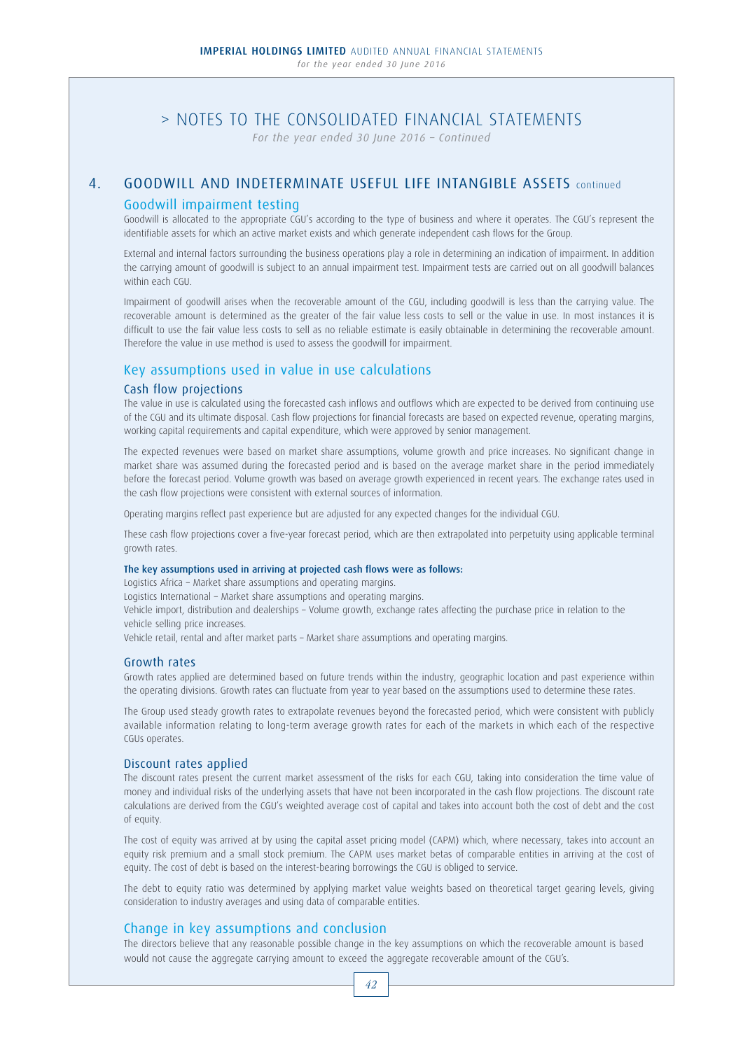# > NOTES TO THE CONSOLIDATED FINANCIAL STATEMENTS

*For the year ended 30 June 2016 – Continued*

## 4. GOODWILL AND INDETERMINATE USEFUL LIFE INTANGIBLE ASSETS continued

### Goodwill impairment testing

Goodwill is allocated to the appropriate CGU's according to the type of business and where it operates. The CGU's represent the identifiable assets for which an active market exists and which generate independent cash flows for the Group.

External and internal factors surrounding the business operations play a role in determining an indication of impairment. In addition the carrying amount of goodwill is subject to an annual impairment test. Impairment tests are carried out on all goodwill balances within each CGU.

Impairment of goodwill arises when the recoverable amount of the CGU, including goodwill is less than the carrying value. The recoverable amount is determined as the greater of the fair value less costs to sell or the value in use. In most instances it is difficult to use the fair value less costs to sell as no reliable estimate is easily obtainable in determining the recoverable amount. Therefore the value in use method is used to assess the goodwill for impairment.

### Key assumptions used in value in use calculations

#### Cash flow projections

The value in use is calculated using the forecasted cash inflows and outflows which are expected to be derived from continuing use of the CGU and its ultimate disposal. Cash flow projections for financial forecasts are based on expected revenue, operating margins, working capital requirements and capital expenditure, which were approved by senior management.

The expected revenues were based on market share assumptions, volume growth and price increases. No significant change in market share was assumed during the forecasted period and is based on the average market share in the period immediately before the forecast period. Volume growth was based on average growth experienced in recent years. The exchange rates used in the cash flow projections were consistent with external sources of information.

Operating margins reflect past experience but are adjusted for any expected changes for the individual CGU.

These cash flow projections cover a five-year forecast period, which are then extrapolated into perpetuity using applicable terminal growth rates.

**The key assumptions used in arriving at projected cash flows were as follows:**

Logistics Africa – Market share assumptions and operating margins.

Logistics International – Market share assumptions and operating margins.

Vehicle import, distribution and dealerships – Volume growth, exchange rates affecting the purchase price in relation to the vehicle selling price increases.

Vehicle retail, rental and after market parts – Market share assumptions and operating margins.

#### Growth rates

Growth rates applied are determined based on future trends within the industry, geographic location and past experience within the operating divisions. Growth rates can fluctuate from year to year based on the assumptions used to determine these rates.

The Group used steady growth rates to extrapolate revenues beyond the forecasted period, which were consistent with publicly available information relating to long-term average growth rates for each of the markets in which each of the respective CGUs operates.

#### Discount rates applied

The discount rates present the current market assessment of the risks for each CGU, taking into consideration the time value of money and individual risks of the underlying assets that have not been incorporated in the cash flow projections. The discount rate calculations are derived from the CGU's weighted average cost of capital and takes into account both the cost of debt and the cost of equity.

The cost of equity was arrived at by using the capital asset pricing model (CAPM) which, where necessary, takes into account an equity risk premium and a small stock premium. The CAPM uses market betas of comparable entities in arriving at the cost of equity. The cost of debt is based on the interest-bearing borrowings the CGU is obliged to service.

The debt to equity ratio was determined by applying market value weights based on theoretical target gearing levels, giving consideration to industry averages and using data of comparable entities.

### Change in key assumptions and conclusion

The directors believe that any reasonable possible change in the key assumptions on which the recoverable amount is based would not cause the aggregate carrying amount to exceed the aggregate recoverable amount of the CGU's.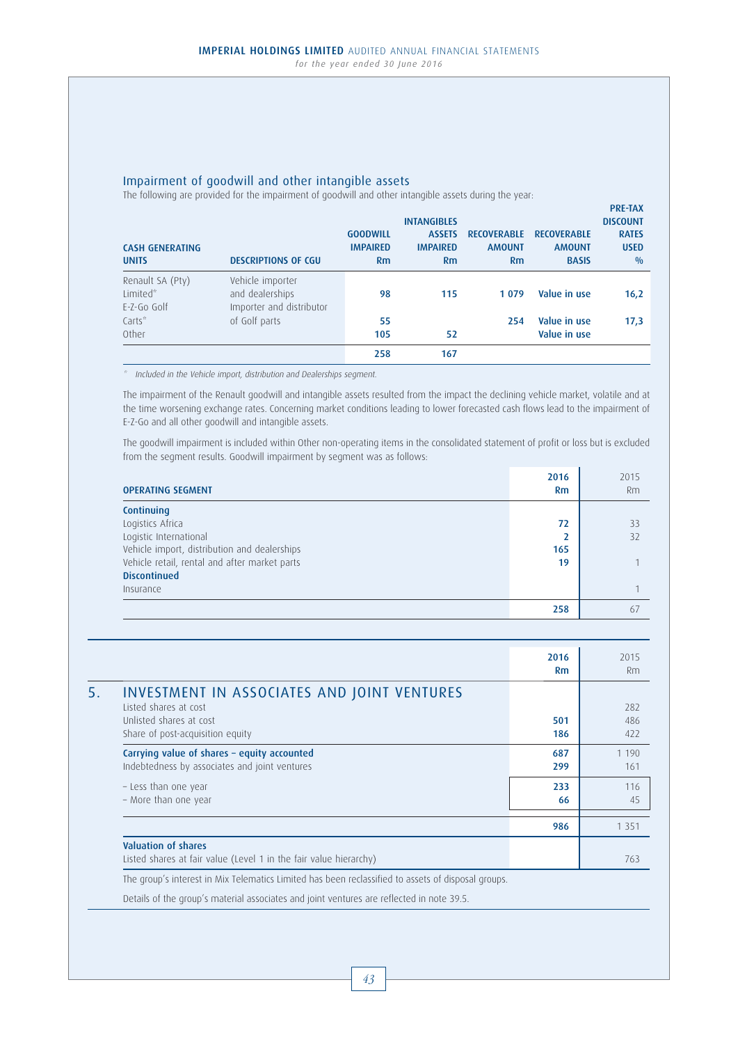## Impairment of goodwill and other intangible assets

The following are provided for the impairment of goodwill and other intangible assets during the year:

| CASH GENERATING UNITS | DESCRIPTIONS OF CGU | GOODWILL IMPAIRED Rm | INTANGIBLES ASSETS IMPAIRED Rm | RECOVERABLE AMOUNT Rm | RECOVERABLE AMOUNT BASIS | PRE-TAX DISCOUNT RATES USED % |
|---|---|---|---|---|---|---|
| Renault SA (Pty) Limited* | Vehicle importer and dealerships | 98 | 115 | 1 079 | Value in use | 16,2 |
| E-Z-Go Golf Carts* | Importer and distributor of Golf parts | 55 | | 254 | Value in use | 17,3 |
| Other | | 105 | 52 | | Value in use | |
| | | 258 | 167 | | | |

\* Included in the Vehicle import, distribution and Dealerships segment.

The impairment of the Renault goodwill and intangible assets resulted from the impact the declining vehicle market, volatile and at the time worsening exchange rates. Concerning market conditions leading to lower forecasted cash flows lead to the impairment of E-Z-Go and all other goodwill and intangible assets.

The goodwill impairment is included within Other non-operating items in the consolidated statement of profit or loss but is excluded from the segment results. Goodwill impairment by segment was as follows:

| OPERATING SEGMENT | 2016 Rm | 2015 Rm |
|---|---|---|
| **Continuing** | | |
| Logistics Africa | 72 | 33 |
| Logistic International | 2 | 32 |
| Vehicle import, distribution and dealerships | 165 | |
| Vehicle retail, rental and after market parts | 19 | 1 |
| **Discontinued** | | |
| Insurance | | 1 |
| | 258 | 67 |

## 5. INVESTMENT IN ASSOCIATES AND JOINT VENTURES

| | 2016 Rm | 2015 Rm |
|---|---|---|
| Listed shares at cost | | 282 |
| Unlisted shares at cost | 501 | 486 |
| Share of post-acquisition equity | 186 | 422 |
| **Carrying value of shares – equity accounted** | 687 | 1 190 |
| Indebtedness by associates and joint ventures | 299 | 161 |
| – Less than one year | 233 | 116 |
| – More than one year | 66 | 45 |
| | 986 | 1 351 |
| **Valuation of shares** | | |
| Listed shares at fair value (Level 1 in the fair value hierarchy) | | 763 |

The group's interest in Mix Telematics Limited has been reclassified to assets of disposal groups.

Details of the group's material associates and joint ventures are reflected in note 39.5.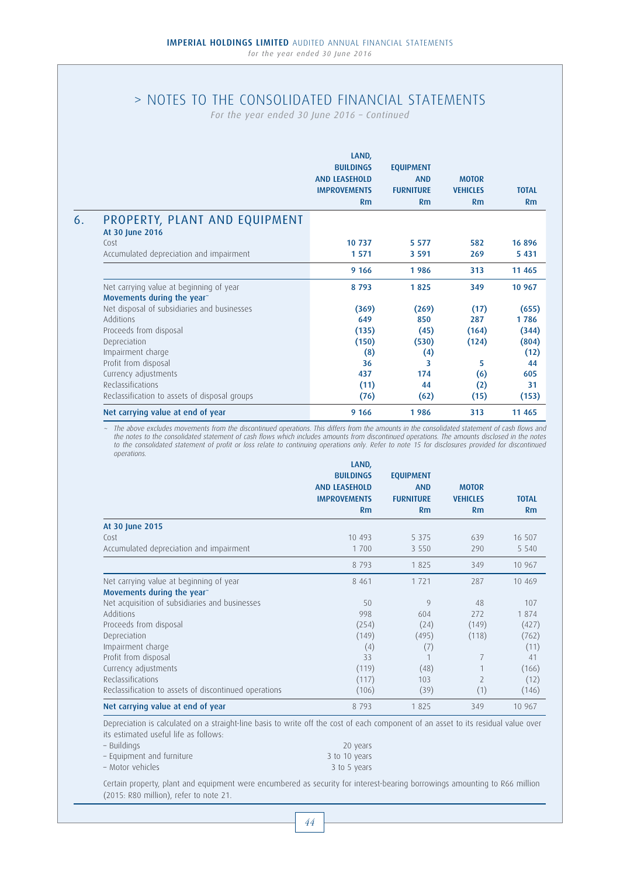# > NOTES TO THE CONSOLIDATED FINANCIAL STATEMENTS

*For the year ended 30 June 2016 – Continued*

## 6. PROPERTY, PLANT AND EQUIPMENT

| | LAND, BUILDINGS AND LEASEHOLD IMPROVEMENTS Rm | EQUIPMENT AND FURNITURE Rm | MOTOR VEHICLES Rm | TOTAL Rm |
|---|---|---|---|---|
| **At 30 June 2016** | | | | |
| Cost | **10 737** | **5 577** | **582** | **16 896** |
| Accumulated depreciation and impairment | **1 571** | **3 591** | **269** | **5 431** |
| | **9 166** | **1 986** | **313** | **11 465** |
| Net carrying value at beginning of year | **8 793** | **1 825** | **349** | **10 967** |
| **Movements during the year~** | | | | |
| Net disposal of subsidiaries and businesses | **(369)** | **(269)** | **(17)** | **(655)** |
| Additions | **649** | **850** | **287** | **1 786** |
| Proceeds from disposal | **(135)** | **(45)** | **(164)** | **(344)** |
| Depreciation | **(150)** | **(530)** | **(124)** | **(804)** |
| Impairment charge | **(8)** | **(4)** | | **(12)** |
| Profit from disposal | **36** | **3** | **5** | **44** |
| Currency adjustments | **437** | **174** | **(6)** | **605** |
| Reclassifications | **(11)** | **44** | **(2)** | **31** |
| Reclassification to assets of disposal groups | **(76)** | **(62)** | **(15)** | **(153)** |
| **Net carrying value at end of year** | **9 166** | **1 986** | **313** | **11 465** |

~ *The above excludes movements from the discontinued operations. This differs from the amounts in the consolidated statement of cash flows and the notes to the consolidated statement of cash flows which includes amounts from discontinued operations. The amounts disclosed in the notes to the consolidated statement of profit or loss relate to continuing operations only. Refer to note 15 for disclosures provided for discontinued operations.*

| | LAND, BUILDINGS AND LEASEHOLD IMPROVEMENTS Rm | EQUIPMENT AND FURNITURE Rm | MOTOR VEHICLES Rm | TOTAL Rm |
|---|---|---|---|---|
| **At 30 June 2015** | | | | |
| Cost | 10 493 | 5 375 | 639 | 16 507 |
| Accumulated depreciation and impairment | 1 700 | 3 550 | 290 | 5 540 |
| | 8 793 | 1 825 | 349 | 10 967 |
| Net carrying value at beginning of year | 8 461 | 1 721 | 287 | 10 469 |
| **Movements during the year~** | | | | |
| Net acquisition of subsidiaries and businesses | 50 | 9 | 48 | 107 |
| Additions | 998 | 604 | 272 | 1 874 |
| Proceeds from disposal | (254) | (24) | (149) | (427) |
| Depreciation | (149) | (495) | (118) | (762) |
| Impairment charge | (4) | (7) | | (11) |
| Profit from disposal | 33 | 1 | 7 | 41 |
| Currency adjustments | (119) | (48) | 1 | (166) |
| Reclassifications | (117) | 103 | 2 | (12) |
| Reclassification to assets of discontinued operations | (106) | (39) | (1) | (146) |
| **Net carrying value at end of year** | 8 793 | 1 825 | 349 | 10 967 |

Depreciation is calculated on a straight-line basis to write off the cost of each component of an asset to its residual value over its estimated useful life as follows:

- Buildings — 20 years
- Equipment and furniture — 3 to 10 years
- Motor vehicles — 3 to 5 years

Certain property, plant and equipment were encumbered as security for interest-bearing borrowings amounting to R66 million (2015: R80 million), refer to note 21.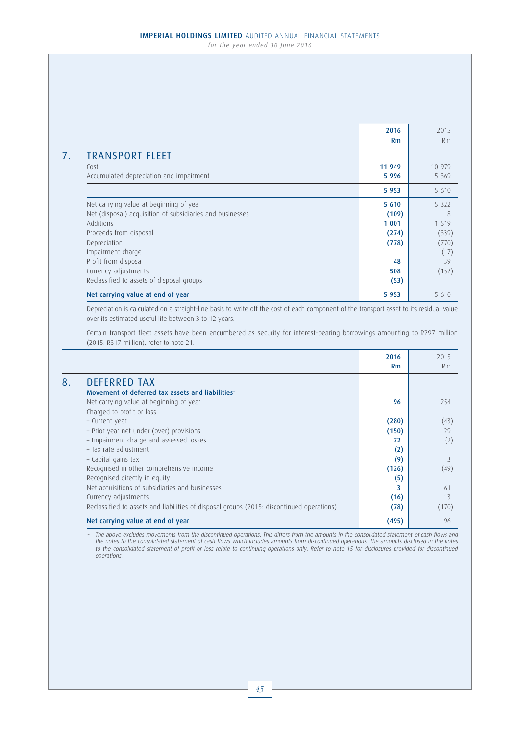| | 2016 Rm | 2015 Rm |
|---|---|---|
| **7. TRANSPORT FLEET** | | |
| Cost | **11 949** | 10 979 |
| Accumulated depreciation and impairment | **5 996** | 5 369 |
| | **5 953** | 5 610 |
| Net carrying value at beginning of year | **5 610** | 5 322 |
| Net (disposal) acquisition of subsidiaries and businesses | **(109)** | 8 |
| Additions | **1 001** | 1 519 |
| Proceeds from disposal | **(274)** | (339) |
| Depreciation | **(778)** | (770) |
| Impairment charge | | (17) |
| Profit from disposal | **48** | 39 |
| Currency adjustments | **508** | (152) |
| Reclassified to assets of disposal groups | **(53)** | |
| **Net carrying value at end of year** | **5 953** | 5 610 |

Depreciation is calculated on a straight-line basis to write off the cost of each component of the transport asset to its residual value over its estimated useful life between 3 to 12 years.

Certain transport fleet assets have been encumbered as security for interest-bearing borrowings amounting to R297 million (2015: R317 million), refer to note 21.

| | 2016 Rm | 2015 Rm |
|---|---|---|
| **8. DEFERRED TAX** | | |
| **Movement of deferred tax assets and liabilities~** | | |
| Net carrying value at beginning of year | **96** | 254 |
| Charged to profit or loss | | |
| – Current year | **(280)** | (43) |
| – Prior year net under (over) provisions | **(150)** | 29 |
| – Impairment charge and assessed losses | **72** | (2) |
| – Tax rate adjustment | **(2)** | |
| – Capital gains tax | **(9)** | 3 |
| Recognised in other comprehensive income | **(126)** | (49) |
| Recognised directly in equity | **(5)** | |
| Net acquisitions of subsidiaries and businesses | **3** | 61 |
| Currency adjustments | **(16)** | 13 |
| Reclassified to assets and liabilities of disposal groups (2015: discontinued operations) | **(78)** | (170) |
| **Net carrying value at end of year** | **(495)** | 96 |

~ *The above excludes movements from the discontinued operations. This differs from the amounts in the consolidated statement of cash flows and the notes to the consolidated statement of cash flows which includes amounts from discontinued operations. The amounts disclosed in the notes to the consolidated statement of profit or loss relate to continuing operations only. Refer to note 15 for disclosures provided for discontinued operations.*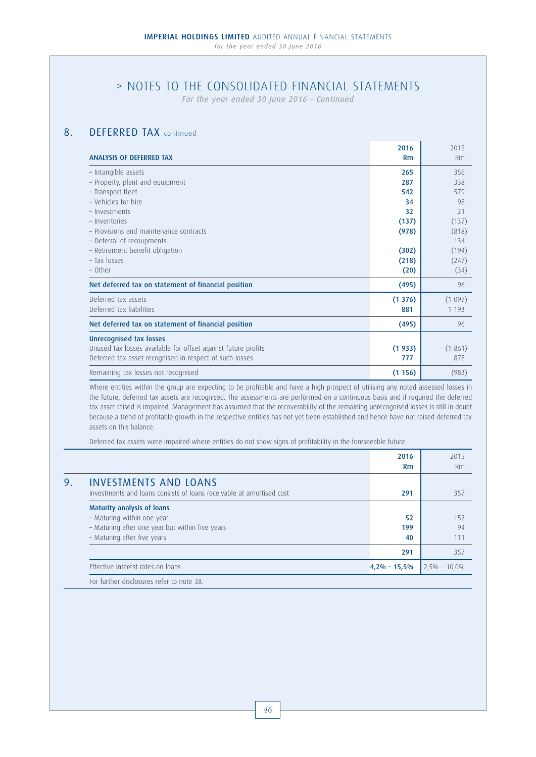# > NOTES TO THE CONSOLIDATED FINANCIAL STATEMENTS

*For the year ended 30 June 2016 – Continued*

## 8. DEFERRED TAX continued

| ANALYSIS OF DEFERRED TAX | 2016 Rm | 2015 Rm |
|---|---|---|
| – Intangible assets | 265 | 356 |
| – Property, plant and equipment | 287 | 338 |
| – Transport fleet | 542 | 579 |
| – Vehicles for hire | 34 | 98 |
| – Investments | 32 | 21 |
| – Inventories | (137) | (137) |
| – Provisions and maintenance contracts | (978) | (818) |
| – Deferral of recoupments | | 134 |
| – Retirement benefit obligation | (302) | (194) |
| – Tax losses | (218) | (247) |
| – Other | (20) | (34) |
| **Net deferred tax on statement of financial position** | (495) | 96 |
| Deferred tax assets | (1 376) | (1 097) |
| Deferred tax liabilities | 881 | 1 193 |
| **Net deferred tax on statement of financial position** | (495) | 96 |
| **Unrecognised tax losses** | | |
| Unused tax losses available for offset against future profits | (1 933) | (1 861) |
| Deferred tax asset recognised in respect of such losses | 777 | 878 |
| Remaining tax losses not recognised | (1 156) | (983) |

Where entities within the group are expecting to be profitable and have a high prospect of utilising any noted assessed losses in the future, deferred tax assets are recognised. The assessments are performed on a continuous basis and if required the deferred tax asset raised is impaired. Management has assumed that the recoverability of the remaining unrecognised losses is still in doubt because a trend of profitable growth in the respective entities has not yet been established and hence have not raised deferred tax assets on this balance.

Deferred tax assets were impaired where entities do not show signs of profitability in the foreseeable future.

## 9. INVESTMENTS AND LOANS

| | 2016 Rm | 2015 Rm |
|---|---|---|
| Investments and loans consists of loans receivable at amortised cost | 291 | 357 |
| **Maturity analysis of loans** | | |
| – Maturing within one year | 52 | 152 |
| – Maturing after one year but within five years | 199 | 94 |
| – Maturing after five years | 40 | 111 |
| | 291 | 357 |
| Effective interest rates on loans | 4,2% – 15,5% | 2,5% – 10,0% |

For further disclosures refer to note 38.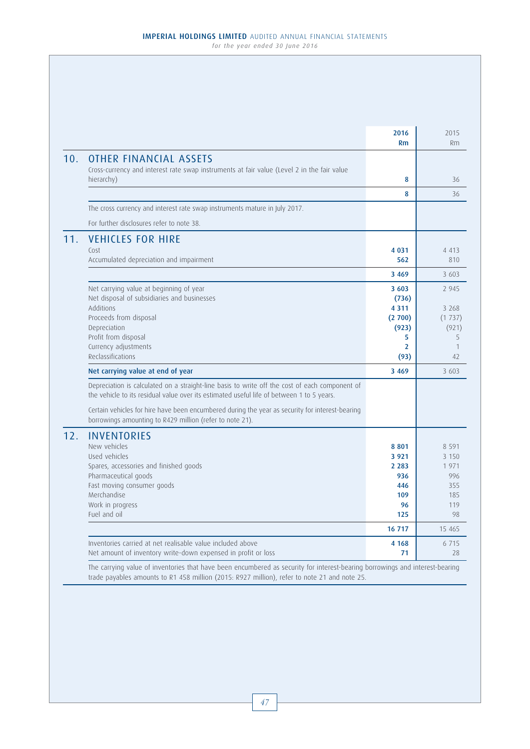| | 2016 Rm | 2015 Rm |
|---|---|---|
| **10. OTHER FINANCIAL ASSETS** | | |
| Cross-currency and interest rate swap instruments at fair value (Level 2 in the fair value hierarchy) | 8 | 36 |
| | 8 | 36 |

The cross currency and interest rate swap instruments mature in July 2017.

For further disclosures refer to note 38.

| | 2016 Rm | 2015 Rm |
|---|---|---|
| **11. VEHICLES FOR HIRE** | | |
| Cost | 4 031 | 4 413 |
| Accumulated depreciation and impairment | 562 | 810 |
| | 3 469 | 3 603 |
| Net carrying value at beginning of year | 3 603 | 2 945 |
| Net disposal of subsidiaries and businesses | (736) | |
| Additions | 4 311 | 3 268 |
| Proceeds from disposal | (2 700) | (1 737) |
| Depreciation | (923) | (921) |
| Profit from disposal | 5 | 5 |
| Currency adjustments | 2 | 1 |
| Reclassifications | (93) | 42 |
| **Net carrying value at end of year** | 3 469 | 3 603 |

Depreciation is calculated on a straight-line basis to write off the cost of each component of the vehicle to its residual value over its estimated useful life of between 1 to 5 years.

Certain vehicles for hire have been encumbered during the year as security for interest-bearing borrowings amounting to R429 million (refer to note 21).

| | 2016 Rm | 2015 Rm |
|---|---|---|
| **12. INVENTORIES** | | |
| New vehicles | 8 801 | 8 591 |
| Used vehicles | 3 921 | 3 150 |
| Spares, accessories and finished goods | 2 283 | 1 971 |
| Pharmaceutical goods | 936 | 996 |
| Fast moving consumer goods | 446 | 355 |
| Merchandise | 109 | 185 |
| Work in progress | 96 | 119 |
| Fuel and oil | 125 | 98 |
| | 16 717 | 15 465 |
| Inventories carried at net realisable value included above | 4 168 | 6 715 |
| Net amount of inventory write-down expensed in profit or loss | 71 | 28 |

The carrying value of inventories that have been encumbered as security for interest-bearing borrowings and interest-bearing trade payables amounts to R1 458 million (2015: R927 million), refer to note 21 and note 25.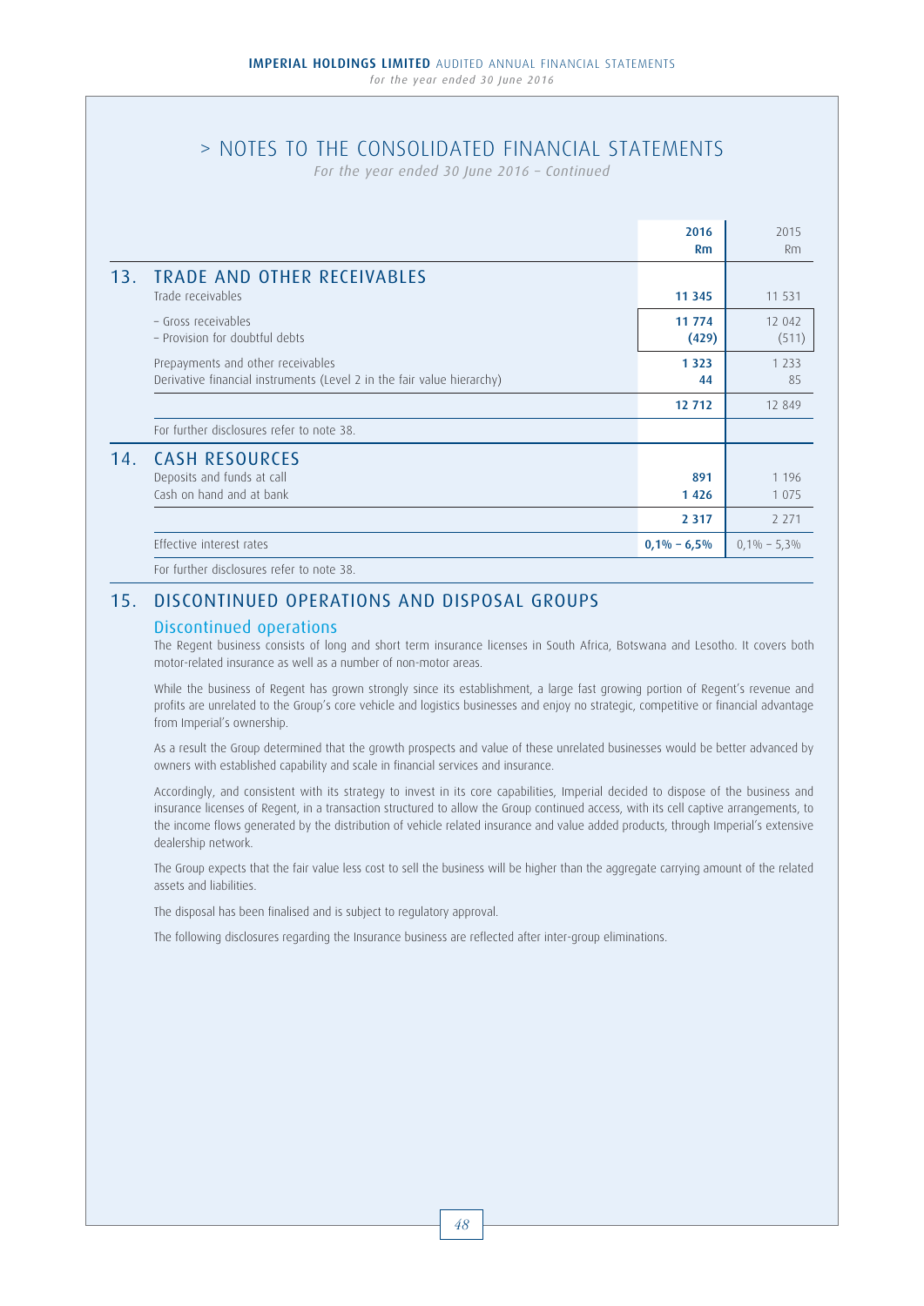# > NOTES TO THE CONSOLIDATED FINANCIAL STATEMENTS

*For the year ended 30 June 2016 – Continued*

| | 2016 Rm | 2015 Rm |
|---|---|---|
| **13. TRADE AND OTHER RECEIVABLES** | | |
| Trade receivables | **11 345** | 11 531 |
| – Gross receivables | **11 774** | 12 042 |
| – Provision for doubtful debts | **(429)** | (511) |
| Prepayments and other receivables | **1 323** | 1 233 |
| Derivative financial instruments (Level 2 in the fair value hierarchy) | **44** | 85 |
| | **12 712** | 12 849 |
| For further disclosures refer to note 38. | | |
| **14. CASH RESOURCES** | | |
| Deposits and funds at call | **891** | 1 196 |
| Cash on hand and at bank | **1 426** | 1 075 |
| | **2 317** | 2 271 |
| Effective interest rates | **0,1% – 6,5%** | 0,1% – 5,3% |
| For further disclosures refer to note 38. | | |

## 15. DISCONTINUED OPERATIONS AND DISPOSAL GROUPS

### Discontinued operations

The Regent business consists of long and short term insurance licenses in South Africa, Botswana and Lesotho. It covers both motor-related insurance as well as a number of non-motor areas.

While the business of Regent has grown strongly since its establishment, a large fast growing portion of Regent's revenue and profits are unrelated to the Group's core vehicle and logistics businesses and enjoy no strategic, competitive or financial advantage from Imperial's ownership.

As a result the Group determined that the growth prospects and value of these unrelated businesses would be better advanced by owners with established capability and scale in financial services and insurance.

Accordingly, and consistent with its strategy to invest in its core capabilities, Imperial decided to dispose of the business and insurance licenses of Regent, in a transaction structured to allow the Group continued access, with its cell captive arrangements, to the income flows generated by the distribution of vehicle related insurance and value added products, through Imperial's extensive dealership network.

The Group expects that the fair value less cost to sell the business will be higher than the aggregate carrying amount of the related assets and liabilities.

The disposal has been finalised and is subject to regulatory approval.

The following disclosures regarding the Insurance business are reflected after inter-group eliminations.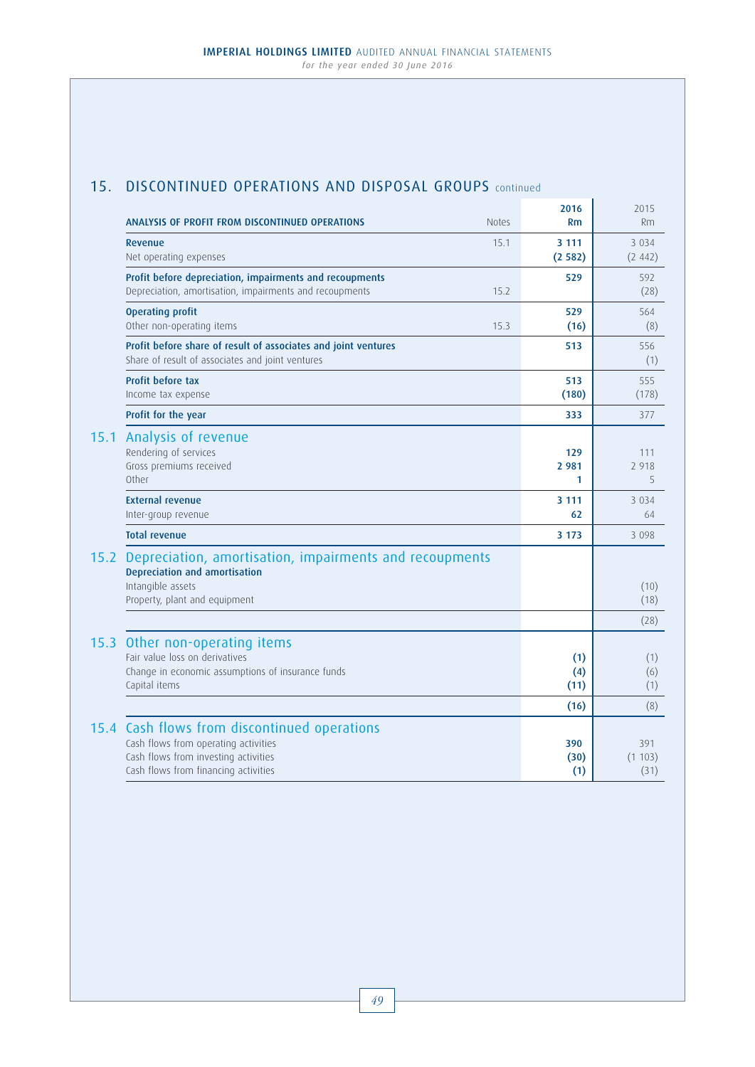## 15. DISCONTINUED OPERATIONS AND DISPOSAL GROUPS continued

| ANALYSIS OF PROFIT FROM DISCONTINUED OPERATIONS | Notes | 2016 Rm | 2015 Rm |
|---|---|---|---|
| **Revenue** | 15.1 | **3 111** | 3 034 |
| Net operating expenses | | **(2 582)** | (2 442) |
| **Profit before depreciation, impairments and recoupments** | | **529** | 592 |
| Depreciation, amortisation, impairments and recoupments | 15.2 | | (28) |
| **Operating profit** | | **529** | 564 |
| Other non-operating items | 15.3 | **(16)** | (8) |
| **Profit before share of result of associates and joint ventures** | | **513** | 556 |
| Share of result of associates and joint ventures | | | (1) |
| **Profit before tax** | | **513** | 555 |
| Income tax expense | | **(180)** | (178) |
| **Profit for the year** | | **333** | 377 |

### 15.1 Analysis of revenue

| | 2016 Rm | 2015 Rm |
|---|---|---|
| Rendering of services | **129** | 111 |
| Gross premiums received | **2 981** | 2 918 |
| Other | **1** | 5 |
| **External revenue** | **3 111** | 3 034 |
| Inter-group revenue | **62** | 64 |
| **Total revenue** | **3 173** | 3 098 |

### 15.2 Depreciation, amortisation, impairments and recoupments

| **Depreciation and amortisation** | 2016 Rm | 2015 Rm |
|---|---|---|
| Intangible assets | | (10) |
| Property, plant and equipment | | (18) |
| | | (28) |

### 15.3 Other non-operating items

| | 2016 Rm | 2015 Rm |
|---|---|---|
| Fair value loss on derivatives | **(1)** | (1) |
| Change in economic assumptions of insurance funds | **(4)** | (6) |
| Capital items | **(11)** | (1) |
| | **(16)** | (8) |

### 15.4 Cash flows from discontinued operations

| | 2016 Rm | 2015 Rm |
|---|---|---|
| Cash flows from operating activities | **390** | 391 |
| Cash flows from investing activities | **(30)** | (1 103) |
| Cash flows from financing activities | **(1)** | (31) |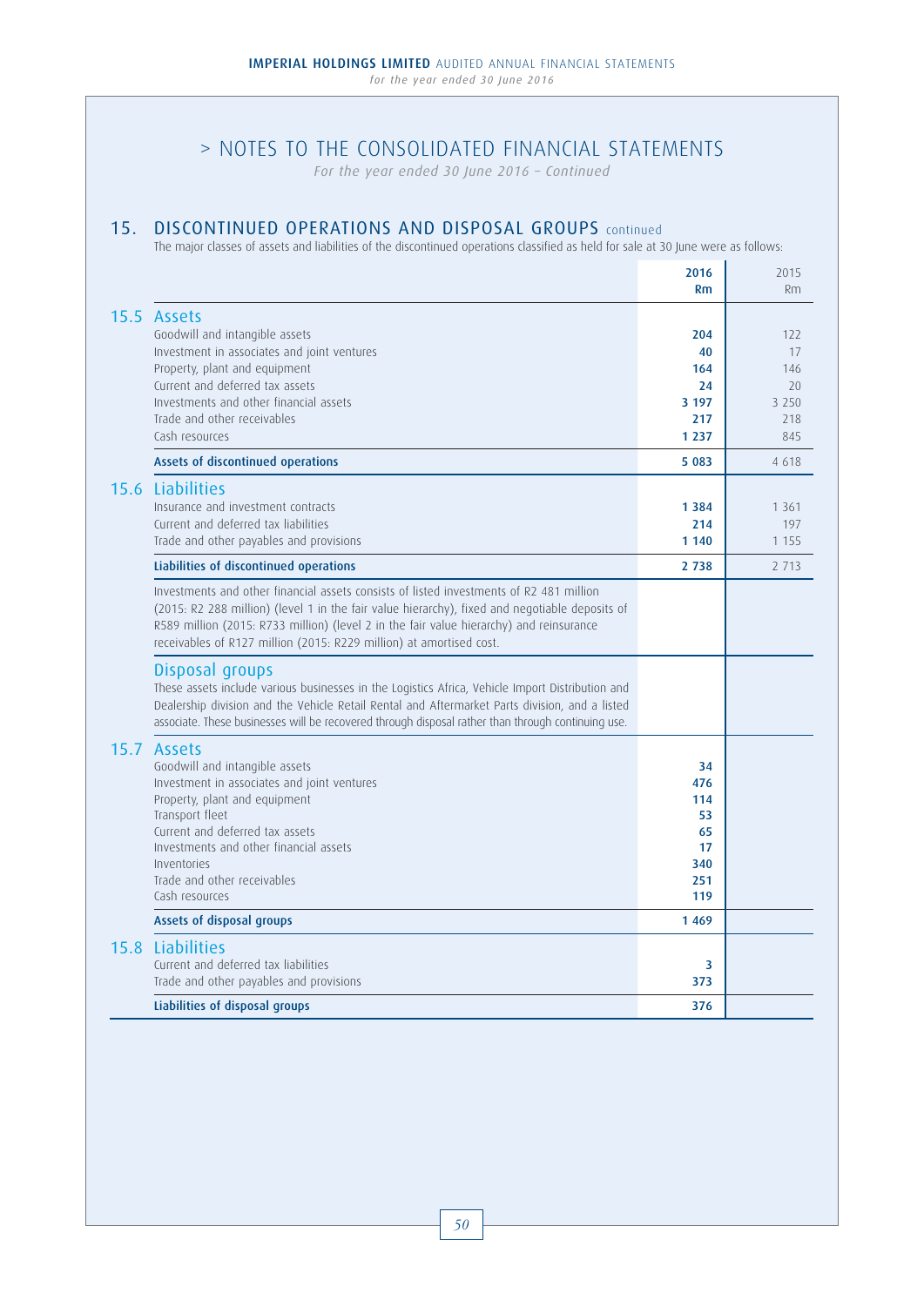# > NOTES TO THE CONSOLIDATED FINANCIAL STATEMENTS

*For the year ended 30 June 2016 – Continued*

## 15. DISCONTINUED OPERATIONS AND DISPOSAL GROUPS continued

The major classes of assets and liabilities of the discontinued operations classified as held for sale at 30 June were as follows:

| | 2016 Rm | 2015 Rm |
|---|---|---|
| **15.5 Assets** | | |
| Goodwill and intangible assets | **204** | 122 |
| Investment in associates and joint ventures | **40** | 17 |
| Property, plant and equipment | **164** | 146 |
| Current and deferred tax assets | **24** | 20 |
| Investments and other financial assets | **3 197** | 3 250 |
| Trade and other receivables | **217** | 218 |
| Cash resources | **1 237** | 845 |
| **Assets of discontinued operations** | **5 083** | 4 618 |
| **15.6 Liabilities** | | |
| Insurance and investment contracts | **1 384** | 1 361 |
| Current and deferred tax liabilities | **214** | 197 |
| Trade and other payables and provisions | **1 140** | 1 155 |
| **Liabilities of discontinued operations** | **2 738** | 2 713 |

Investments and other financial assets consists of listed investments of R2 481 million (2015: R2 288 million) (level 1 in the fair value hierarchy), fixed and negotiable deposits of R589 million (2015: R733 million) (level 2 in the fair value hierarchy) and reinsurance receivables of R127 million (2015: R229 million) at amortised cost.

### Disposal groups

These assets include various businesses in the Logistics Africa, Vehicle Import Distribution and Dealership division and the Vehicle Retail Rental and Aftermarket Parts division, and a listed associate. These businesses will be recovered through disposal rather than through continuing use.

| | 2016 Rm | 2015 Rm |
|---|---|---|
| **15.7 Assets** | | |
| Goodwill and intangible assets | **34** | |
| Investment in associates and joint ventures | **476** | |
| Property, plant and equipment | **114** | |
| Transport fleet | **53** | |
| Current and deferred tax assets | **65** | |
| Investments and other financial assets | **17** | |
| Inventories | **340** | |
| Trade and other receivables | **251** | |
| Cash resources | **119** | |
| **Assets of disposal groups** | **1 469** | |
| **15.8 Liabilities** | | |
| Current and deferred tax liabilities | **3** | |
| Trade and other payables and provisions | **373** | |
| **Liabilities of disposal groups** | **376** | |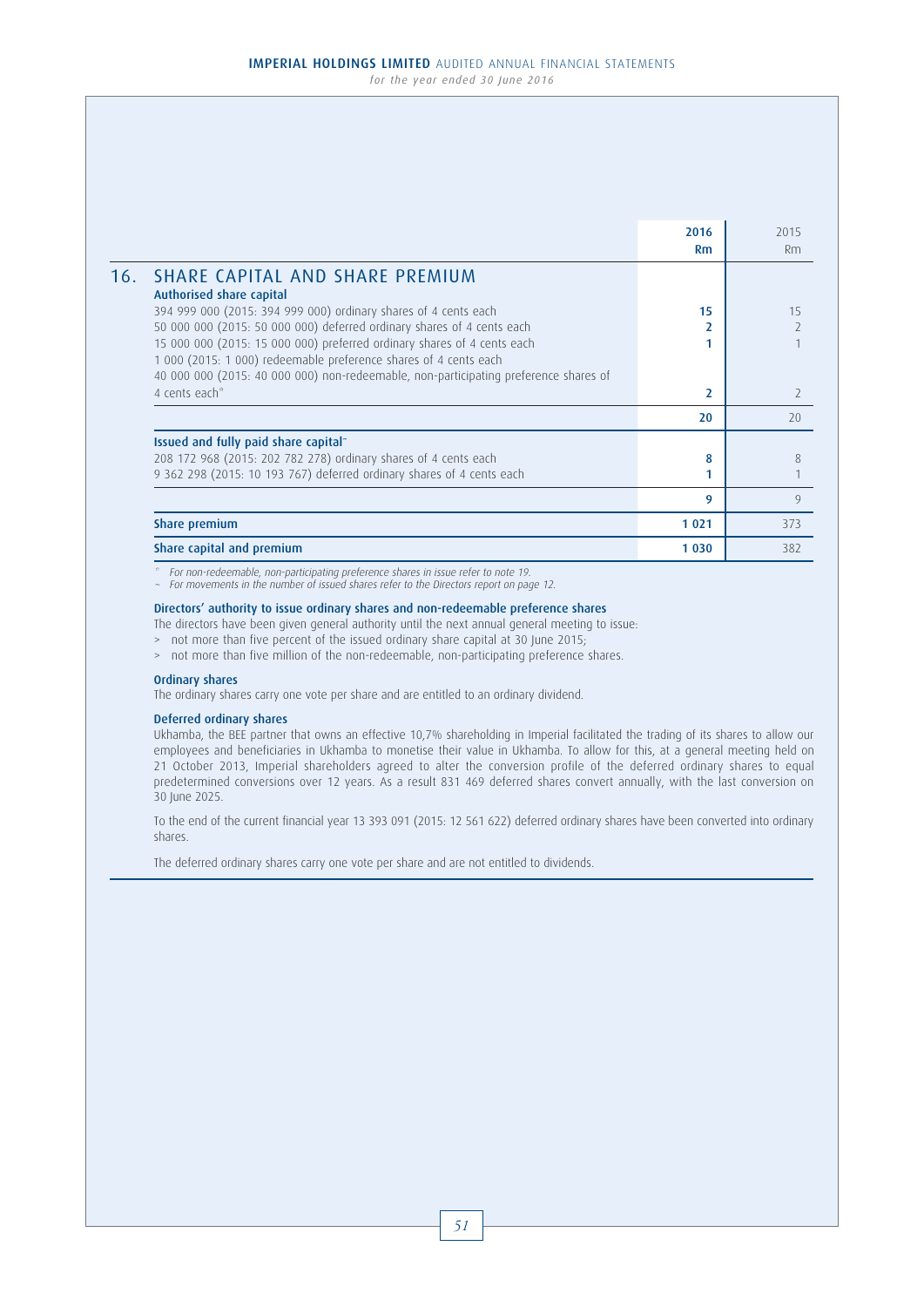## 16. SHARE CAPITAL AND SHARE PREMIUM

| | 2016 Rm | 2015 Rm |
|---|---|---|
| **Authorised share capital** | | |
| 394 999 000 (2015: 394 999 000) ordinary shares of 4 cents each | 15 | 15 |
| 50 000 000 (2015: 50 000 000) deferred ordinary shares of 4 cents each | 2 | 2 |
| 15 000 000 (2015: 15 000 000) preferred ordinary shares of 4 cents each | 1 | 1 |
| 1 000 (2015: 1 000) redeemable preference shares of 4 cents each | | |
| 40 000 000 (2015: 40 000 000) non-redeemable, non-participating preference shares of 4 cents each* | 2 | 2 |
| | 20 | 20 |
| **Issued and fully paid share capital~** | | |
| 208 172 968 (2015: 202 782 278) ordinary shares of 4 cents each | 8 | 8 |
| 9 362 298 (2015: 10 193 767) deferred ordinary shares of 4 cents each | 1 | 1 |
| | 9 | 9 |
| **Share premium** | 1 021 | 373 |
| **Share capital and premium** | 1 030 | 382 |

*\* For non-redeemable, non-participating preference shares in issue refer to note 19.*
*~ For movements in the number of issued shares refer to the Directors report on page 12.*

### Directors' authority to issue ordinary shares and non-redeemable preference shares

The directors have been given general authority until the next annual general meeting to issue:

- not more than five percent of the issued ordinary share capital at 30 June 2015;
- not more than five million of the non-redeemable, non-participating preference shares.

### Ordinary shares

The ordinary shares carry one vote per share and are entitled to an ordinary dividend.

### Deferred ordinary shares

Ukhamba, the BEE partner that owns an effective 10,7% shareholding in Imperial facilitated the trading of its shares to allow our employees and beneficiaries in Ukhamba to monetise their value in Ukhamba. To allow for this, at a general meeting held on 21 October 2013, Imperial shareholders agreed to alter the conversion profile of the deferred ordinary shares to equal predetermined conversions over 12 years. As a result 831 469 deferred shares convert annually, with the last conversion on 30 June 2025.

To the end of the current financial year 13 393 091 (2015: 12 561 622) deferred ordinary shares have been converted into ordinary shares.

The deferred ordinary shares carry one vote per share and are not entitled to dividends.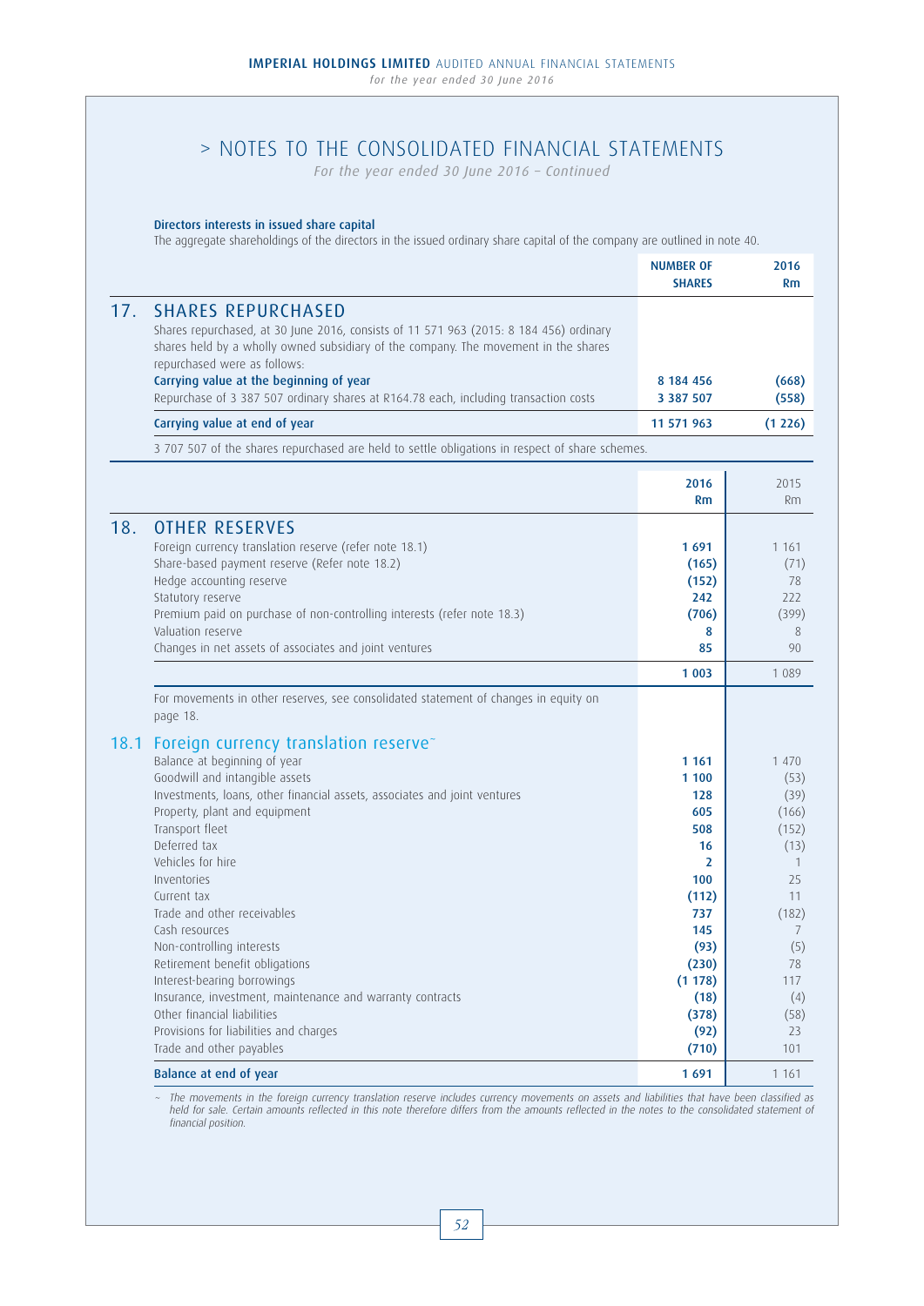# > NOTES TO THE CONSOLIDATED FINANCIAL STATEMENTS

*For the year ended 30 June 2016 – Continued*

**Directors interests in issued share capital**

The aggregate shareholdings of the directors in the issued ordinary share capital of the company are outlined in note 40.

| | NUMBER OF SHARES | 2016 Rm |
|---|---|---|
| **17. SHARES REPURCHASED** | | |
| Shares repurchased, at 30 June 2016, consists of 11 571 963 (2015: 8 184 456) ordinary shares held by a wholly owned subsidiary of the company. The movement in the shares repurchased were as follows: | | |
| **Carrying value at the beginning of year** | 8 184 456 | (668) |
| Repurchase of 3 387 507 ordinary shares at R164.78 each, including transaction costs | 3 387 507 | (558) |
| **Carrying value at end of year** | **11 571 963** | **(1 226)** |

3 707 507 of the shares repurchased are held to settle obligations in respect of share schemes.

| | 2016 Rm | 2015 Rm |
|---|---|---|
| **18. OTHER RESERVES** | | |
| Foreign currency translation reserve (refer note 18.1) | **1 691** | 1 161 |
| Share-based payment reserve (Refer note 18.2) | **(165)** | (71) |
| Hedge accounting reserve | **(152)** | 78 |
| Statutory reserve | **242** | 222 |
| Premium paid on purchase of non-controlling interests (refer note 18.3) | **(706)** | (399) |
| Valuation reserve | **8** | 8 |
| Changes in net assets of associates and joint ventures | **85** | 90 |
| | **1 003** | 1 089 |

For movements in other reserves, see consolidated statement of changes in equity on page 18.

| | 2016 Rm | 2015 Rm |
|---|---|---|
| **18.1 Foreign currency translation reserve~** | | |
| Balance at beginning of year | **1 161** | 1 470 |
| Goodwill and intangible assets | **1 100** | (53) |
| Investments, loans, other financial assets, associates and joint ventures | **128** | (39) |
| Property, plant and equipment | **605** | (166) |
| Transport fleet | **508** | (152) |
| Deferred tax | **16** | (13) |
| Vehicles for hire | **2** | 1 |
| Inventories | **100** | 25 |
| Current tax | **(112)** | 11 |
| Trade and other receivables | **737** | (182) |
| Cash resources | **145** | 7 |
| Non-controlling interests | **(93)** | (5) |
| Retirement benefit obligations | **(230)** | 78 |
| Interest-bearing borrowings | **(1 178)** | 117 |
| Insurance, investment, maintenance and warranty contracts | **(18)** | (4) |
| Other financial liabilities | **(378)** | (58) |
| Provisions for liabilities and charges | **(92)** | 23 |
| Trade and other payables | **(710)** | 101 |
| **Balance at end of year** | **1 691** | 1 161 |

~ *The movements in the foreign currency translation reserve includes currency movements on assets and liabilities that have been classified as held for sale. Certain amounts reflected in this note therefore differs from the amounts reflected in the notes to the consolidated statement of financial position.*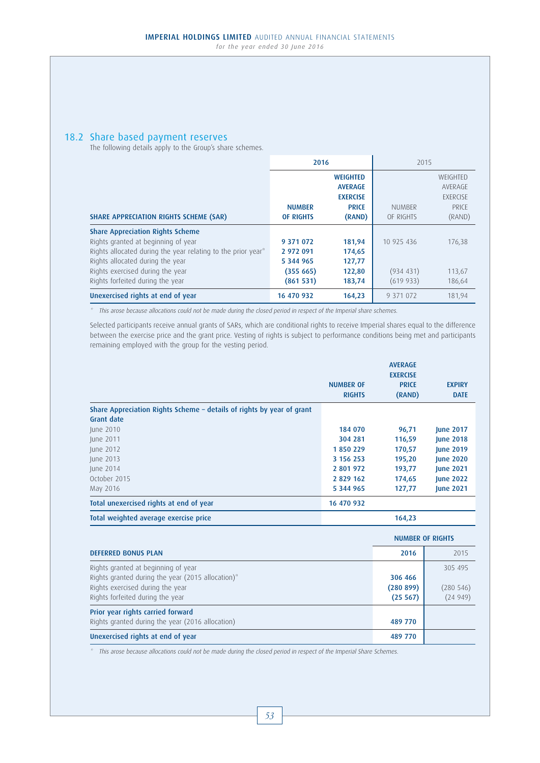## 18.2 Share based payment reserves

The following details apply to the Group's share schemes.

| SHARE APPRECIATION RIGHTS SCHEME (SAR) | 2016 NUMBER OF RIGHTS | 2016 WEIGHTED AVERAGE EXERCISE PRICE (RAND) | 2015 NUMBER OF RIGHTS | 2015 WEIGHTED AVERAGE EXERCISE PRICE (RAND) |
|---|---|---|---|---|
| **Share Appreciation Rights Scheme** | | | | |
| Rights granted at beginning of year | 9 371 072 | 181,94 | 10 925 436 | 176,38 |
| Rights allocated during the year relating to the prior year* | 2 972 091 | 174,65 | | |
| Rights allocated during the year | 5 344 965 | 127,77 | | |
| Rights exercised during the year | (355 665) | 122,80 | (934 431) | 113,67 |
| Rights forfeited during the year | (861 531) | 183,74 | (619 933) | 186,64 |
| **Unexercised rights at end of year** | 16 470 932 | 164,23 | 9 371 072 | 181,94 |

* *This arose because allocations could not be made during the closed period in respect of the Imperial share schemes.*

Selected participants receive annual grants of SARs, which are conditional rights to receive Imperial shares equal to the difference between the exercise price and the grant price. Vesting of rights is subject to performance conditions being met and participants remaining employed with the group for the vesting period.

| Share Appreciation Rights Scheme – details of rights by year of grant | NUMBER OF RIGHTS | AVERAGE EXERCISE PRICE (RAND) | EXPIRY DATE |
|---|---|---|---|
| **Grant date** | | | |
| June 2010 | 184 070 | 96,71 | June 2017 |
| June 2011 | 304 281 | 116,59 | June 2018 |
| June 2012 | 1 850 229 | 170,57 | June 2019 |
| June 2013 | 3 156 253 | 195,20 | June 2020 |
| June 2014 | 2 801 972 | 193,77 | June 2021 |
| October 2015 | 2 829 162 | 174,65 | June 2022 |
| May 2016 | 5 344 965 | 127,77 | June 2021 |
| **Total unexercised rights at end of year** | 16 470 932 | | |
| **Total weighted average exercise price** | | 164,23 | |

| DEFERRED BONUS PLAN | NUMBER OF RIGHTS 2016 | NUMBER OF RIGHTS 2015 |
|---|---|---|
| Rights granted at beginning of year | | 305 495 |
| Rights granted during the year (2015 allocation)* | 306 466 | |
| Rights exercised during the year | (280 899) | (280 546) |
| Rights forfeited during the year | (25 567) | (24 949) |
| **Prior year rights carried forward** | | |
| Rights granted during the year (2016 allocation) | 489 770 | |
| **Unexercised rights at end of year** | 489 770 | |

* *This arose because allocations could not be made during the closed period in respect of the Imperial Share Schemes.*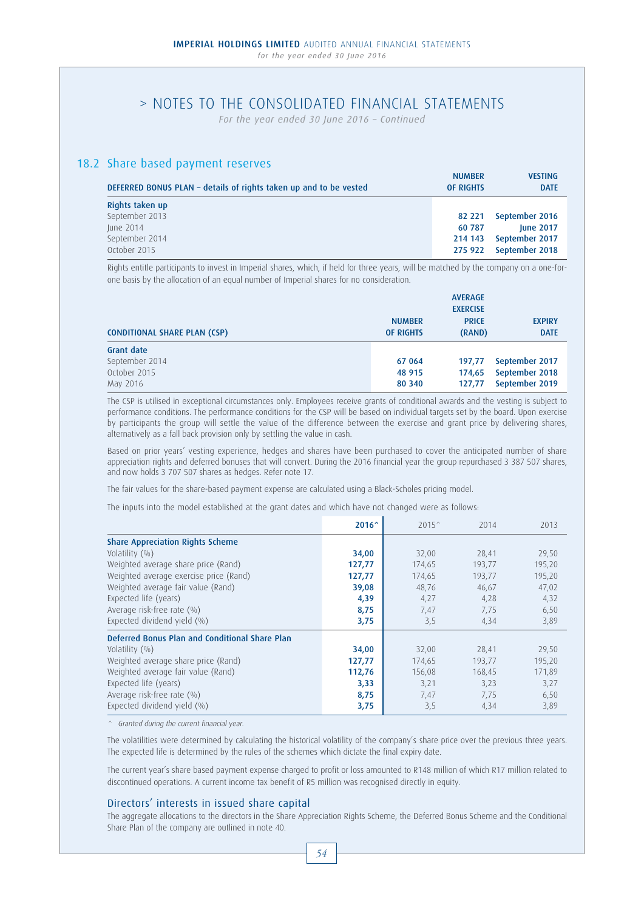# > NOTES TO THE CONSOLIDATED FINANCIAL STATEMENTS

*For the year ended 30 June 2016 – Continued*

## 18.2 Share based payment reserves

| DEFERRED BONUS PLAN – details of rights taken up and to be vested | NUMBER OF RIGHTS | VESTING DATE |
|---|---|---|
| **Rights taken up** | | |
| September 2013 | **82 221** | **September 2016** |
| June 2014 | **60 787** | **June 2017** |
| September 2014 | **214 143** | **September 2017** |
| October 2015 | **275 922** | **September 2018** |

Rights entitle participants to invest in Imperial shares, which, if held for three years, will be matched by the company on a one-for-one basis by the allocation of an equal number of Imperial shares for no consideration.

| CONDITIONAL SHARE PLAN (CSP) | NUMBER OF RIGHTS | AVERAGE EXERCISE PRICE (RAND) | EXPIRY DATE |
|---|---|---|---|
| **Grant date** | | | |
| September 2014 | **67 064** | **197,77** | **September 2017** |
| October 2015 | **48 915** | **174,65** | **September 2018** |
| May 2016 | **80 340** | **127,77** | **September 2019** |

The CSP is utilised in exceptional circumstances only. Employees receive grants of conditional awards and the vesting is subject to performance conditions. The performance conditions for the CSP will be based on individual targets set by the board. Upon exercise by participants the group will settle the value of the difference between the exercise and grant price by delivering shares, alternatively as a fall back provision only by settling the value in cash.

Based on prior years' vesting experience, hedges and shares have been purchased to cover the anticipated number of share appreciation rights and deferred bonuses that will convert. During the 2016 financial year the group repurchased 3 387 507 shares, and now holds 3 707 507 shares as hedges. Refer note 17.

The fair values for the share-based payment expense are calculated using a Black-Scholes pricing model.

The inputs into the model established at the grant dates and which have not changed were as follows:

| | 2016^ | 2015^ | 2014 | 2013 |
|---|---|---|---|---|
| **Share Appreciation Rights Scheme** | | | | |
| Volatility (%) | **34,00** | 32,00 | 28,41 | 29,50 |
| Weighted average share price (Rand) | **127,77** | 174,65 | 193,77 | 195,20 |
| Weighted average exercise price (Rand) | **127,77** | 174,65 | 193,77 | 195,20 |
| Weighted average fair value (Rand) | **39,08** | 48,76 | 46,67 | 47,02 |
| Expected life (years) | **4,39** | 4,27 | 4,28 | 4,32 |
| Average risk-free rate (%) | **8,75** | 7,47 | 7,75 | 6,50 |
| Expected dividend yield (%) | **3,75** | 3,5 | 4,34 | 3,89 |
| **Deferred Bonus Plan and Conditional Share Plan** | | | | |
| Volatility (%) | **34,00** | 32,00 | 28,41 | 29,50 |
| Weighted average share price (Rand) | **127,77** | 174,65 | 193,77 | 195,20 |
| Weighted average fair value (Rand) | **112,76** | 156,08 | 168,45 | 171,89 |
| Expected life (years) | **3,33** | 3,21 | 3,23 | 3,27 |
| Average risk-free rate (%) | **8,75** | 7,47 | 7,75 | 6,50 |
| Expected dividend yield (%) | **3,75** | 3,5 | 4,34 | 3,89 |

*^ Granted during the current financial year.*

The volatilities were determined by calculating the historical volatility of the company's share price over the previous three years. The expected life is determined by the rules of the schemes which dictate the final expiry date.

The current year's share based payment expense charged to profit or loss amounted to R148 million of which R17 million related to discontinued operations. A current income tax benefit of R5 million was recognised directly in equity.

### Directors' interests in issued share capital

The aggregate allocations to the directors in the Share Appreciation Rights Scheme, the Deferred Bonus Scheme and the Conditional Share Plan of the company are outlined in note 40.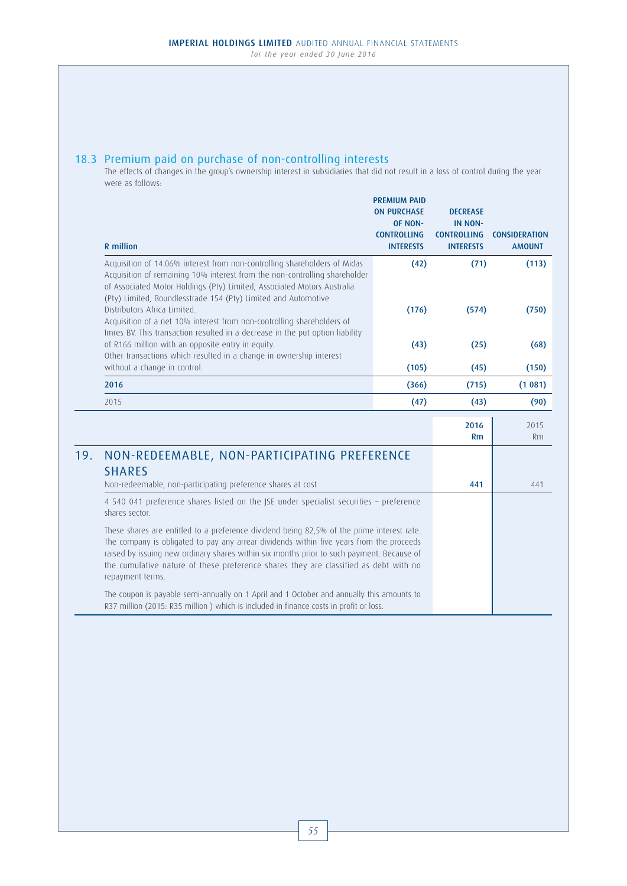## 18.3 Premium paid on purchase of non-controlling interests

The effects of changes in the group's ownership interest in subsidiaries that did not result in a loss of control during the year were as follows:

| R million | PREMIUM PAID ON PURCHASE OF NON-CONTROLLING INTERESTS | DECREASE IN NON-CONTROLLING INTERESTS | CONSIDERATION AMOUNT |
|---|---|---|---|
| Acquisition of 14.06% interest from non-controlling shareholders of Midas | (42) | (71) | (113) |
| Acquisition of remaining 10% interest from the non-controlling shareholder of Associated Motor Holdings (Pty) Limited, Associated Motors Australia (Pty) Limited, Boundlesstrade 154 (Pty) Limited and Automotive Distributors Africa Limited. | (176) | (574) | (750) |
| Acquisition of a net 10% interest from non-controlling shareholders of Imres BV. This transaction resulted in a decrease in the put option liability of R166 million with an opposite entry in equity. | (43) | (25) | (68) |
| Other transactions which resulted in a change in ownership interest without a change in control. | (105) | (45) | (150) |
| **2016** | **(366)** | **(715)** | **(1 081)** |
| 2015 | (47) | (43) | (90) |

| | 2016 Rm | 2015 Rm |
|---|---|---|
| Non-redeemable, non-participating preference shares at cost | **441** | 441 |

## 19. NON-REDEEMABLE, NON-PARTICIPATING PREFERENCE SHARES

4 540 041 preference shares listed on the JSE under specialist securities – preference shares sector.

These shares are entitled to a preference dividend being 82,5% of the prime interest rate. The company is obligated to pay any arrear dividends within five years from the proceeds raised by issuing new ordinary shares within six months prior to such payment. Because of the cumulative nature of these preference shares they are classified as debt with no repayment terms.

The coupon is payable semi-annually on 1 April and 1 October and annually this amounts to R37 million (2015: R35 million ) which is included in finance costs in profit or loss.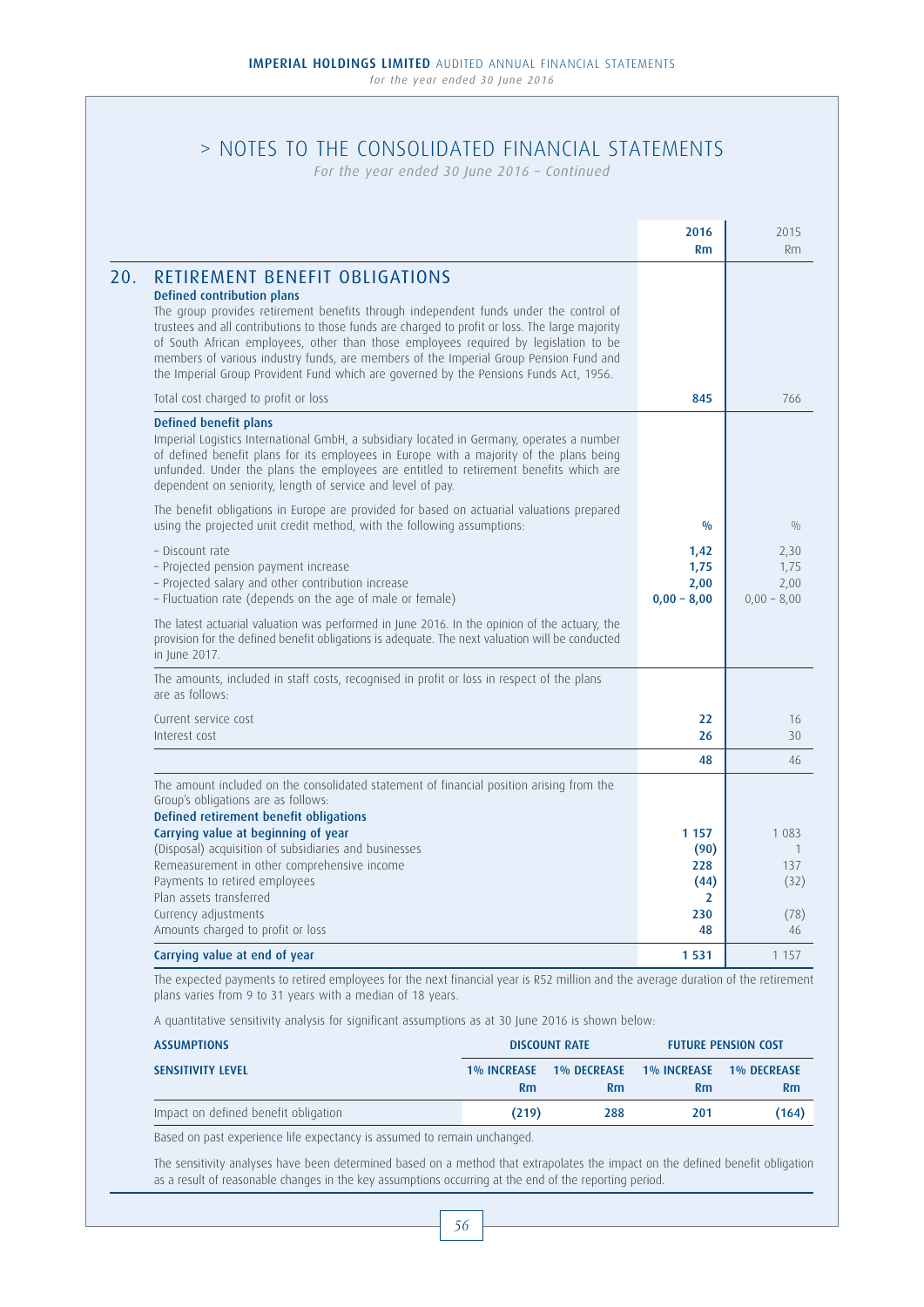# > NOTES TO THE CONSOLIDATED FINANCIAL STATEMENTS

*For the year ended 30 June 2016 – Continued*

## 20. RETIREMENT BENEFIT OBLIGATIONS

| | 2016 Rm | 2015 Rm |
|---|---|---|
| **Defined contribution plans** | | |
| The group provides retirement benefits through independent funds under the control of trustees and all contributions to those funds are charged to profit or loss. The large majority of South African employees, other than those employees required by legislation to be members of various industry funds, are members of the Imperial Group Pension Fund and the Imperial Group Provident Fund which are governed by the Pensions Funds Act, 1956. | | |
| Total cost charged to profit or loss | **845** | 766 |
| **Defined benefit plans** | | |
| Imperial Logistics International GmbH, a subsidiary located in Germany, operates a number of defined benefit plans for its employees in Europe with a majority of the plans being unfunded. Under the plans the employees are entitled to retirement benefits which are dependent on seniority, length of service and level of pay. | | |
| The benefit obligations in Europe are provided for based on actuarial valuations prepared using the projected unit credit method, with the following assumptions: | **%** | % |
| – Discount rate | **1,42** | 2,30 |
| – Projected pension payment increase | **1,75** | 1,75 |
| – Projected salary and other contribution increase | **2,00** | 2,00 |
| – Fluctuation rate (depends on the age of male or female) | **0,00 – 8,00** | 0,00 – 8,00 |
| The latest actuarial valuation was performed in June 2016. In the opinion of the actuary, the provision for the defined benefit obligations is adequate. The next valuation will be conducted in June 2017. | | |
| The amounts, included in staff costs, recognised in profit or loss in respect of the plans are as follows: | | |
| Current service cost | **22** | 16 |
| Interest cost | **26** | 30 |
| | **48** | 46 |
| The amount included on the consolidated statement of financial position arising from the Group's obligations are as follows: | | |
| **Defined retirement benefit obligations** | | |
| **Carrying value at beginning of year** | **1 157** | 1 083 |
| (Disposal) acquisition of subsidiaries and businesses | **(90)** | 1 |
| Remeasurement in other comprehensive income | **228** | 137 |
| Payments to retired employees | **(44)** | (32) |
| Plan assets transferred | **2** | |
| Currency adjustments | **230** | (78) |
| Amounts charged to profit or loss | **48** | 46 |
| **Carrying value at end of year** | **1 531** | 1 157 |

The expected payments to retired employees for the next financial year is R52 million and the average duration of the retirement plans varies from 9 to 31 years with a median of 18 years.

A quantitative sensitivity analysis for significant assumptions as at 30 June 2016 is shown below:

| **ASSUMPTIONS** | **DISCOUNT RATE** | | **FUTURE PENSION COST** | |
|---|---|---|---|---|
| **SENSITIVITY LEVEL** | **1% INCREASE Rm** | **1% DECREASE Rm** | **1% INCREASE Rm** | **1% DECREASE Rm** |
| Impact on defined benefit obligation | **(219)** | **288** | **201** | **(164)** |

Based on past experience life expectancy is assumed to remain unchanged.

The sensitivity analyses have been determined based on a method that extrapolates the impact on the defined benefit obligation as a result of reasonable changes in the key assumptions occurring at the end of the reporting period.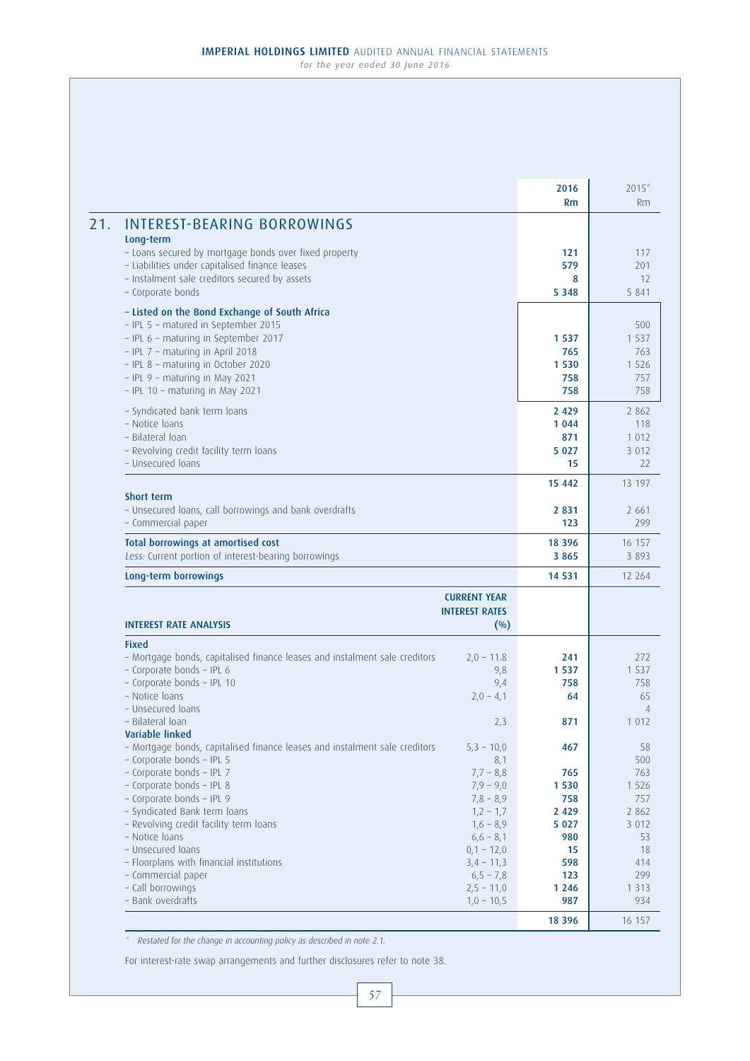## 21. INTEREST-BEARING BORROWINGS

| | | 2016 Rm | 2015* Rm |
|---|---|---|---|
| **Long-term** | | | |
| – Loans secured by mortgage bonds over fixed property | | **121** | 117 |
| – Liabilities under capitalised finance leases | | **579** | 201 |
| – Instalment sale creditors secured by assets | | **8** | 12 |
| – Corporate bonds | | **5 348** | 5 841 |
| **– Listed on the Bond Exchange of South Africa** | | | |
| – IPL 5 – matured in September 2015 | | | 500 |
| – IPL 6 – maturing in September 2017 | | **1 537** | 1 537 |
| – IPL 7 – maturing in April 2018 | | **765** | 763 |
| – IPL 8 – maturing in October 2020 | | **1 530** | 1 526 |
| – IPL 9 – maturing in May 2021 | | **758** | 757 |
| – IPL 10 – maturing in May 2021 | | **758** | 758 |
| – Syndicated bank term loans | | **2 429** | 2 862 |
| – Notice loans | | **1 044** | 118 |
| – Bilateral loan | | **871** | 1 012 |
| – Revolving credit facility term loans | | **5 027** | 3 012 |
| – Unsecured loans | | **15** | 22 |
| | | **15 442** | 13 197 |
| **Short term** | | | |
| – Unsecured loans, call borrowings and bank overdrafts | | **2 831** | 2 661 |
| – Commercial paper | | **123** | 299 |
| **Total borrowings at amortised cost** | | **18 396** | 16 157 |
| *Less:* Current portion of interest-bearing borrowings | | **3 865** | 3 893 |
| **Long-term borrowings** | | **14 531** | 12 264 |
| **INTEREST RATE ANALYSIS** | **CURRENT YEAR INTEREST RATES (%)** | | |
| **Fixed** | | | |
| – Mortgage bonds, capitalised finance leases and instalment sale creditors | 2,0 – 11.8 | **241** | 272 |
| – Corporate bonds – IPL 6 | 9,8 | **1 537** | 1 537 |
| – Corporate bonds – IPL 10 | 9,4 | **758** | 758 |
| – Notice loans | 2,0 – 4,1 | **64** | 65 |
| – Unsecured loans | | | 4 |
| – Bilateral loan | 2,3 | **871** | 1 012 |
| **Variable linked** | | | |
| – Mortgage bonds, capitalised finance leases and instalment sale creditors | 5,3 – 10,0 | **467** | 58 |
| – Corporate bonds – IPL 5 | 8,1 | | 500 |
| – Corporate bonds – IPL 7 | 7,7 – 8,8 | **765** | 763 |
| – Corporate bonds – IPL 8 | 7,9 – 9,0 | **1 530** | 1 526 |
| – Corporate bonds – IPL 9 | 7,8 – 8,9 | **758** | 757 |
| – Syndicated Bank term loans | 1,2 – 1,7 | **2 429** | 2 862 |
| – Revolving credit facility term loans | 1,6 – 8,9 | **5 027** | 3 012 |
| – Notice loans | 6,6 – 8,1 | **980** | 53 |
| – Unsecured loans | 0,1 – 12,0 | **15** | 18 |
| – Floorplans with financial institutions | 3,4 – 11,3 | **598** | 414 |
| – Commercial paper | 6,5 – 7,8 | **123** | 299 |
| – Call borrowings | 2,5 – 11,0 | **1 246** | 1 313 |
| – Bank overdrafts | 1,0 – 10,5 | **987** | 934 |
| | | **18 396** | 16 157 |

\* *Restated for the change in accounting policy as described in note 2.1.*

For interest-rate swap arrangements and further disclosures refer to note 38.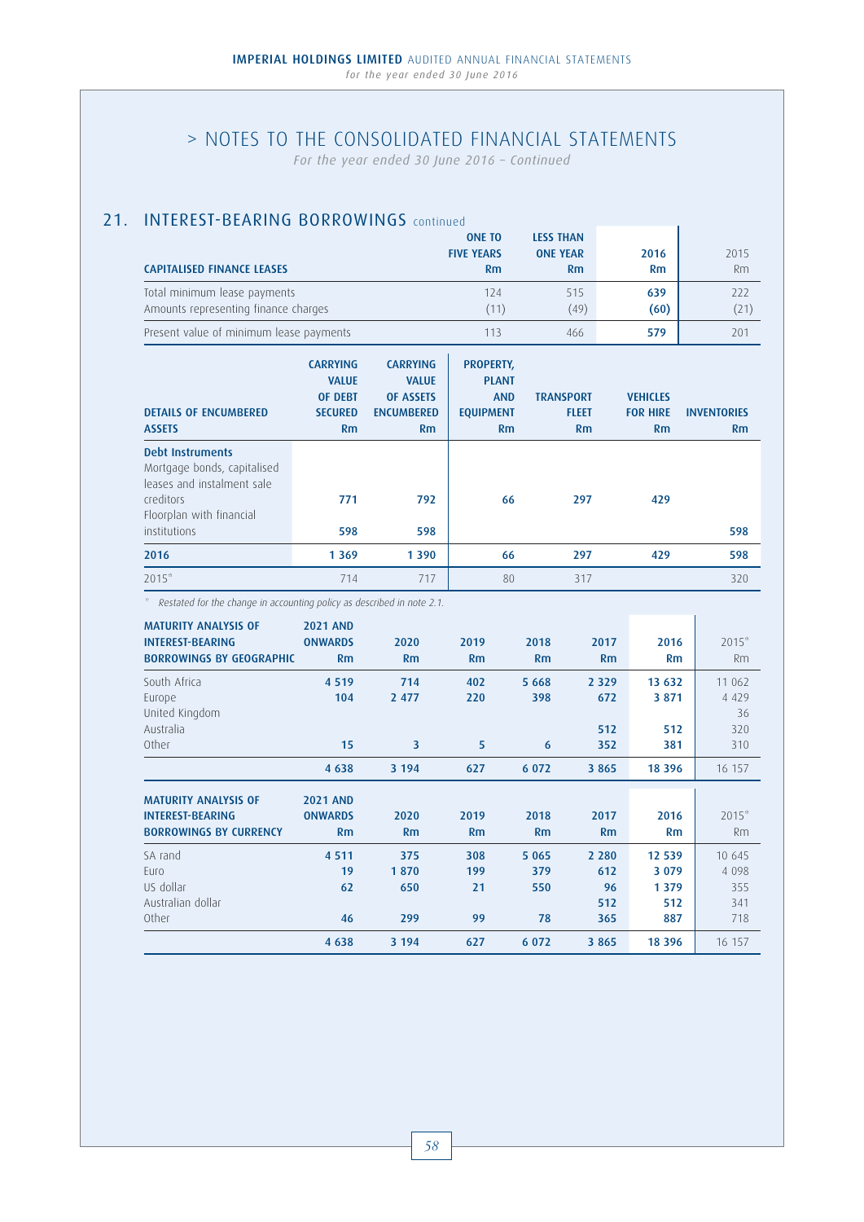# > NOTES TO THE CONSOLIDATED FINANCIAL STATEMENTS

*For the year ended 30 June 2016 – Continued*

## 21. INTEREST-BEARING BORROWINGS continued

| CAPITALISED FINANCE LEASES | ONE TO FIVE YEARS Rm | LESS THAN ONE YEAR Rm | 2016 Rm | 2015 Rm |
|---|---|---|---|---|
| Total minimum lease payments | 124 | 515 | **639** | 222 |
| Amounts representing finance charges | (11) | (49) | **(60)** | (21) |
| Present value of minimum lease payments | 113 | 466 | **579** | 201 |

| DETAILS OF ENCUMBERED ASSETS | CARRYING VALUE OF DEBT SECURED Rm | CARRYING VALUE OF ASSETS ENCUMBERED Rm | PROPERTY, PLANT AND EQUIPMENT Rm | TRANSPORT FLEET Rm | VEHICLES FOR HIRE Rm | INVENTORIES Rm |
|---|---|---|---|---|---|---|
| **Debt Instruments** | | | | | | |
| Mortgage bonds, capitalised leases and instalment sale creditors | **771** | **792** | **66** | **297** | **429** | |
| Floorplan with financial institutions | **598** | **598** | | | | **598** |
| **2016** | **1 369** | **1 390** | **66** | **297** | **429** | **598** |
| 2015* | 714 | 717 | 80 | 317 | | 320 |

*\* Restated for the change in accounting policy as described in note 2.1.*

| MATURITY ANALYSIS OF INTEREST-BEARING BORROWINGS BY GEOGRAPHIC | 2021 AND ONWARDS Rm | 2020 Rm | 2019 Rm | 2018 Rm | 2017 Rm | 2016 Rm | 2015* Rm |
|---|---|---|---|---|---|---|---|
| South Africa | **4 519** | **714** | **402** | **5 668** | **2 329** | **13 632** | 11 062 |
| Europe | **104** | **2 477** | **220** | **398** | **672** | **3 871** | 4 429 |
| United Kingdom | | | | | | | 36 |
| Australia | | | | | **512** | **512** | 320 |
| Other | **15** | **3** | **5** | **6** | **352** | **381** | 310 |
| | **4 638** | **3 194** | **627** | **6 072** | **3 865** | **18 396** | 16 157 |

| MATURITY ANALYSIS OF INTEREST-BEARING BORROWINGS BY CURRENCY | 2021 AND ONWARDS Rm | 2020 Rm | 2019 Rm | 2018 Rm | 2017 Rm | 2016 Rm | 2015* Rm |
|---|---|---|---|---|---|---|---|
| SA rand | **4 511** | **375** | **308** | **5 065** | **2 280** | **12 539** | 10 645 |
| Euro | **19** | **1 870** | **199** | **379** | **612** | **3 079** | 4 098 |
| US dollar | **62** | **650** | **21** | **550** | **96** | **1 379** | 355 |
| Australian dollar | | | | | **512** | **512** | 341 |
| Other | **46** | **299** | **99** | **78** | **365** | **887** | 718 |
| | **4 638** | **3 194** | **627** | **6 072** | **3 865** | **18 396** | 16 157 |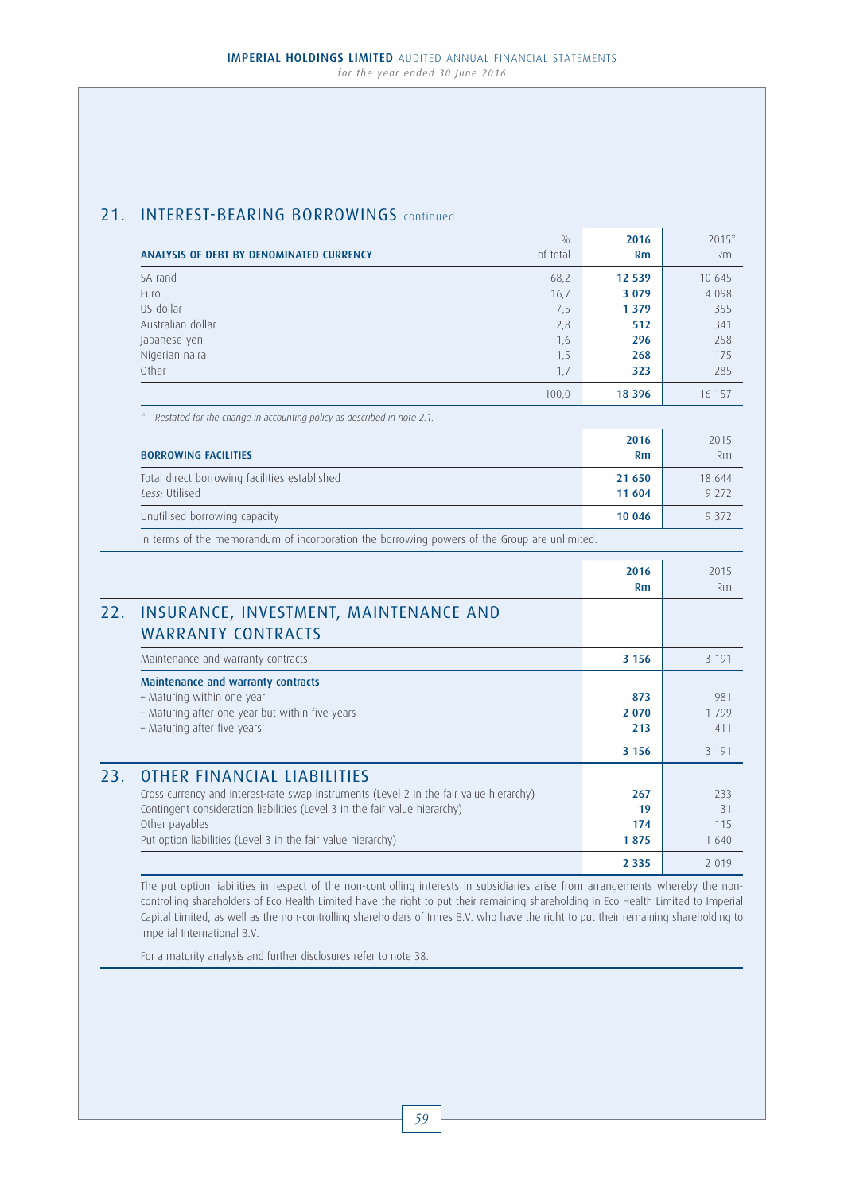## 21. INTEREST-BEARING BORROWINGS continued

| ANALYSIS OF DEBT BY DENOMINATED CURRENCY | % of total | 2016 Rm | 2015[#] Rm |
|---|---|---|---|
| SA rand | 68,2 | **12 539** | 10 645 |
| Euro | 16,7 | **3 079** | 4 098 |
| US dollar | 7,5 | **1 379** | 355 |
| Australian dollar | 2,8 | **512** | 341 |
| Japanese yen | 1,6 | **296** | 258 |
| Nigerian naira | 1,5 | **268** | 175 |
| Other | 1,7 | **323** | 285 |
| | 100,0 | **18 396** | 16 157 |

[#] *Restated for the change in accounting policy as described in note 2.1.*

| BORROWING FACILITIES | 2016 Rm | 2015 Rm |
|---|---|---|
| Total direct borrowing facilities established | **21 650** | 18 644 |
| *Less:* Utilised | **11 604** | 9 272 |
| Unutilised borrowing capacity | **10 046** | 9 372 |

In terms of the memorandum of incorporation the borrowing powers of the Group are unlimited.

## 22. INSURANCE, INVESTMENT, MAINTENANCE AND WARRANTY CONTRACTS

| | 2016 Rm | 2015 Rm |
|---|---|---|
| Maintenance and warranty contracts | **3 156** | 3 191 |
| **Maintenance and warranty contracts** | | |
| – Maturing within one year | **873** | 981 |
| – Maturing after one year but within five years | **2 070** | 1 799 |
| – Maturing after five years | **213** | 411 |
| | **3 156** | 3 191 |

## 23. OTHER FINANCIAL LIABILITIES

| | 2016 Rm | 2015 Rm |
|---|---|---|
| Cross currency and interest-rate swap instruments (Level 2 in the fair value hierarchy) | **267** | 233 |
| Contingent consideration liabilities (Level 3 in the fair value hierarchy) | **19** | 31 |
| Other payables | **174** | 115 |
| Put option liabilities (Level 3 in the fair value hierarchy) | **1 875** | 1 640 |
| | **2 335** | 2 019 |

The put option liabilities in respect of the non-controlling interests in subsidiaries arise from arrangements whereby the non-controlling shareholders of Eco Health Limited have the right to put their remaining shareholding in Eco Health Limited to Imperial Capital Limited, as well as the non-controlling shareholders of Imres B.V. who have the right to put their remaining shareholding to Imperial International B.V.

For a maturity analysis and further disclosures refer to note 38.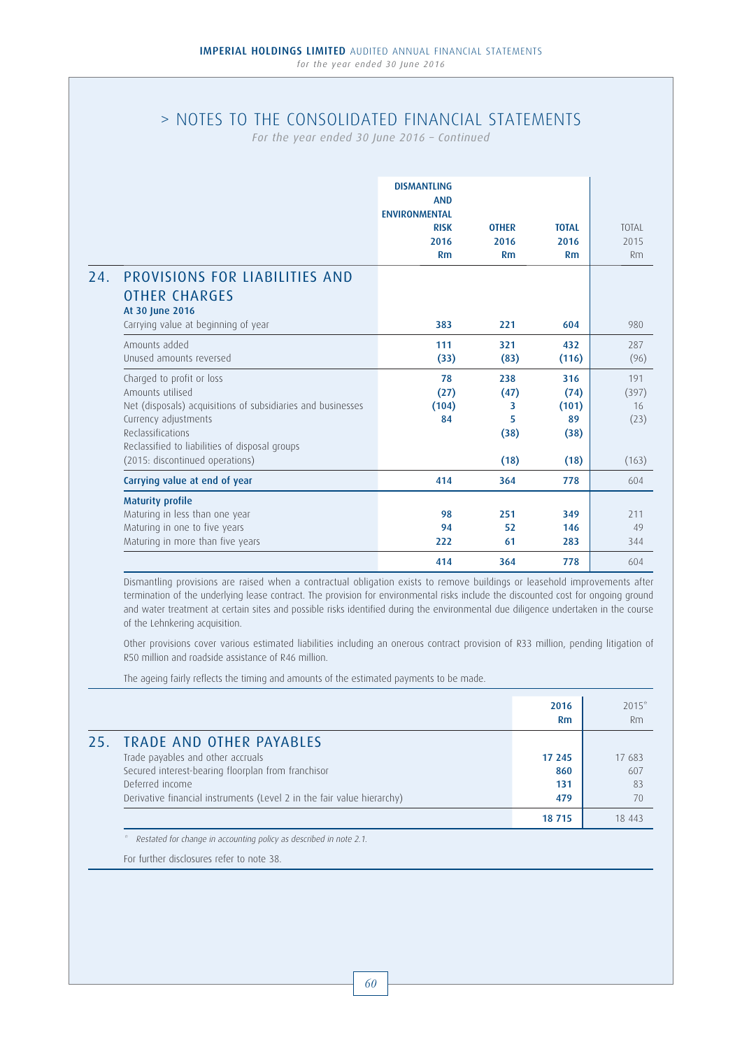# > NOTES TO THE CONSOLIDATED FINANCIAL STATEMENTS

*For the year ended 30 June 2016 – Continued*

## 24. PROVISIONS FOR LIABILITIES AND OTHER CHARGES

| | DISMANTLING AND ENVIRONMENTAL RISK 2016 Rm | OTHER 2016 Rm | TOTAL 2016 Rm | TOTAL 2015 Rm |
|---|---|---|---|---|
| **At 30 June 2016** | | | | |
| Carrying value at beginning of year | 383 | 221 | 604 | 980 |
| Amounts added | 111 | 321 | 432 | 287 |
| Unused amounts reversed | (33) | (83) | (116) | (96) |
| Charged to profit or loss | 78 | 238 | 316 | 191 |
| Amounts utilised | (27) | (47) | (74) | (397) |
| Net (disposals) acquisitions of subsidiaries and businesses | (104) | 3 | (101) | 16 |
| Currency adjustments | 84 | 5 | 89 | (23) |
| Reclassifications | | (38) | (38) | |
| Reclassified to liabilities of disposal groups (2015: discontinued operations) | | (18) | (18) | (163) |
| **Carrying value at end of year** | 414 | 364 | 778 | 604 |
| **Maturity profile** | | | | |
| Maturing in less than one year | 98 | 251 | 349 | 211 |
| Maturing in one to five years | 94 | 52 | 146 | 49 |
| Maturing in more than five years | 222 | 61 | 283 | 344 |
| | 414 | 364 | 778 | 604 |

Dismantling provisions are raised when a contractual obligation exists to remove buildings or leasehold improvements after termination of the underlying lease contract. The provision for environmental risks include the discounted cost for ongoing ground and water treatment at certain sites and possible risks identified during the environmental due diligence undertaken in the course of the Lehnkering acquisition.

Other provisions cover various estimated liabilities including an onerous contract provision of R33 million, pending litigation of R50 million and roadside assistance of R46 million.

The ageing fairly reflects the timing and amounts of the estimated payments to be made.

## 25. TRADE AND OTHER PAYABLES

| | 2016 Rm | 2015* Rm |
|---|---|---|
| Trade payables and other accruals | 17 245 | 17 683 |
| Secured interest-bearing floorplan from franchisor | 860 | 607 |
| Deferred income | 131 | 83 |
| Derivative financial instruments (Level 2 in the fair value hierarchy) | 479 | 70 |
| | 18 715 | 18 443 |

\* *Restated for change in accounting policy as described in note 2.1.*

For further disclosures refer to note 38.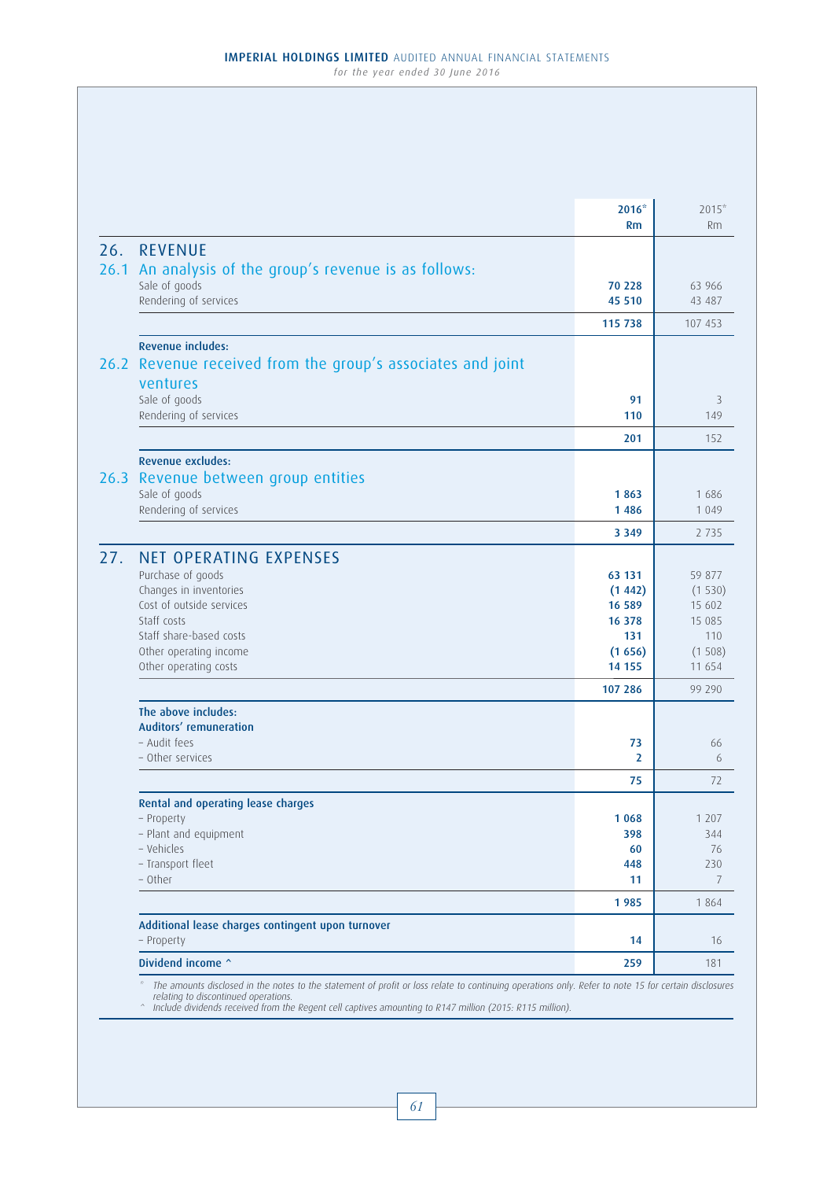| | 2016* Rm | 2015* Rm |
|---|---|---|
| **26. REVENUE** | | |
| **26.1 An analysis of the group's revenue is as follows:** | | |
| Sale of goods | 70 228 | 63 966 |
| Rendering of services | 45 510 | 43 487 |
| | 115 738 | 107 453 |
| **Revenue includes:** | | |
| **26.2 Revenue received from the group's associates and joint ventures** | | |
| Sale of goods | 91 | 3 |
| Rendering of services | 110 | 149 |
| | 201 | 152 |
| **Revenue excludes:** | | |
| **26.3 Revenue between group entities** | | |
| Sale of goods | 1 863 | 1 686 |
| Rendering of services | 1 486 | 1 049 |
| | 3 349 | 2 735 |
| **27. NET OPERATING EXPENSES** | | |
| Purchase of goods | 63 131 | 59 877 |
| Changes in inventories | (1 442) | (1 530) |
| Cost of outside services | 16 589 | 15 602 |
| Staff costs | 16 378 | 15 085 |
| Staff share-based costs | 131 | 110 |
| Other operating income | (1 656) | (1 508) |
| Other operating costs | 14 155 | 11 654 |
| | 107 286 | 99 290 |
| **The above includes:** | | |
| **Auditors' remuneration** | | |
| – Audit fees | 73 | 66 |
| – Other services | 2 | 6 |
| | 75 | 72 |
| **Rental and operating lease charges** | | |
| – Property | 1 068 | 1 207 |
| – Plant and equipment | 398 | 344 |
| – Vehicles | 60 | 76 |
| – Transport fleet | 448 | 230 |
| – Other | 11 | 7 |
| | 1 985 | 1 864 |
| **Additional lease charges contingent upon turnover** | | |
| – Property | 14 | 16 |
| **Dividend income ^** | 259 | 181 |

*\* The amounts disclosed in the notes to the statement of profit or loss relate to continuing operations only. Refer to note 15 for certain disclosures relating to discontinued operations.*

*^ Include dividends received from the Regent cell captives amounting to R147 million (2015: R115 million).*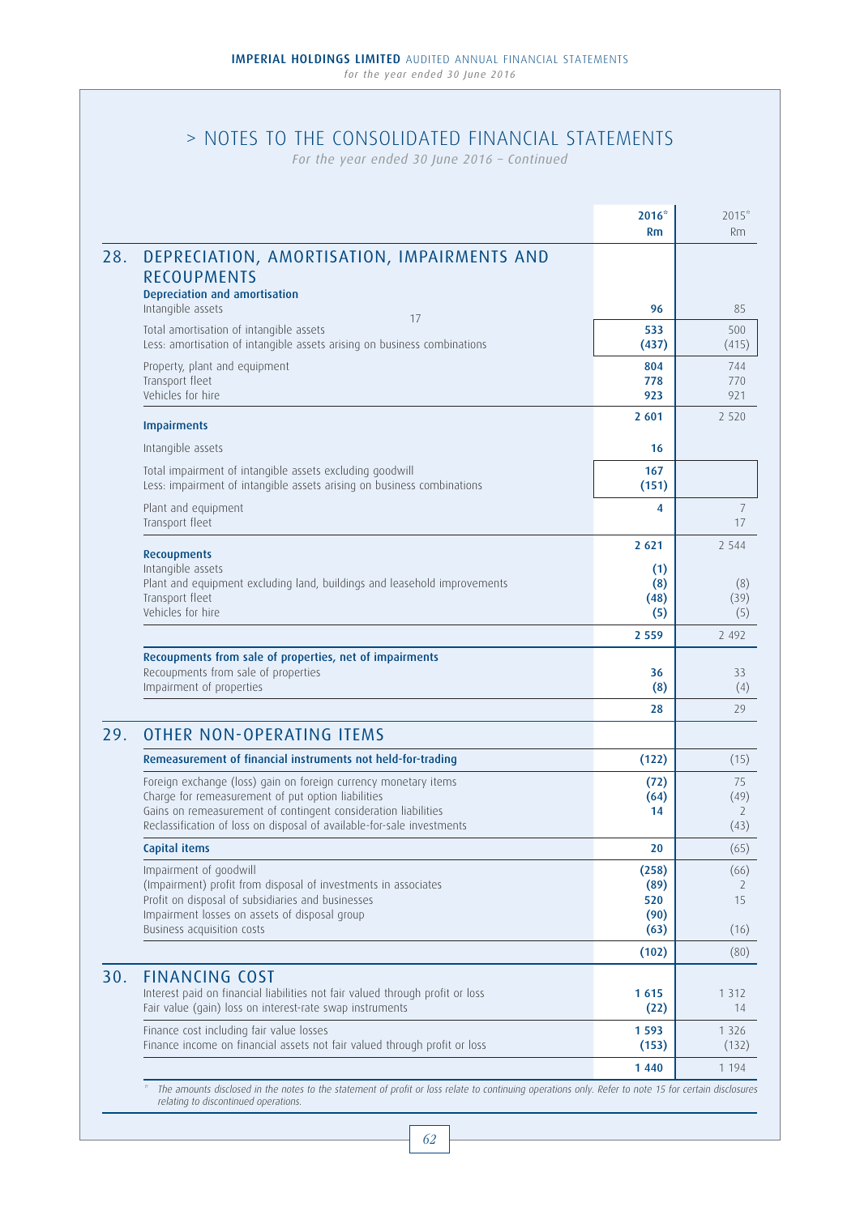# > NOTES TO THE CONSOLIDATED FINANCIAL STATEMENTS

*For the year ended 30 June 2016 – Continued*

| | 2016* Rm | 2015* Rm |
|---|---|---|
| **28. DEPRECIATION, AMORTISATION, IMPAIRMENTS AND RECOUPMENTS** | | |
| **Depreciation and amortisation** | | |
| Intangible assets | **96** | 85 |
| Total amortisation of intangible assets 17 | **533** | 500 |
| Less: amortisation of intangible assets arising on business combinations | **(437)** | (415) |
| Property, plant and equipment | **804** | 744 |
| Transport fleet | **778** | 770 |
| Vehicles for hire | **923** | 921 |
| | **2 601** | 2 520 |
| **Impairments** | | |
| Intangible assets | **16** | |
| Total impairment of intangible assets excluding goodwill | **167** | |
| Less: impairment of intangible assets arising on business combinations | **(151)** | |
| Plant and equipment | **4** | 7 |
| Transport fleet | | 17 |
| | **2 621** | 2 544 |
| **Recoupments** | | |
| Intangible assets | **(1)** | |
| Plant and equipment excluding land, buildings and leasehold improvements | **(8)** | (8) |
| Transport fleet | **(48)** | (39) |
| Vehicles for hire | **(5)** | (5) |
| | **2 559** | 2 492 |
| **Recoupments from sale of properties, net of impairments** | | |
| Recoupments from sale of properties | **36** | 33 |
| Impairment of properties | **(8)** | (4) |
| | **28** | 29 |
| **29. OTHER NON-OPERATING ITEMS** | | |
| **Remeasurement of financial instruments not held-for-trading** | **(122)** | (15) |
| Foreign exchange (loss) gain on foreign currency monetary items | **(72)** | 75 |
| Charge for remeasurement of put option liabilities | **(64)** | (49) |
| Gains on remeasurement of contingent consideration liabilities | **14** | 2 |
| Reclassification of loss on disposal of available-for-sale investments | | (43) |
| **Capital items** | **20** | (65) |
| Impairment of goodwill | **(258)** | (66) |
| (Impairment) profit from disposal of investments in associates | **(89)** | 2 |
| Profit on disposal of subsidiaries and businesses | **520** | 15 |
| Impairment losses on assets of disposal group | **(90)** | |
| Business acquisition costs | **(63)** | (16) |
| | **(102)** | (80) |
| **30. FINANCING COST** | | |
| Interest paid on financial liabilities not fair valued through profit or loss | **1 615** | 1 312 |
| Fair value (gain) loss on interest-rate swap instruments | **(22)** | 14 |
| Finance cost including fair value losses | **1 593** | 1 326 |
| Finance income on financial assets not fair valued through profit or loss | **(153)** | (132) |
| | **1 440** | 1 194 |

\* *The amounts disclosed in the notes to the statement of profit or loss relate to continuing operations only. Refer to note 15 for certain disclosures relating to discontinued operations.*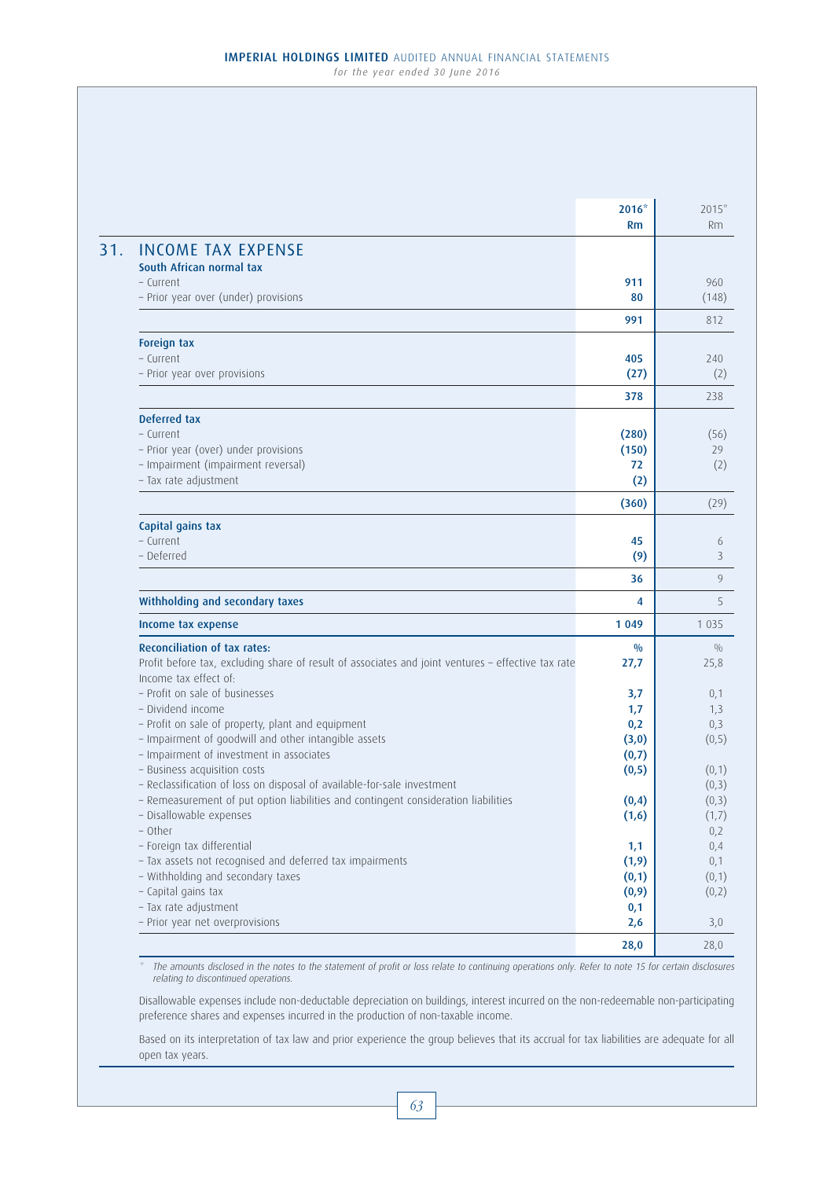## 31. INCOME TAX EXPENSE

| | 2016* Rm | 2015* Rm |
|---|---|---|
| **South African normal tax** | | |
| – Current | **911** | 960 |
| – Prior year over (under) provisions | **80** | (148) |
| | **991** | 812 |
| **Foreign tax** | | |
| – Current | **405** | 240 |
| – Prior year over provisions | **(27)** | (2) |
| | **378** | 238 |
| **Deferred tax** | | |
| – Current | **(280)** | (56) |
| – Prior year (over) under provisions | **(150)** | 29 |
| – Impairment (impairment reversal) | **72** | (2) |
| – Tax rate adjustment | **(2)** | |
| | **(360)** | (29) |
| **Capital gains tax** | | |
| – Current | **45** | 6 |
| – Deferred | **(9)** | 3 |
| | **36** | 9 |
| **Withholding and secondary taxes** | **4** | 5 |
| **Income tax expense** | **1 049** | 1 035 |
| **Reconciliation of tax rates:** | **%** | % |
| Profit before tax, excluding share of result of associates and joint ventures – effective tax rate | **27,7** | 25,8 |
| Income tax effect of: | | |
| – Profit on sale of businesses | **3,7** | 0,1 |
| – Dividend income | **1,7** | 1,3 |
| – Profit on sale of property, plant and equipment | **0,2** | 0,3 |
| – Impairment of goodwill and other intangible assets | **(3,0)** | (0,5) |
| – Impairment of investment in associates | **(0,7)** | |
| – Business acquisition costs | **(0,5)** | (0,1) |
| – Reclassification of loss on disposal of available-for-sale investment | | (0,3) |
| – Remeasurement of put option liabilities and contingent consideration liabilities | **(0,4)** | (0,3) |
| – Disallowable expenses | **(1,6)** | (1,7) |
| – Other | | 0,2 |
| – Foreign tax differential | **1,1** | 0,4 |
| – Tax assets not recognised and deferred tax impairments | **(1,9)** | 0,1 |
| – Withholding and secondary taxes | **(0,1)** | (0,1) |
| – Capital gains tax | **(0,9)** | (0,2) |
| – Tax rate adjustment | **0,1** | |
| – Prior year net overprovisions | **2,6** | 3,0 |
| | **28,0** | 28,0 |

\* *The amounts disclosed in the notes to the statement of profit or loss relate to continuing operations only. Refer to note 15 for certain disclosures relating to discontinued operations.*

Disallowable expenses include non-deductable depreciation on buildings, interest incurred on the non-redeemable non-participating preference shares and expenses incurred in the production of non-taxable income.

Based on its interpretation of tax law and prior experience the group believes that its accrual for tax liabilities are adequate for all open tax years.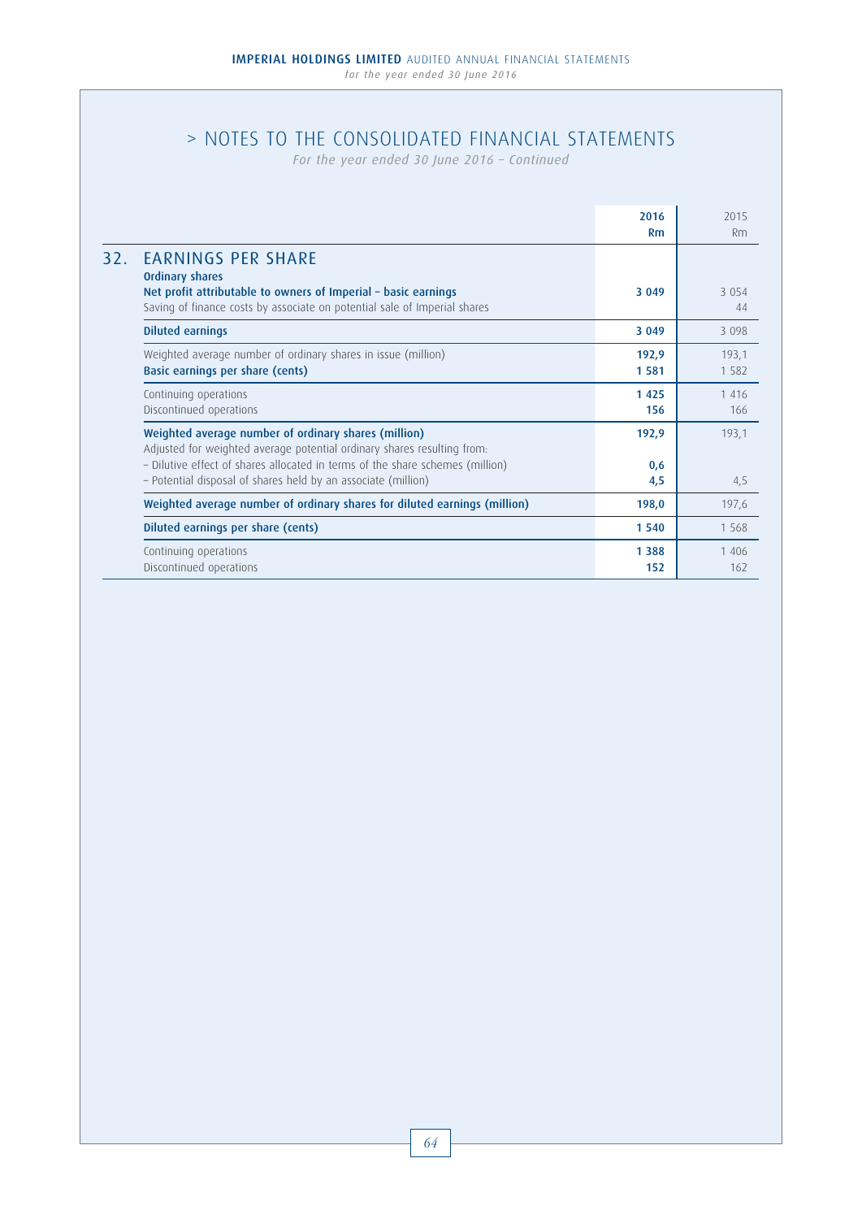# > NOTES TO THE CONSOLIDATED FINANCIAL STATEMENTS

*For the year ended 30 June 2016 – Continued*

| | 2016 Rm | 2015 Rm |
|---|---|---|
| **32. EARNINGS PER SHARE** | | |
| **Ordinary shares** | | |
| **Net profit attributable to owners of Imperial – basic earnings** | **3 049** | 3 054 |
| Saving of finance costs by associate on potential sale of Imperial shares | | 44 |
| **Diluted earnings** | **3 049** | 3 098 |
| Weighted average number of ordinary shares in issue (million) | **192,9** | 193,1 |
| **Basic earnings per share (cents)** | **1 581** | 1 582 |
| Continuing operations | **1 425** | 1 416 |
| Discontinued operations | **156** | 166 |
| **Weighted average number of ordinary shares (million)** | **192,9** | 193,1 |
| Adjusted for weighted average potential ordinary shares resulting from: | | |
| – Dilutive effect of shares allocated in terms of the share schemes (million) | **0,6** | |
| – Potential disposal of shares held by an associate (million) | **4,5** | 4,5 |
| **Weighted average number of ordinary shares for diluted earnings (million)** | **198,0** | 197,6 |
| **Diluted earnings per share (cents)** | **1 540** | 1 568 |
| Continuing operations | **1 388** | 1 406 |
| Discontinued operations | **152** | 162 |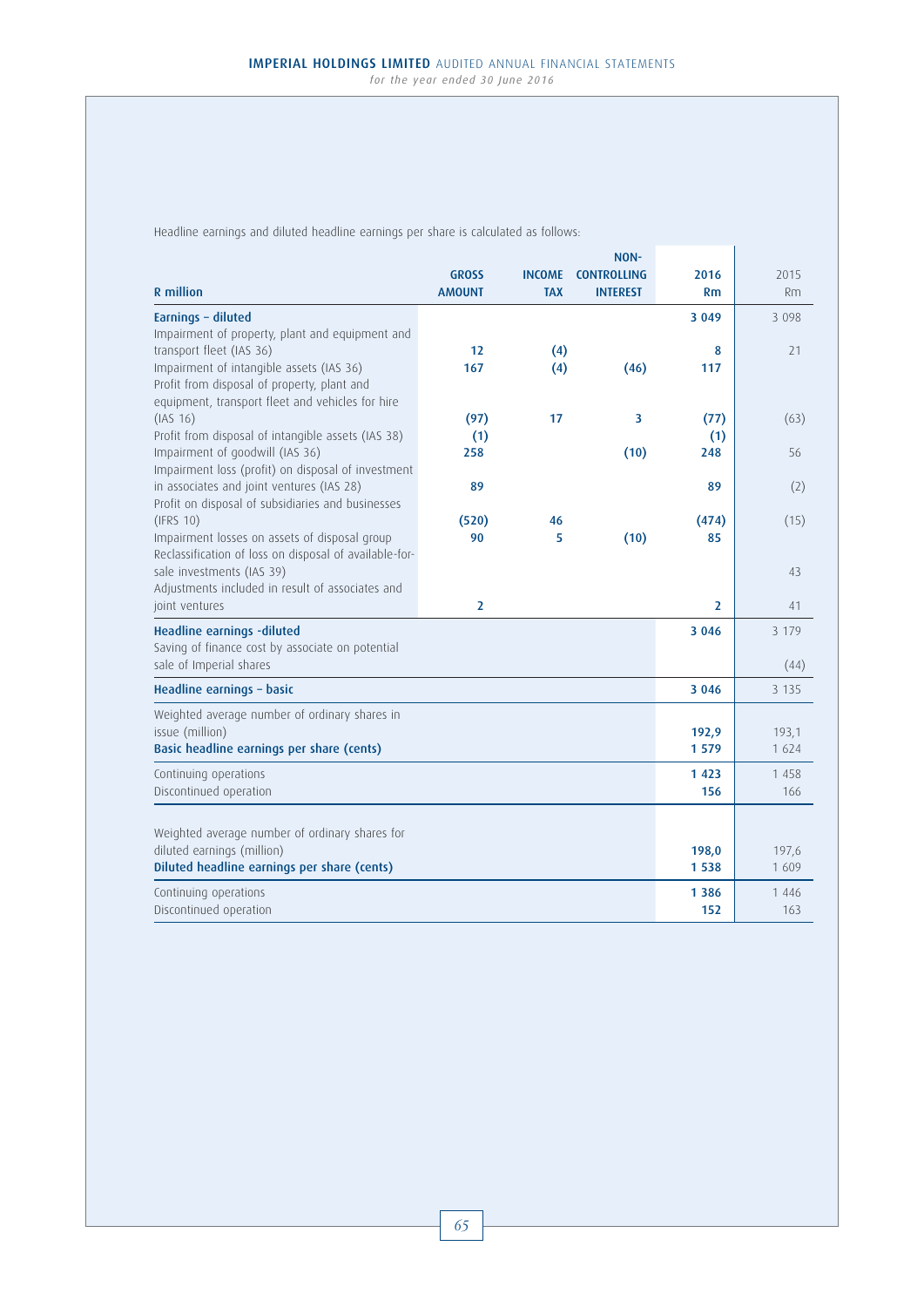Headline earnings and diluted headline earnings per share is calculated as follows:

| R million | GROSS AMOUNT | INCOME TAX | NON-CONTROLLING INTEREST | 2016 Rm | 2015 Rm |
|---|---|---|---|---|---|
| **Earnings – diluted** | | | | **3 049** | 3 098 |
| Impairment of property, plant and equipment and transport fleet (IAS 36) | **12** | **(4)** | | **8** | 21 |
| Impairment of intangible assets (IAS 36) | **167** | **(4)** | **(46)** | **117** | |
| Profit from disposal of property, plant and equipment, transport fleet and vehicles for hire (IAS 16) | **(97)** | **17** | **3** | **(77)** | (63) |
| Profit from disposal of intangible assets (IAS 38) | **(1)** | | | **(1)** | |
| Impairment of goodwill (IAS 36) | **258** | | **(10)** | **248** | 56 |
| Impairment loss (profit) on disposal of investment in associates and joint ventures (IAS 28) | **89** | | | **89** | (2) |
| Profit on disposal of subsidiaries and businesses (IFRS 10) | **(520)** | **46** | | **(474)** | (15) |
| Impairment losses on assets of disposal group | **90** | **5** | **(10)** | **85** | |
| Reclassification of loss on disposal of available-for-sale investments (IAS 39) | | | | | 43 |
| Adjustments included in result of associates and joint ventures | **2** | | | **2** | 41 |
| **Headline earnings -diluted** | | | | **3 046** | 3 179 |
| Saving of finance cost by associate on potential sale of Imperial shares | | | | | (44) |
| **Headline earnings – basic** | | | | **3 046** | 3 135 |
| Weighted average number of ordinary shares in issue (million) | | | | **192,9** | 193,1 |
| **Basic headline earnings per share (cents)** | | | | **1 579** | 1 624 |
| Continuing operations | | | | **1 423** | 1 458 |
| Discontinued operation | | | | **156** | 166 |
| Weighted average number of ordinary shares for diluted earnings (million) | | | | **198,0** | 197,6 |
| **Diluted headline earnings per share (cents)** | | | | **1 538** | 1 609 |
| Continuing operations | | | | **1 386** | 1 446 |
| Discontinued operation | | | | **152** | 163 |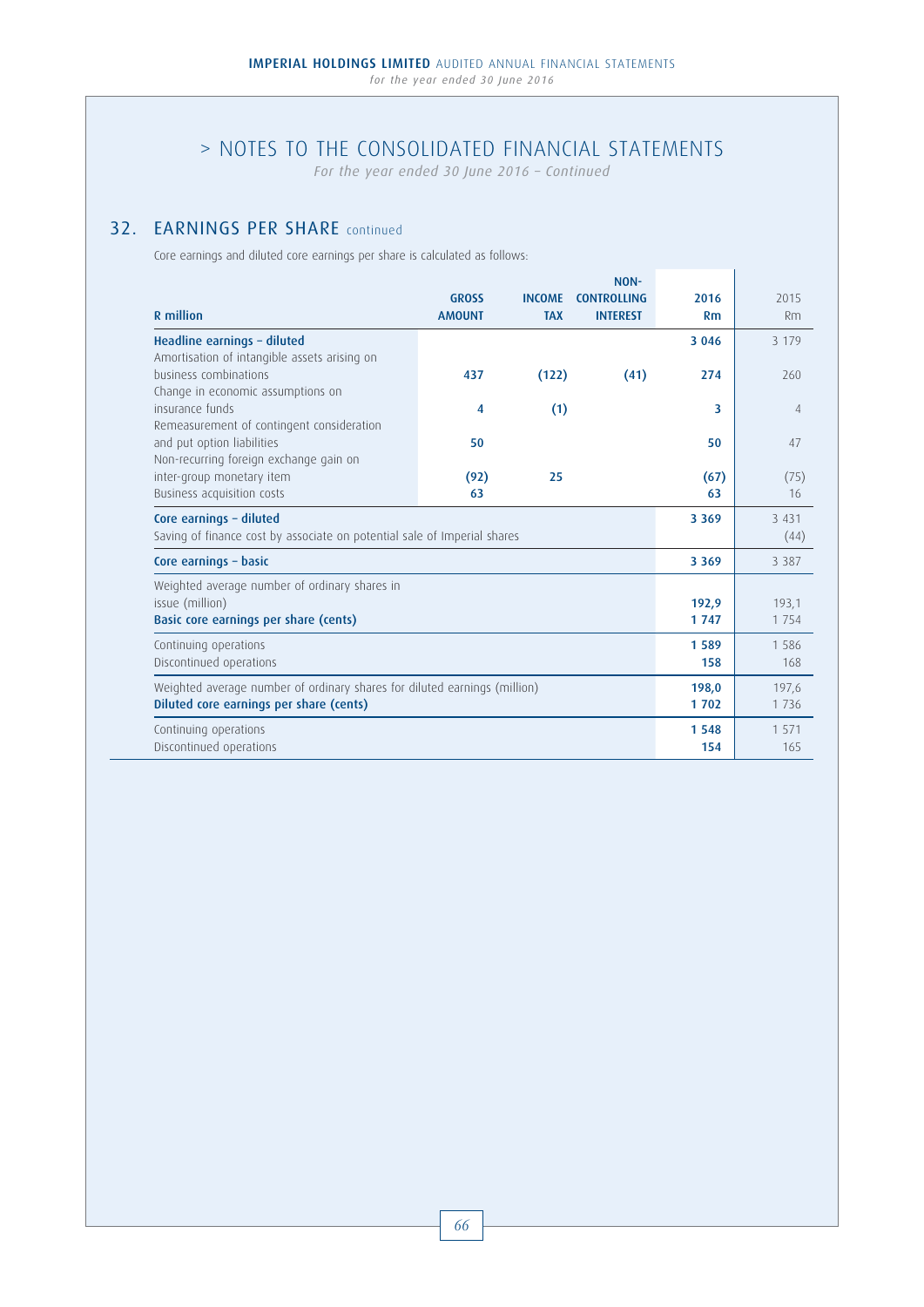# > NOTES TO THE CONSOLIDATED FINANCIAL STATEMENTS

*For the year ended 30 June 2016 – Continued*

## 32. EARNINGS PER SHARE continued

Core earnings and diluted core earnings per share is calculated as follows:

| R million | GROSS AMOUNT | INCOME TAX | NON-CONTROLLING INTEREST | 2016 Rm | 2015 Rm |
|---|---|---|---|---|---|
| **Headline earnings – diluted** | | | | **3 046** | 3 179 |
| Amortisation of intangible assets arising on business combinations | **437** | **(122)** | **(41)** | **274** | 260 |
| Change in economic assumptions on insurance funds | **4** | **(1)** | | **3** | 4 |
| Remeasurement of contingent consideration and put option liabilities | **50** | | | **50** | 47 |
| Non-recurring foreign exchange gain on inter-group monetary item | **(92)** | **25** | | **(67)** | (75) |
| Business acquisition costs | **63** | | | **63** | 16 |
| **Core earnings – diluted** | | | | **3 369** | 3 431 |
| Saving of finance cost by associate on potential sale of Imperial shares | | | | | (44) |
| **Core earnings – basic** | | | | **3 369** | 3 387 |
| Weighted average number of ordinary shares in issue (million) | | | | **192,9** | 193,1 |
| **Basic core earnings per share (cents)** | | | | **1 747** | 1 754 |
| Continuing operations | | | | **1 589** | 1 586 |
| Discontinued operations | | | | **158** | 168 |
| Weighted average number of ordinary shares for diluted earnings (million) | | | | **198,0** | 197,6 |
| **Diluted core earnings per share (cents)** | | | | **1 702** | 1 736 |
| Continuing operations | | | | **1 548** | 1 571 |
| Discontinued operations | | | | **154** | 165 |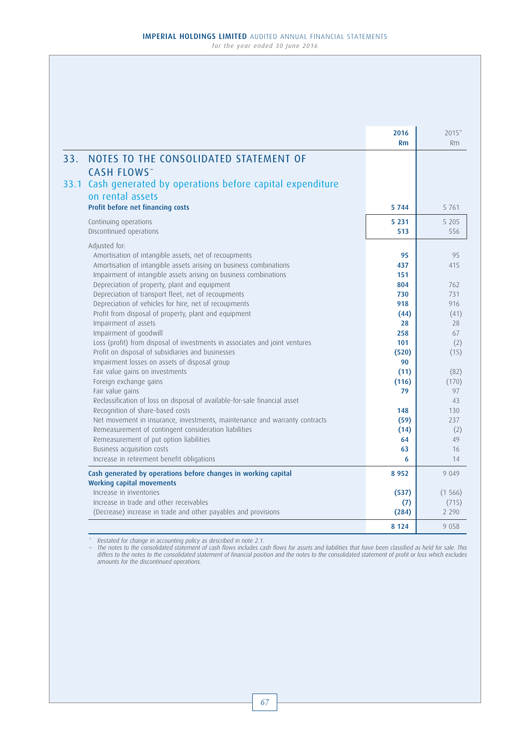## 33. NOTES TO THE CONSOLIDATED STATEMENT OF CASH FLOWS~

### 33.1 Cash generated by operations before capital expenditure on rental assets

| | 2016 Rm | 2015* Rm |
|---|---|---|
| **Profit before net financing costs** | **5 744** | 5 761 |
| Continuing operations | **5 231** | 5 205 |
| Discontinued operations | **513** | 556 |
| Adjusted for: | | |
| Amortisation of intangible assets, net of recoupments | **95** | 95 |
| Amortisation of intangible assets arising on business combinations | **437** | 415 |
| Impairment of intangible assets arising on business combinations | **151** | |
| Depreciation of property, plant and equipment | **804** | 762 |
| Depreciation of transport fleet, net of recoupments | **730** | 731 |
| Depreciation of vehicles for hire, net of recoupments | **918** | 916 |
| Profit from disposal of property, plant and equipment | **(44)** | (41) |
| Impairment of assets | **28** | 28 |
| Impairment of goodwill | **258** | 67 |
| Loss (profit) from disposal of investments in associates and joint ventures | **101** | (2) |
| Profit on disposal of subsidiaries and businesses | **(520)** | (15) |
| Impairment losses on assets of disposal group | **90** | |
| Fair value gains on investments | **(11)** | (82) |
| Foreign exchange gains | **(116)** | (170) |
| Fair value gains | **79** | 97 |
| Reclassification of loss on disposal of available-for-sale financial asset | | 43 |
| Recognition of share-based costs | **148** | 130 |
| Net movement in insurance, investments, maintenance and warranty contracts | **(59)** | 237 |
| Remeasurement of contingent consideration liabilities | **(14)** | (2) |
| Remeasurement of put option liabilities | **64** | 49 |
| Business acquisition costs | **63** | 16 |
| Increase in retirement benefit obligations | **6** | 14 |
| **Cash generated by operations before changes in working capital** | **8 952** | 9 049 |
| **Working capital movements** | | |
| Increase in inventories | **(537)** | (1 566) |
| Increase in trade and other receivables | **(7)** | (715) |
| (Decrease) increase in trade and other payables and provisions | **(284)** | 2 290 |
| | **8 124** | 9 058 |

\* *Restated for change in accounting policy as described in note 2.1.*

~ *The notes to the consolidated statement of cash flows includes cash flows for assets and liabilities that have been classified as held for sale. This differs to the notes to the consolidated statement of financial position and the notes to the consolidated statement of profit or loss which excludes amounts for the discontinued operations.*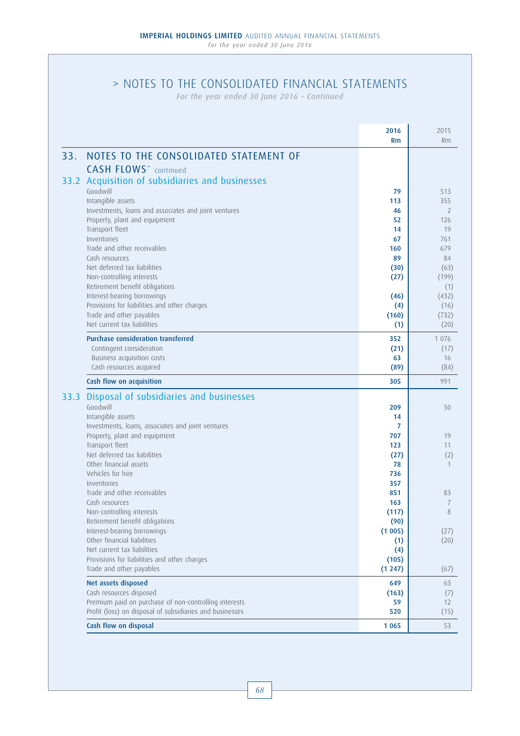# > NOTES TO THE CONSOLIDATED FINANCIAL STATEMENTS

*For the year ended 30 June 2016 – Continued*

| | | 2016 Rm | 2015 Rm |
|---|---|---|---|
| **33.** | **NOTES TO THE CONSOLIDATED STATEMENT OF CASH FLOWS~** continued | | |
| **33.2** | **Acquisition of subsidiaries and businesses** | | |
| | Goodwill | **79** | 513 |
| | Intangible assets | **113** | 355 |
| | Investments, loans and associates and joint ventures | **46** | 2 |
| | Property, plant and equipment | **52** | 126 |
| | Transport fleet | **14** | 19 |
| | Inventories | **67** | 761 |
| | Trade and other receivables | **160** | 679 |
| | Cash resources | **89** | 84 |
| | Net deferred tax liabilities | **(30)** | (63) |
| | Non-controlling interests | **(27)** | (199) |
| | Retirement benefit obligations | | (1) |
| | Interest-bearing borrowings | **(46)** | (432) |
| | Provisions for liabilities and other charges | **(4)** | (16) |
| | Trade and other payables | **(160)** | (732) |
| | Net current tax liabilities | **(1)** | (20) |
| | **Purchase consideration transferred** | **352** | 1 076 |
| | Contingent consideration | **(21)** | (17) |
| | Business acquisition costs | **63** | 16 |
| | Cash resources acquired | **(89)** | (84) |
| | **Cash flow on acquisition** | **305** | 991 |
| **33.3** | **Disposal of subsidiaries and businesses** | | |
| | Goodwill | **209** | 50 |
| | Intangible assets | **14** | |
| | Investments, loans, associates and joint ventures | **7** | |
| | Property, plant and equipment | **707** | 19 |
| | Transport fleet | **123** | 11 |
| | Net deferred tax liabilities | **(27)** | (2) |
| | Other financial assets | **78** | 1 |
| | Vehicles for hire | **736** | |
| | Inventories | **357** | |
| | Trade and other receivables | **851** | 83 |
| | Cash resources | **163** | 7 |
| | Non-controlling interests | **(117)** | 8 |
| | Retirement benefit obligations | **(90)** | |
| | Interest-bearing borrowings | **(1 005)** | (27) |
| | Other financial liabilities | **(1)** | (20) |
| | Net current tax liabilities | **(4)** | |
| | Provisions for liabilities and other charges | **(105)** | |
| | Trade and other payables | **(1 247)** | (67) |
| | **Net assets disposed** | **649** | 63 |
| | Cash resources disposed | **(163)** | (7) |
| | Premium paid on purchase of non-controlling interests | **59** | 12 |
| | Profit (loss) on disposal of subsidiaries and businesses | **520** | (15) |
| | **Cash flow on disposal** | **1 065** | 53 |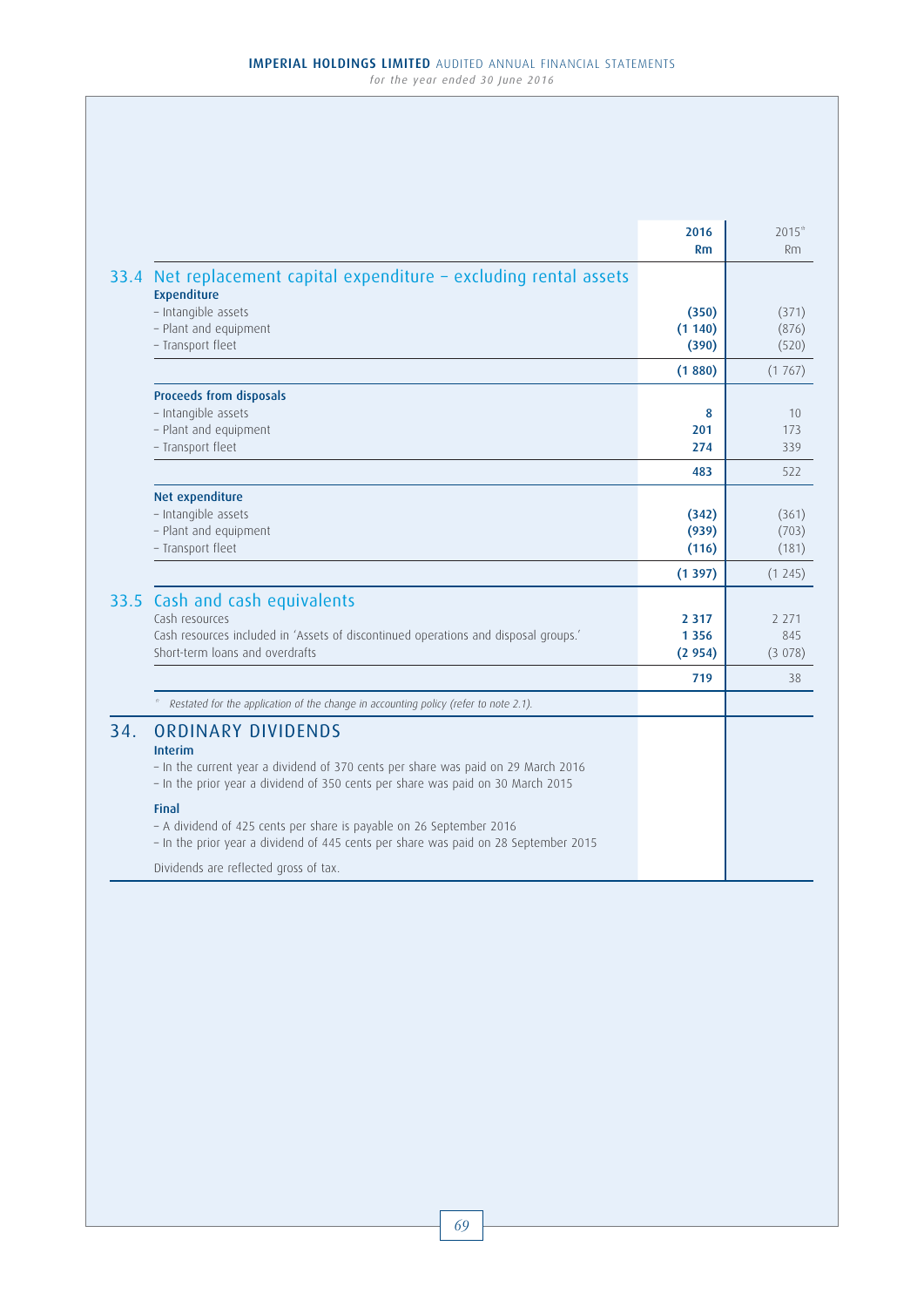| | 2016<br>Rm | 2015*<br>Rm |
|---|---|---|
| **33.4 Net replacement capital expenditure – excluding rental assets** | | |
| **Expenditure** | | |
| – Intangible assets | **(350)** | (371) |
| – Plant and equipment | **(1 140)** | (876) |
| – Transport fleet | **(390)** | (520) |
| | **(1 880)** | (1 767) |
| **Proceeds from disposals** | | |
| – Intangible assets | **8** | 10 |
| – Plant and equipment | **201** | 173 |
| – Transport fleet | **274** | 339 |
| | **483** | 522 |
| **Net expenditure** | | |
| – Intangible assets | **(342)** | (361) |
| – Plant and equipment | **(939)** | (703) |
| – Transport fleet | **(116)** | (181) |
| | **(1 397)** | (1 245) |
| **33.5 Cash and cash equivalents** | | |
| Cash resources | **2 317** | 2 271 |
| Cash resources included in 'Assets of discontinued operations and disposal groups.' | **1 356** | 845 |
| Short-term loans and overdrafts | **(2 954)** | (3 078) |
| | **719** | 38 |

\* *Restated for the application of the change in accounting policy (refer to note 2.1).*

## 34. ORDINARY DIVIDENDS

**Interim**

– In the current year a dividend of 370 cents per share was paid on 29 March 2016
– In the prior year a dividend of 350 cents per share was paid on 30 March 2015

**Final**

– A dividend of 425 cents per share is payable on 26 September 2016
– In the prior year a dividend of 445 cents per share was paid on 28 September 2015

Dividends are reflected gross of tax.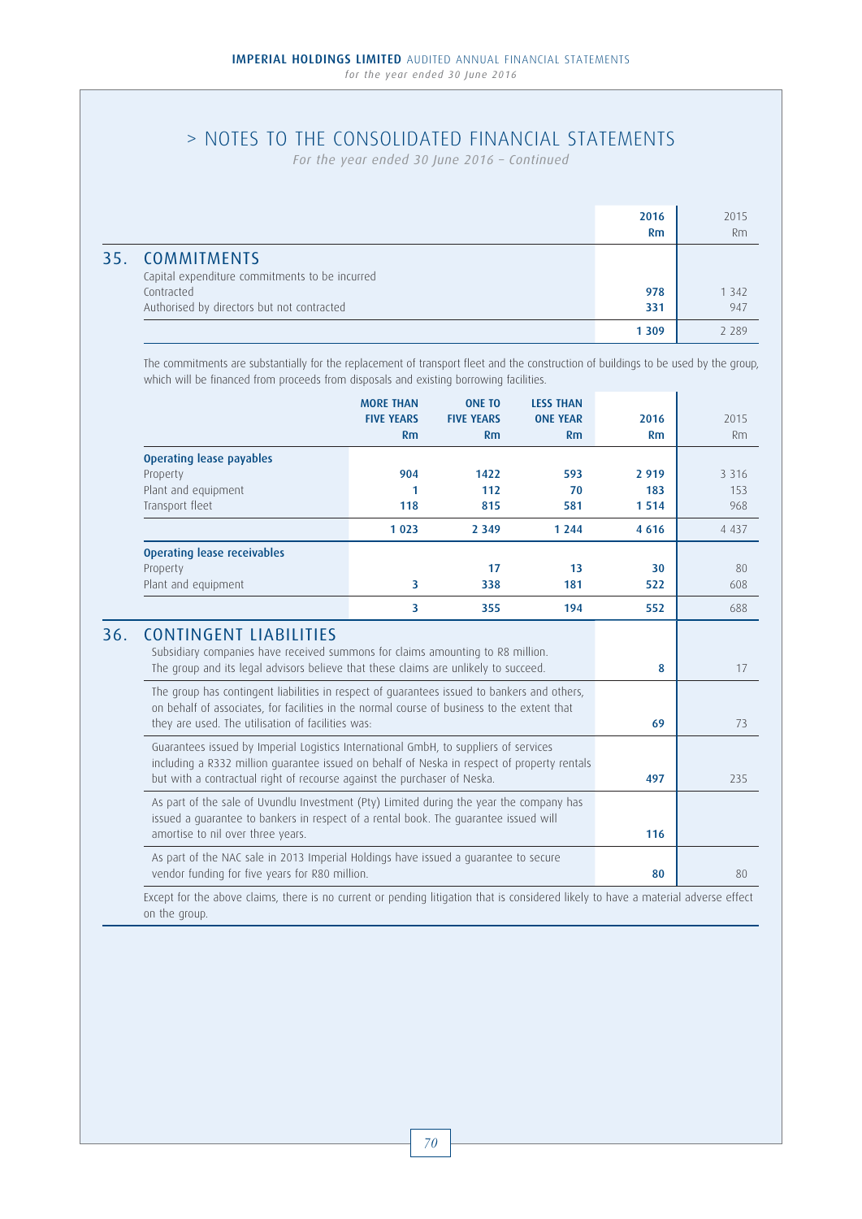# > NOTES TO THE CONSOLIDATED FINANCIAL STATEMENTS

*For the year ended 30 June 2016 – Continued*

## 35. COMMITMENTS

| | 2016 Rm | 2015 Rm |
|---|---|---|
| Capital expenditure commitments to be incurred | | |
| Contracted | 978 | 1 342 |
| Authorised by directors but not contracted | 331 | 947 |
| | 1 309 | 2 289 |

The commitments are substantially for the replacement of transport fleet and the construction of buildings to be used by the group, which will be financed from proceeds from disposals and existing borrowing facilities.

| | MORE THAN FIVE YEARS Rm | ONE TO FIVE YEARS Rm | LESS THAN ONE YEAR Rm | 2016 Rm | 2015 Rm |
|---|---|---|---|---|---|
| **Operating lease payables** | | | | | |
| Property | 904 | 1422 | 593 | 2 919 | 3 316 |
| Plant and equipment | 1 | 112 | 70 | 183 | 153 |
| Transport fleet | 118 | 815 | 581 | 1 514 | 968 |
| | 1 023 | 2 349 | 1 244 | 4 616 | 4 437 |
| **Operating lease receivables** | | | | | |
| Property | | 17 | 13 | 30 | 80 |
| Plant and equipment | 3 | 338 | 181 | 522 | 608 |
| | 3 | 355 | 194 | 552 | 688 |

## 36. CONTINGENT LIABILITIES

| | 2016 Rm | 2015 Rm |
|---|---|---|
| Subsidiary companies have received summons for claims amounting to R8 million. The group and its legal advisors believe that these claims are unlikely to succeed. | 8 | 17 |
| The group has contingent liabilities in respect of guarantees issued to bankers and others, on behalf of associates, for facilities in the normal course of business to the extent that they are used. The utilisation of facilities was: | 69 | 73 |
| Guarantees issued by Imperial Logistics International GmbH, to suppliers of services including a R332 million guarantee issued on behalf of Neska in respect of property rentals but with a contractual right of recourse against the purchaser of Neska. | 497 | 235 |
| As part of the sale of Uvundlu Investment (Pty) Limited during the year the company has issued a guarantee to bankers in respect of a rental book. The guarantee issued will amortise to nil over three years. | 116 | |
| As part of the NAC sale in 2013 Imperial Holdings have issued a guarantee to secure vendor funding for five years for R80 million. | 80 | 80 |

Except for the above claims, there is no current or pending litigation that is considered likely to have a material adverse effect on the group.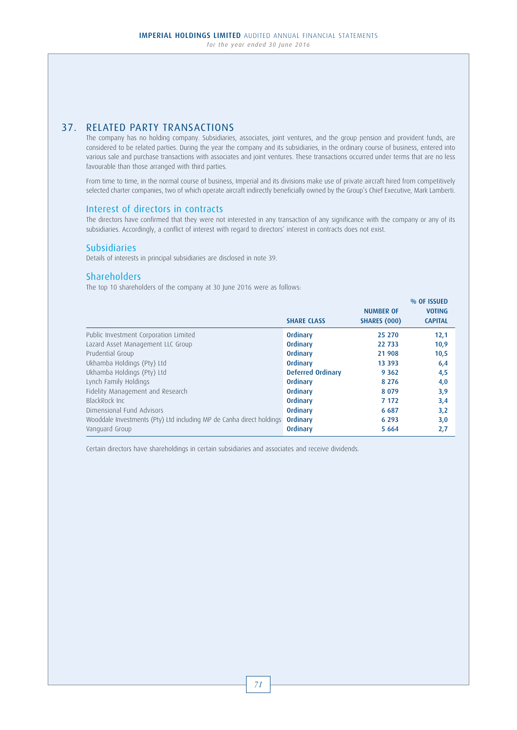## 37. RELATED PARTY TRANSACTIONS

The company has no holding company. Subsidiaries, associates, joint ventures, and the group pension and provident funds, are considered to be related parties. During the year the company and its subsidiaries, in the ordinary course of business, entered into various sale and purchase transactions with associates and joint ventures. These transactions occurred under terms that are no less favourable than those arranged with third parties.

From time to time, in the normal course of business, Imperial and its divisions make use of private aircraft hired from competitively selected charter companies, two of which operate aircraft indirectly beneficially owned by the Group's Chief Executive, Mark Lamberti.

### Interest of directors in contracts

The directors have confirmed that they were not interested in any transaction of any significance with the company or any of its subsidiaries. Accordingly, a conflict of interest with regard to directors' interest in contracts does not exist.

### Subsidiaries

Details of interests in principal subsidiaries are disclosed in note 39.

### Shareholders

The top 10 shareholders of the company at 30 June 2016 were as follows:

| | SHARE CLASS | NUMBER OF SHARES (000) | % OF ISSUED VOTING CAPITAL |
|---|---|---|---|
| Public Investment Corporation Limited | Ordinary | 25 270 | 12,1 |
| Lazard Asset Management LLC Group | Ordinary | 22 733 | 10,9 |
| Prudential Group | Ordinary | 21 908 | 10,5 |
| Ukhamba Holdings (Pty) Ltd | Ordinary | 13 393 | 6,4 |
| Ukhamba Holdings (Pty) Ltd | Deferred Ordinary | 9 362 | 4,5 |
| Lynch Family Holdings | Ordinary | 8 276 | 4,0 |
| Fidelity Management and Research | Ordinary | 8 079 | 3,9 |
| BlackRock Inc | Ordinary | 7 172 | 3,4 |
| Dimensional Fund Advisors | Ordinary | 6 687 | 3,2 |
| Wooddale Investments (Pty) Ltd including MP de Canha direct holdings | Ordinary | 6 293 | 3,0 |
| Vanguard Group | Ordinary | 5 664 | 2,7 |

Certain directors have shareholdings in certain subsidiaries and associates and receive dividends.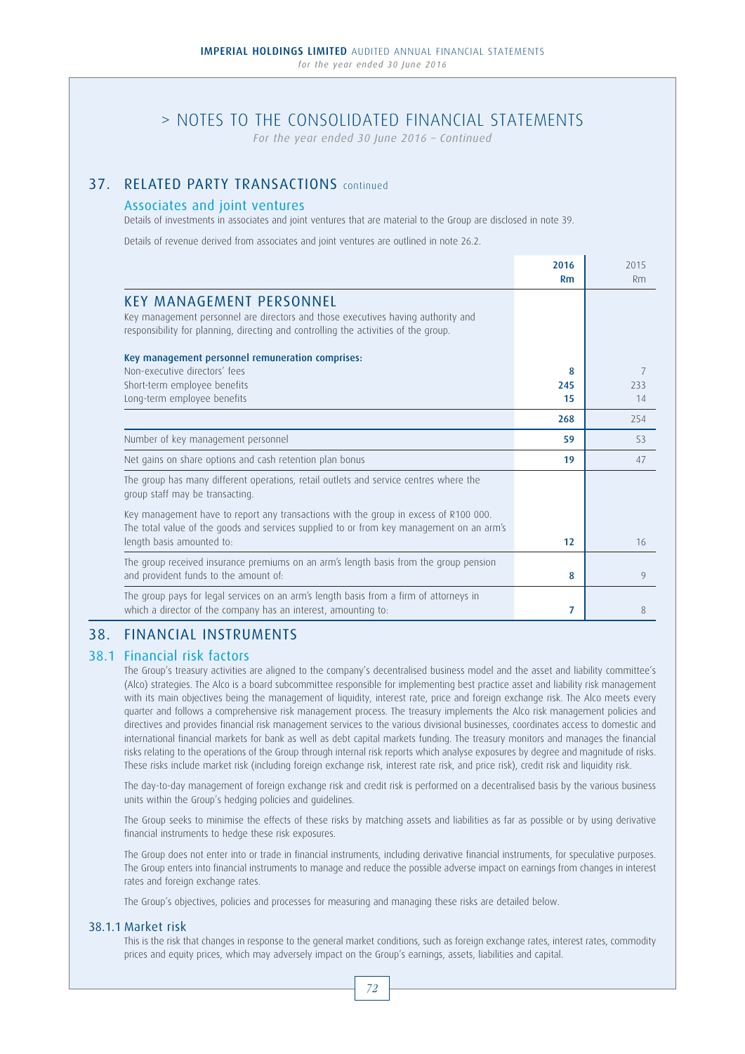# > NOTES TO THE CONSOLIDATED FINANCIAL STATEMENTS

*For the year ended 30 June 2016 – Continued*

## 37. RELATED PARTY TRANSACTIONS continued

### Associates and joint ventures

Details of investments in associates and joint ventures that are material to the Group are disclosed in note 39.

Details of revenue derived from associates and joint ventures are outlined in note 26.2.

| | 2016 Rm | 2015 Rm |
|---|---|---|
| **KEY MANAGEMENT PERSONNEL** | | |
| Key management personnel are directors and those executives having authority and responsibility for planning, directing and controlling the activities of the group. | | |
| **Key management personnel remuneration comprises:** | | |
| Non-executive directors' fees | **8** | 7 |
| Short-term employee benefits | **245** | 233 |
| Long-term employee benefits | **15** | 14 |
| | **268** | 254 |
| Number of key management personnel | **59** | 53 |
| Net gains on share options and cash retention plan bonus | **19** | 47 |
| The group has many different operations, retail outlets and service centres where the group staff may be transacting. | | |
| Key management have to report any transactions with the group in excess of R100 000. The total value of the goods and services supplied to or from key management on an arm's length basis amounted to: | **12** | 16 |
| The group received insurance premiums on an arm's length basis from the group pension and provident funds to the amount of: | **8** | 9 |
| The group pays for legal services on an arm's length basis from a firm of attorneys in which a director of the company has an interest, amounting to: | **7** | 8 |

## 38. FINANCIAL INSTRUMENTS

### 38.1 Financial risk factors

The Group's treasury activities are aligned to the company's decentralised business model and the asset and liability committee's (Alco) strategies. The Alco is a board subcommittee responsible for implementing best practice asset and liability risk management with its main objectives being the management of liquidity, interest rate, price and foreign exchange risk. The Alco meets every quarter and follows a comprehensive risk management process. The treasury implements the Alco risk management policies and directives and provides financial risk management services to the various divisional businesses, coordinates access to domestic and international financial markets for bank as well as debt capital markets funding. The treasury monitors and manages the financial risks relating to the operations of the Group through internal risk reports which analyse exposures by degree and magnitude of risks. These risks include market risk (including foreign exchange risk, interest rate risk, and price risk), credit risk and liquidity risk.

The day-to-day management of foreign exchange risk and credit risk is performed on a decentralised basis by the various business units within the Group's hedging policies and guidelines.

The Group seeks to minimise the effects of these risks by matching assets and liabilities as far as possible or by using derivative financial instruments to hedge these risk exposures.

The Group does not enter into or trade in financial instruments, including derivative financial instruments, for speculative purposes. The Group enters into financial instruments to manage and reduce the possible adverse impact on earnings from changes in interest rates and foreign exchange rates.

The Group's objectives, policies and processes for measuring and managing these risks are detailed below.

#### 38.1.1 Market risk

This is the risk that changes in response to the general market conditions, such as foreign exchange rates, interest rates, commodity prices and equity prices, which may adversely impact on the Group's earnings, assets, liabilities and capital.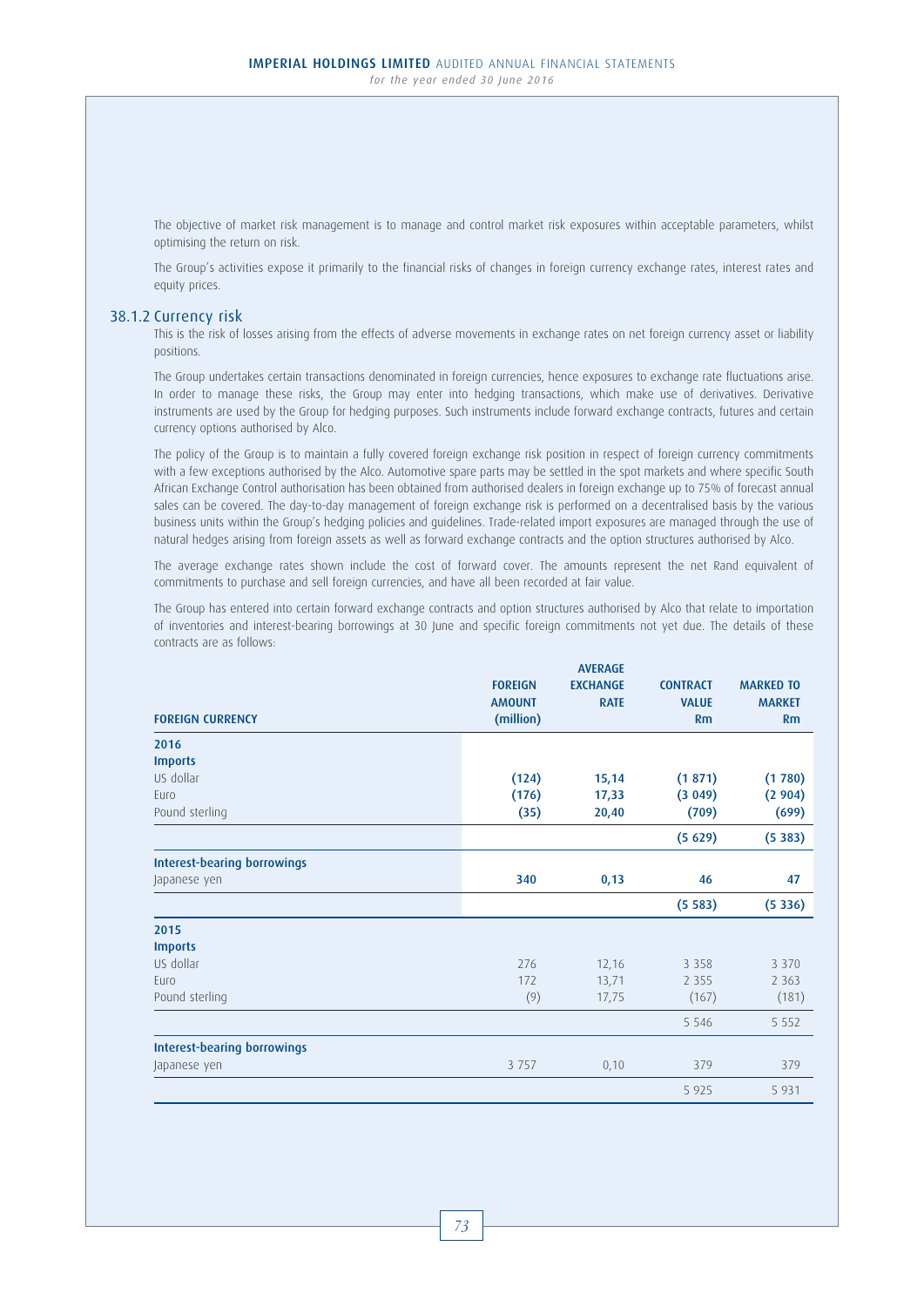The objective of market risk management is to manage and control market risk exposures within acceptable parameters, whilst optimising the return on risk.

The Group's activities expose it primarily to the financial risks of changes in foreign currency exchange rates, interest rates and equity prices.

### 38.1.2 Currency risk

This is the risk of losses arising from the effects of adverse movements in exchange rates on net foreign currency asset or liability positions.

The Group undertakes certain transactions denominated in foreign currencies, hence exposures to exchange rate fluctuations arise. In order to manage these risks, the Group may enter into hedging transactions, which make use of derivatives. Derivative instruments are used by the Group for hedging purposes. Such instruments include forward exchange contracts, futures and certain currency options authorised by Alco.

The policy of the Group is to maintain a fully covered foreign exchange risk position in respect of foreign currency commitments with a few exceptions authorised by the Alco. Automotive spare parts may be settled in the spot markets and where specific South African Exchange Control authorisation has been obtained from authorised dealers in foreign exchange up to 75% of forecast annual sales can be covered. The day-to-day management of foreign exchange risk is performed on a decentralised basis by the various business units within the Group's hedging policies and guidelines. Trade-related import exposures are managed through the use of natural hedges arising from foreign assets as well as forward exchange contracts and the option structures authorised by Alco.

The average exchange rates shown include the cost of forward cover. The amounts represent the net Rand equivalent of commitments to purchase and sell foreign currencies, and have all been recorded at fair value.

The Group has entered into certain forward exchange contracts and option structures authorised by Alco that relate to importation of inventories and interest-bearing borrowings at 30 June and specific foreign commitments not yet due. The details of these contracts are as follows:

| FOREIGN CURRENCY | FOREIGN AMOUNT (million) | AVERAGE EXCHANGE RATE | CONTRACT VALUE Rm | MARKED TO MARKET Rm |
|---|---|---|---|---|
| **2016** | | | | |
| **Imports** | | | | |
| US dollar | **(124)** | **15,14** | **(1 871)** | **(1 780)** |
| Euro | **(176)** | **17,33** | **(3 049)** | **(2 904)** |
| Pound sterling | **(35)** | **20,40** | **(709)** | **(699)** |
| | | | **(5 629)** | **(5 383)** |
| **Interest-bearing borrowings** | | | | |
| Japanese yen | **340** | **0,13** | **46** | **47** |
| | | | **(5 583)** | **(5 336)** |
| **2015** | | | | |
| **Imports** | | | | |
| US dollar | 276 | 12,16 | 3 358 | 3 370 |
| Euro | 172 | 13,71 | 2 355 | 2 363 |
| Pound sterling | (9) | 17,75 | (167) | (181) |
| | | | 5 546 | 5 552 |
| **Interest-bearing borrowings** | | | | |
| Japanese yen | 3 757 | 0,10 | 379 | 379 |
| | | | 5 925 | 5 931 |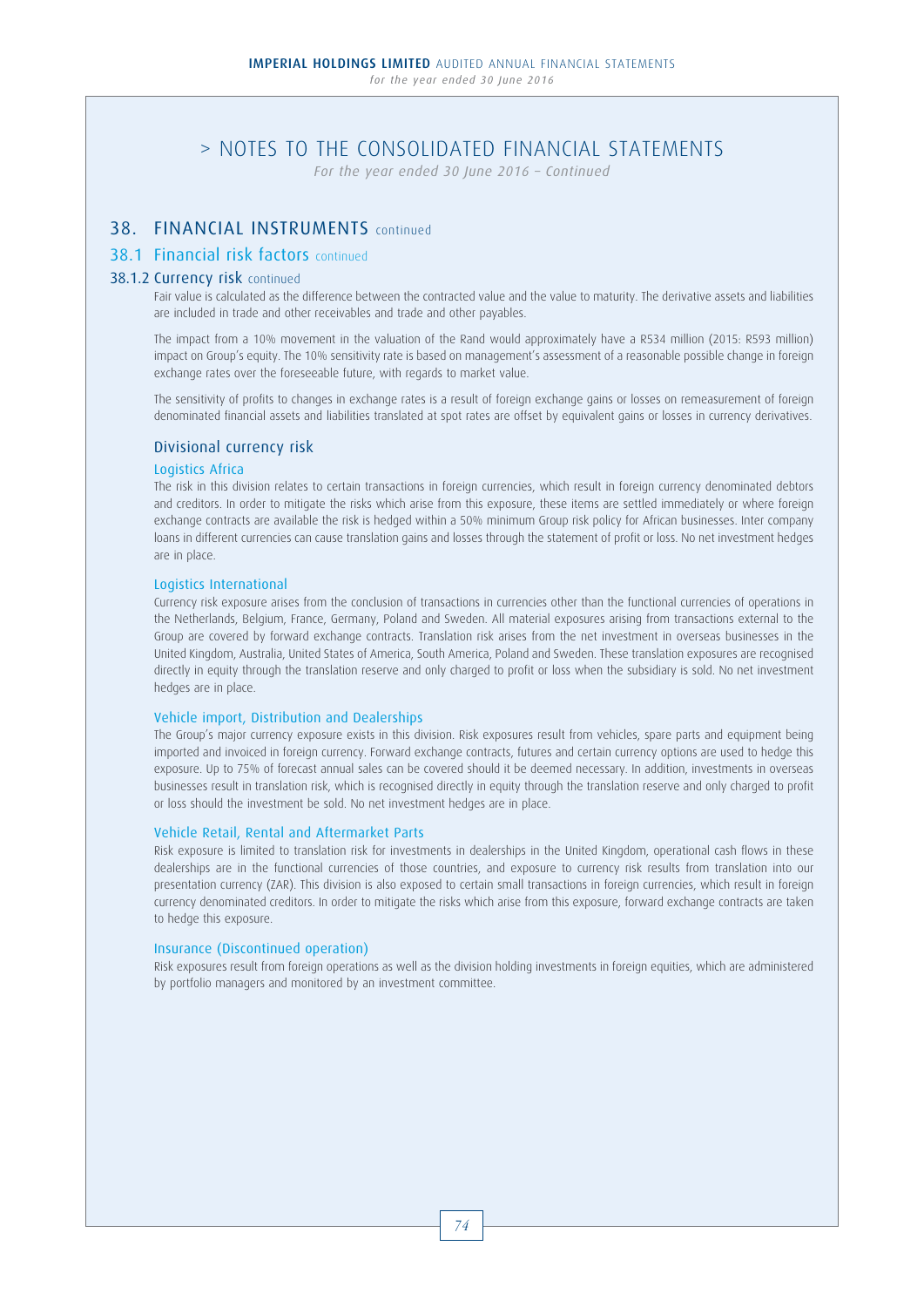# > NOTES TO THE CONSOLIDATED FINANCIAL STATEMENTS

*For the year ended 30 June 2016 – Continued*

## 38. FINANCIAL INSTRUMENTS continued

## 38.1 Financial risk factors continued

### 38.1.2 Currency risk continued

Fair value is calculated as the difference between the contracted value and the value to maturity. The derivative assets and liabilities are included in trade and other receivables and trade and other payables.

The impact from a 10% movement in the valuation of the Rand would approximately have a R534 million (2015: R593 million) impact on Group's equity. The 10% sensitivity rate is based on management's assessment of a reasonable possible change in foreign exchange rates over the foreseeable future, with regards to market value.

The sensitivity of profits to changes in exchange rates is a result of foreign exchange gains or losses on remeasurement of foreign denominated financial assets and liabilities translated at spot rates are offset by equivalent gains or losses in currency derivatives.

### Divisional currency risk

#### Logistics Africa

The risk in this division relates to certain transactions in foreign currencies, which result in foreign currency denominated debtors and creditors. In order to mitigate the risks which arise from this exposure, these items are settled immediately or where foreign exchange contracts are available the risk is hedged within a 50% minimum Group risk policy for African businesses. Inter company loans in different currencies can cause translation gains and losses through the statement of profit or loss. No net investment hedges are in place.

#### Logistics International

Currency risk exposure arises from the conclusion of transactions in currencies other than the functional currencies of operations in the Netherlands, Belgium, France, Germany, Poland and Sweden. All material exposures arising from transactions external to the Group are covered by forward exchange contracts. Translation risk arises from the net investment in overseas businesses in the United Kingdom, Australia, United States of America, South America, Poland and Sweden. These translation exposures are recognised directly in equity through the translation reserve and only charged to profit or loss when the subsidiary is sold. No net investment hedges are in place.

#### Vehicle import, Distribution and Dealerships

The Group's major currency exposure exists in this division. Risk exposures result from vehicles, spare parts and equipment being imported and invoiced in foreign currency. Forward exchange contracts, futures and certain currency options are used to hedge this exposure. Up to 75% of forecast annual sales can be covered should it be deemed necessary. In addition, investments in overseas businesses result in translation risk, which is recognised directly in equity through the translation reserve and only charged to profit or loss should the investment be sold. No net investment hedges are in place.

#### Vehicle Retail, Rental and Aftermarket Parts

Risk exposure is limited to translation risk for investments in dealerships in the United Kingdom, operational cash flows in these dealerships are in the functional currencies of those countries, and exposure to currency risk results from translation into our presentation currency (ZAR). This division is also exposed to certain small transactions in foreign currencies, which result in foreign currency denominated creditors. In order to mitigate the risks which arise from this exposure, forward exchange contracts are taken to hedge this exposure.

#### Insurance (Discontinued operation)

Risk exposures result from foreign operations as well as the division holding investments in foreign equities, which are administered by portfolio managers and monitored by an investment committee.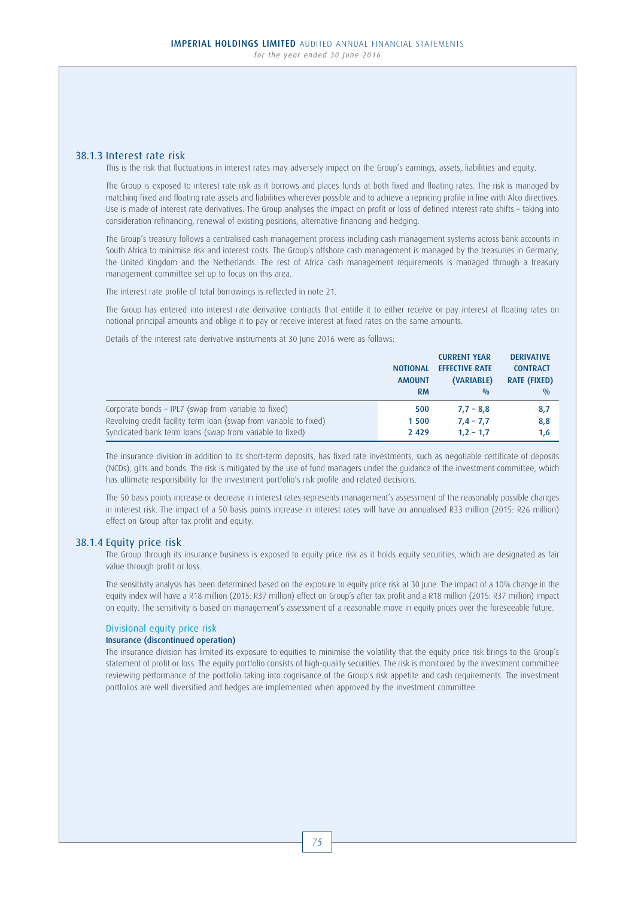### 38.1.3 Interest rate risk

This is the risk that fluctuations in interest rates may adversely impact on the Group's earnings, assets, liabilities and equity.

The Group is exposed to interest rate risk as it borrows and places funds at both fixed and floating rates. The risk is managed by matching fixed and floating rate assets and liabilities wherever possible and to achieve a repricing profile in line with Alco directives. Use is made of interest rate derivatives. The Group analyses the impact on profit or loss of defined interest rate shifts – taking into consideration refinancing, renewal of existing positions, alternative financing and hedging.

The Group's treasury follows a centralised cash management process including cash management systems across bank accounts in South Africa to minimise risk and interest costs. The Group's offshore cash management is managed by the treasuries in Germany, the United Kingdom and the Netherlands. The rest of Africa cash management requirements is managed through a treasury management committee set up to focus on this area.

The interest rate profile of total borrowings is reflected in note 21.

The Group has entered into interest rate derivative contracts that entitle it to either receive or pay interest at floating rates on notional principal amounts and oblige it to pay or receive interest at fixed rates on the same amounts.

Details of the interest rate derivative instruments at 30 June 2016 were as follows:

| | NOTIONAL AMOUNT RM | CURRENT YEAR EFFECTIVE RATE (VARIABLE) % | DERIVATIVE CONTRACT RATE (FIXED) % |
|---|---|---|---|
| Corporate bonds – IPL7 (swap from variable to fixed) | 500 | 7,7 – 8,8 | 8,7 |
| Revolving credit facility term loan (swap from variable to fixed) | 1 500 | 7,4 – 7,7 | 8,8 |
| Syndicated bank term loans (swap from variable to fixed) | 2 429 | 1,2 – 1,7 | 1,6 |

The insurance division in addition to its short-term deposits, has fixed rate investments, such as negotiable certificate of deposits (NCDs), gilts and bonds. The risk is mitigated by the use of fund managers under the guidance of the investment committee, which has ultimate responsibility for the investment portfolio's risk profile and related decisions.

The 50 basis points increase or decrease in interest rates represents management's assessment of the reasonably possible changes in interest risk. The impact of a 50 basis points increase in interest rates will have an annualised R33 million (2015: R26 million) effect on Group after tax profit and equity.

### 38.1.4 Equity price risk

The Group through its insurance business is exposed to equity price risk as it holds equity securities, which are designated as fair value through profit or loss.

The sensitivity analysis has been determined based on the exposure to equity price risk at 30 June. The impact of a 10% change in the equity index will have a R18 million (2015: R37 million) effect on Group's after tax profit and a R18 million (2015: R37 million) impact on equity. The sensitivity is based on management's assessment of a reasonable move in equity prices over the foreseeable future.

#### Divisional equity price risk

**Insurance (discontinued operation)**

The insurance division has limited its exposure to equities to minimise the volatility that the equity price risk brings to the Group's statement of profit or loss. The equity portfolio consists of high-quality securities. The risk is monitored by the investment committee reviewing performance of the portfolio taking into cognisance of the Group's risk appetite and cash requirements. The investment portfolios are well diversified and hedges are implemented when approved by the investment committee.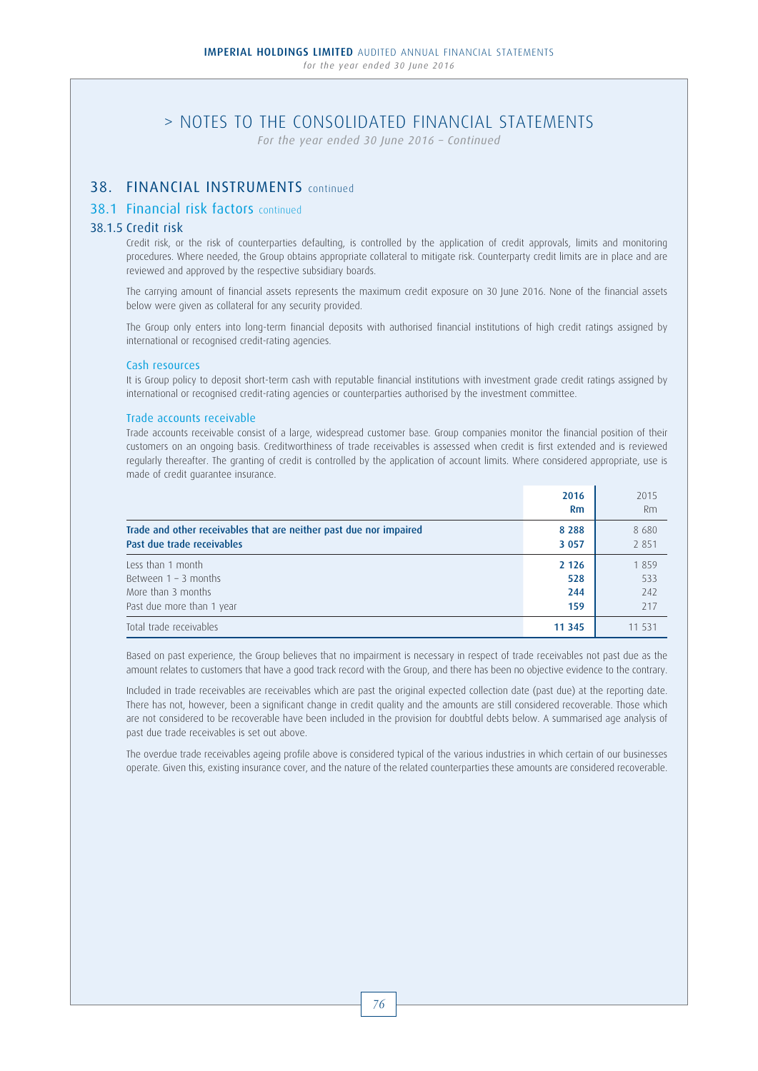# > NOTES TO THE CONSOLIDATED FINANCIAL STATEMENTS

*For the year ended 30 June 2016 – Continued*

## 38. FINANCIAL INSTRUMENTS continued

### 38.1 Financial risk factors continued

#### 38.1.5 Credit risk

Credit risk, or the risk of counterparties defaulting, is controlled by the application of credit approvals, limits and monitoring procedures. Where needed, the Group obtains appropriate collateral to mitigate risk. Counterparty credit limits are in place and are reviewed and approved by the respective subsidiary boards.

The carrying amount of financial assets represents the maximum credit exposure on 30 June 2016. None of the financial assets below were given as collateral for any security provided.

The Group only enters into long-term financial deposits with authorised financial institutions of high credit ratings assigned by international or recognised credit-rating agencies.

**Cash resources**

It is Group policy to deposit short-term cash with reputable financial institutions with investment grade credit ratings assigned by international or recognised credit-rating agencies or counterparties authorised by the investment committee.

**Trade accounts receivable**

Trade accounts receivable consist of a large, widespread customer base. Group companies monitor the financial position of their customers on an ongoing basis. Creditworthiness of trade receivables is assessed when credit is first extended and is reviewed regularly thereafter. The granting of credit is controlled by the application of account limits. Where considered appropriate, use is made of credit guarantee insurance.

| | 2016 Rm | 2015 Rm |
|---|---|---|
| **Trade and other receivables that are neither past due nor impaired** | **8 288** | 8 680 |
| **Past due trade receivables** | **3 057** | 2 851 |
| Less than 1 month | **2 126** | 1 859 |
| Between 1 – 3 months | **528** | 533 |
| More than 3 months | **244** | 242 |
| Past due more than 1 year | **159** | 217 |
| Total trade receivables | **11 345** | 11 531 |

Based on past experience, the Group believes that no impairment is necessary in respect of trade receivables not past due as the amount relates to customers that have a good track record with the Group, and there has been no objective evidence to the contrary.

Included in trade receivables are receivables which are past the original expected collection date (past due) at the reporting date. There has not, however, been a significant change in credit quality and the amounts are still considered recoverable. Those which are not considered to be recoverable have been included in the provision for doubtful debts below. A summarised age analysis of past due trade receivables is set out above.

The overdue trade receivables ageing profile above is considered typical of the various industries in which certain of our businesses operate. Given this, existing insurance cover, and the nature of the related counterparties these amounts are considered recoverable.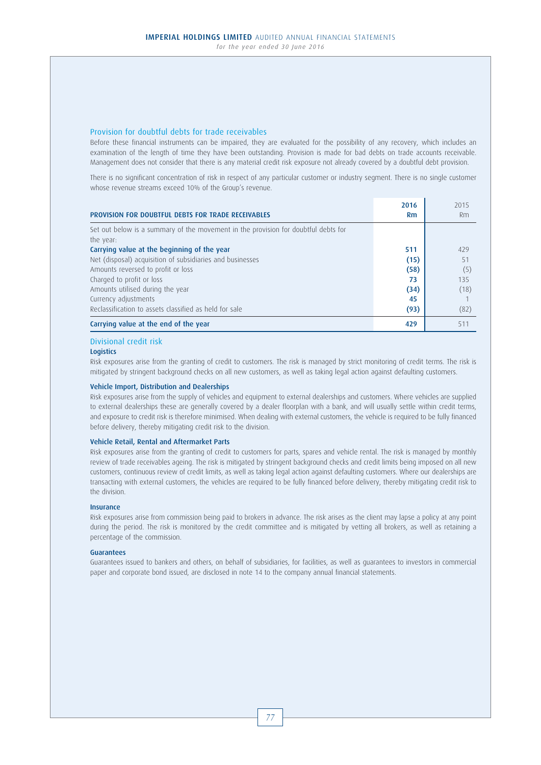## Provision for doubtful debts for trade receivables

Before these financial instruments can be impaired, they are evaluated for the possibility of any recovery, which includes an examination of the length of time they have been outstanding. Provision is made for bad debts on trade accounts receivable. Management does not consider that there is any material credit risk exposure not already covered by a doubtful debt provision.

There is no significant concentration of risk in respect of any particular customer or industry segment. There is no single customer whose revenue streams exceed 10% of the Group's revenue.

| PROVISION FOR DOUBTFUL DEBTS FOR TRADE RECEIVABLES | 2016 Rm | 2015 Rm |
|---|---|---|
| Set out below is a summary of the movement in the provision for doubtful debts for the year: | | |
| **Carrying value at the beginning of the year** | **511** | 429 |
| Net (disposal) acquisition of subsidiaries and businesses | **(15)** | 51 |
| Amounts reversed to profit or loss | **(58)** | (5) |
| Charged to profit or loss | **73** | 135 |
| Amounts utilised during the year | **(34)** | (18) |
| Currency adjustments | **45** | 1 |
| Reclassification to assets classified as held for sale | **(93)** | (82) |
| **Carrying value at the end of the year** | **429** | 511 |

## Divisional credit risk

### Logistics

Risk exposures arise from the granting of credit to customers. The risk is managed by strict monitoring of credit terms. The risk is mitigated by stringent background checks on all new customers, as well as taking legal action against defaulting customers.

### Vehicle Import, Distribution and Dealerships

Risk exposures arise from the supply of vehicles and equipment to external dealerships and customers. Where vehicles are supplied to external dealerships these are generally covered by a dealer floorplan with a bank, and will usually settle within credit terms, and exposure to credit risk is therefore minimised. When dealing with external customers, the vehicle is required to be fully financed before delivery, thereby mitigating credit risk to the division.

### Vehicle Retail, Rental and Aftermarket Parts

Risk exposures arise from the granting of credit to customers for parts, spares and vehicle rental. The risk is managed by monthly review of trade receivables ageing. The risk is mitigated by stringent background checks and credit limits being imposed on all new customers, continuous review of credit limits, as well as taking legal action against defaulting customers. Where our dealerships are transacting with external customers, the vehicles are required to be fully financed before delivery, thereby mitigating credit risk to the division.

### Insurance

Risk exposures arise from commission being paid to brokers in advance. The risk arises as the client may lapse a policy at any point during the period. The risk is monitored by the credit committee and is mitigated by vetting all brokers, as well as retaining a percentage of the commission.

### Guarantees

Guarantees issued to bankers and others, on behalf of subsidiaries, for facilities, as well as guarantees to investors in commercial paper and corporate bond issued, are disclosed in note 14 to the company annual financial statements.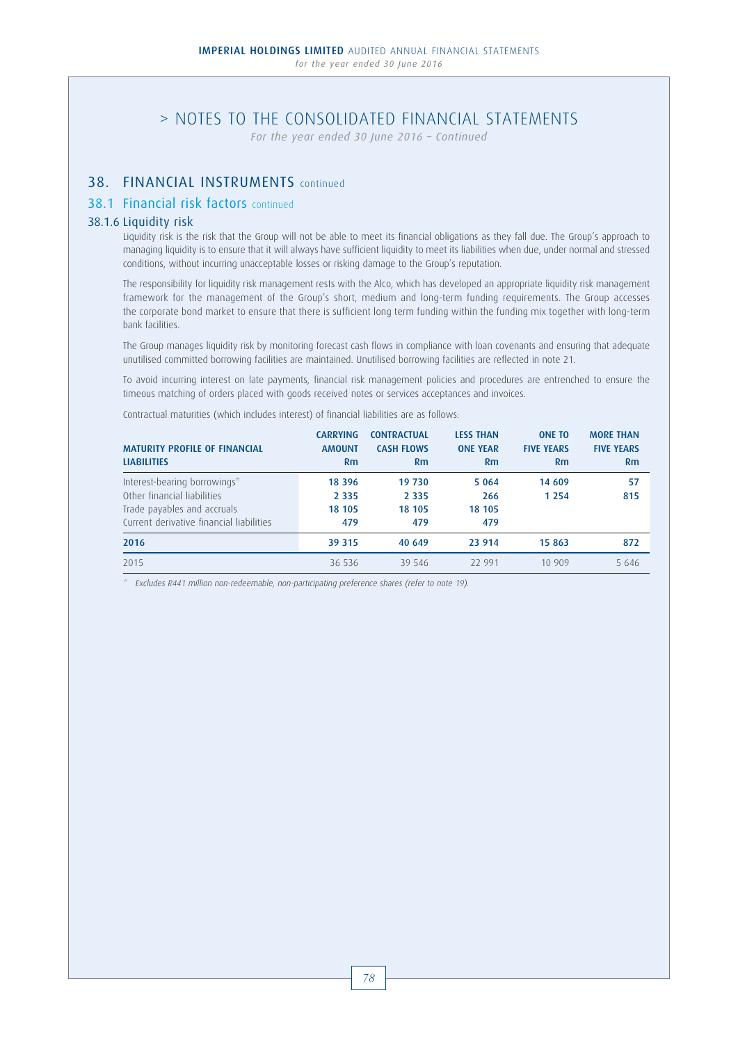# > NOTES TO THE CONSOLIDATED FINANCIAL STATEMENTS

*For the year ended 30 June 2016 – Continued*

## 38. FINANCIAL INSTRUMENTS continued

### 38.1 Financial risk factors continued

#### 38.1.6 Liquidity risk

Liquidity risk is the risk that the Group will not be able to meet its financial obligations as they fall due. The Group's approach to managing liquidity is to ensure that it will always have sufficient liquidity to meet its liabilities when due, under normal and stressed conditions, without incurring unacceptable losses or risking damage to the Group's reputation.

The responsibility for liquidity risk management rests with the Alco, which has developed an appropriate liquidity risk management framework for the management of the Group's short, medium and long-term funding requirements. The Group accesses the corporate bond market to ensure that there is sufficient long term funding within the funding mix together with long-term bank facilities.

The Group manages liquidity risk by monitoring forecast cash flows in compliance with loan covenants and ensuring that adequate unutilised committed borrowing facilities are maintained. Unutilised borrowing facilities are reflected in note 21.

To avoid incurring interest on late payments, financial risk management policies and procedures are entrenched to ensure the timeous matching of orders placed with goods received notes or services acceptances and invoices.

Contractual maturities (which includes interest) of financial liabilities are as follows:

| MATURITY PROFILE OF FINANCIAL LIABILITIES | CARRYING AMOUNT Rm | CONTRACTUAL CASH FLOWS Rm | LESS THAN ONE YEAR Rm | ONE TO FIVE YEARS Rm | MORE THAN FIVE YEARS Rm |
|---|---|---|---|---|---|
| Interest-bearing borrowings* | **18 396** | **19 730** | **5 064** | **14 609** | **57** |
| Other financial liabilities | **2 335** | **2 335** | **266** | **1 254** | **815** |
| Trade payables and accruals | **18 105** | **18 105** | **18 105** | | |
| Current derivative financial liabilities | **479** | **479** | **479** | | |
| **2016** | **39 315** | **40 649** | **23 914** | **15 863** | **872** |
| 2015 | 36 536 | 39 546 | 22 991 | 10 909 | 5 646 |

\* *Excludes R441 million non-redeemable, non-participating preference shares (refer to note 19).*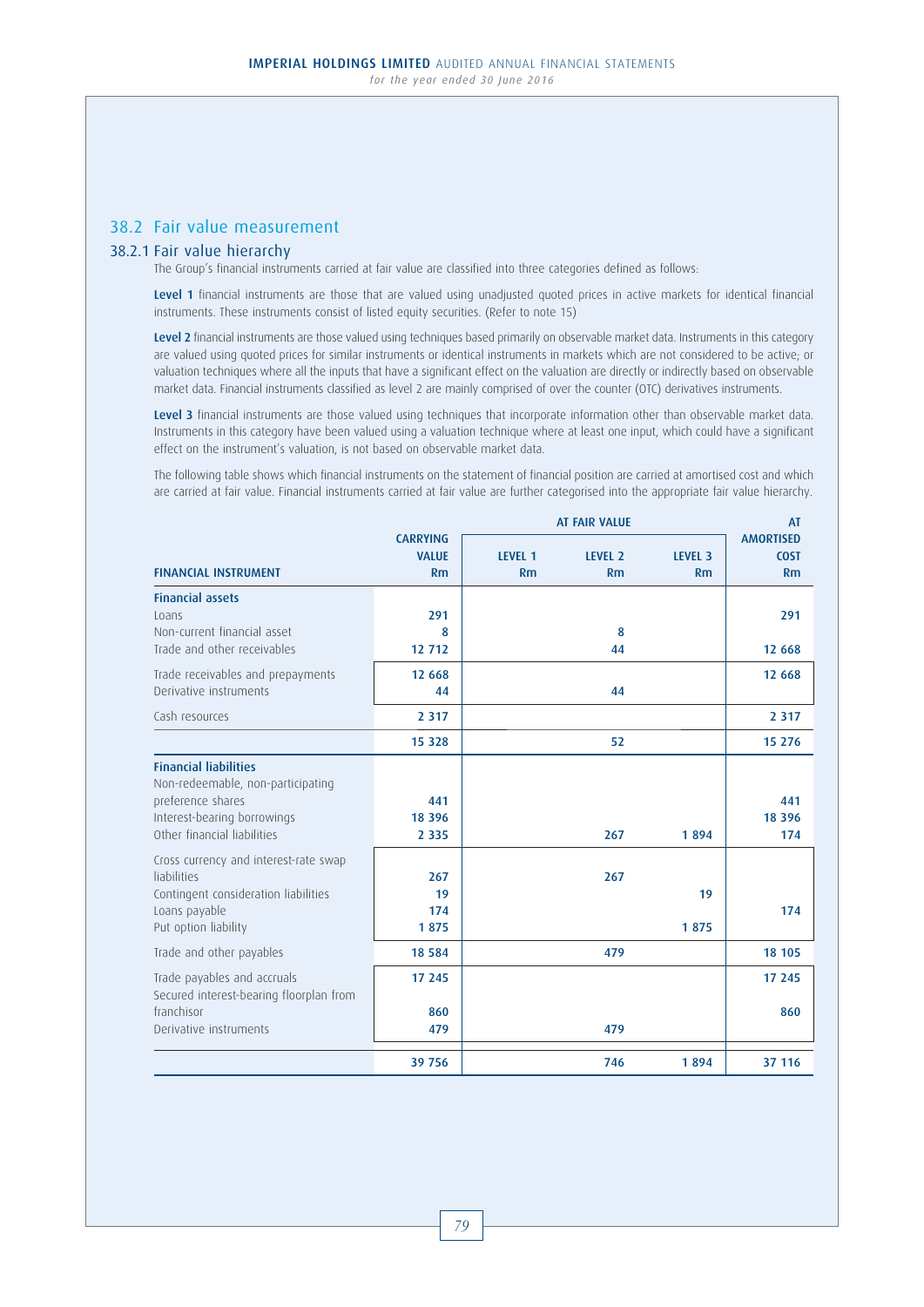## 38.2 Fair value measurement

### 38.2.1 Fair value hierarchy

The Group's financial instruments carried at fair value are classified into three categories defined as follows:

**Level 1** financial instruments are those that are valued using unadjusted quoted prices in active markets for identical financial instruments. These instruments consist of listed equity securities. (Refer to note 15)

**Level 2** financial instruments are those valued using techniques based primarily on observable market data. Instruments in this category are valued using quoted prices for similar instruments or identical instruments in markets which are not considered to be active; or valuation techniques where all the inputs that have a significant effect on the valuation are directly or indirectly based on observable market data. Financial instruments classified as level 2 are mainly comprised of over the counter (OTC) derivatives instruments.

**Level 3** financial instruments are those valued using techniques that incorporate information other than observable market data. Instruments in this category have been valued using a valuation technique where at least one input, which could have a significant effect on the instrument's valuation, is not based on observable market data.

The following table shows which financial instruments on the statement of financial position are carried at amortised cost and which are carried at fair value. Financial instruments carried at fair value are further categorised into the appropriate fair value hierarchy.

| FINANCIAL INSTRUMENT | CARRYING VALUE Rm | AT FAIR VALUE | | | AT AMORTISED COST Rm |
|---|---|---|---|---|---|
| | | LEVEL 1 Rm | LEVEL 2 Rm | LEVEL 3 Rm | |
| **Financial assets** | | | | | |
| Loans | 291 | | | | 291 |
| Non-current financial asset | 8 | | 8 | | |
| Trade and other receivables | 12 712 | | 44 | | 12 668 |
| Trade receivables and prepayments | 12 668 | | | | 12 668 |
| Derivative instruments | 44 | | 44 | | |
| Cash resources | 2 317 | | | | 2 317 |
| | 15 328 | | 52 | | 15 276 |
| **Financial liabilities** | | | | | |
| Non-redeemable, non-participating preference shares | 441 | | | | 441 |
| Interest-bearing borrowings | 18 396 | | | | 18 396 |
| Other financial liabilities | 2 335 | | 267 | 1 894 | 174 |
| Cross currency and interest-rate swap liabilities | 267 | | 267 | | |
| Contingent consideration liabilities | 19 | | | 19 | |
| Loans payable | 174 | | | | 174 |
| Put option liability | 1 875 | | | 1 875 | |
| Trade and other payables | 18 584 | | 479 | | 18 105 |
| Trade payables and accruals | 17 245 | | | | 17 245 |
| Secured interest-bearing floorplan from franchisor | 860 | | | | 860 |
| Derivative instruments | 479 | | 479 | | |
| | 39 756 | | 746 | 1 894 | 37 116 |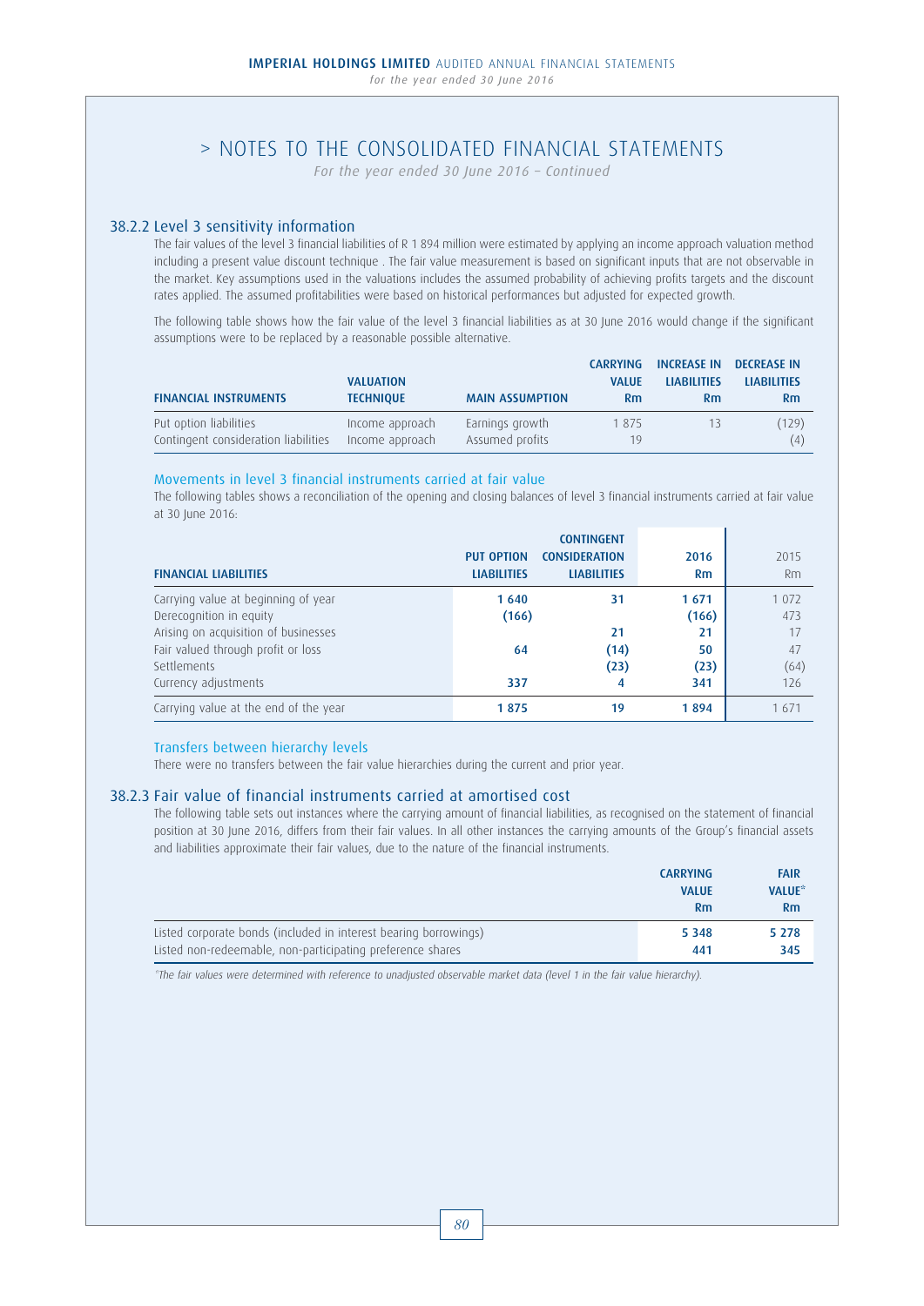# > NOTES TO THE CONSOLIDATED FINANCIAL STATEMENTS

*For the year ended 30 June 2016 – Continued*

## 38.2.2 Level 3 sensitivity information

The fair values of the level 3 financial liabilities of R 1 894 million were estimated by applying an income approach valuation method including a present value discount technique . The fair value measurement is based on significant inputs that are not observable in the market. Key assumptions used in the valuations includes the assumed probability of achieving profits targets and the discount rates applied. The assumed profitabilities were based on historical performances but adjusted for expected growth.

The following table shows how the fair value of the level 3 financial liabilities as at 30 June 2016 would change if the significant assumptions were to be replaced by a reasonable possible alternative.

| FINANCIAL INSTRUMENTS | VALUATION TECHNIQUE | MAIN ASSUMPTION | CARRYING VALUE Rm | INCREASE IN LIABILITIES Rm | DECREASE IN LIABILITIES Rm |
|---|---|---|---|---|---|
| Put option liabilities | Income approach | Earnings growth | 1 875 | 13 | (129) |
| Contingent consideration liabilities | Income approach | Assumed profits | 19 | | (4) |

### Movements in level 3 financial instruments carried at fair value

The following tables shows a reconciliation of the opening and closing balances of level 3 financial instruments carried at fair value at 30 June 2016:

| FINANCIAL LIABILITIES | PUT OPTION LIABILITIES | CONTINGENT CONSIDERATION LIABILITIES | 2016 Rm | 2015 Rm |
|---|---|---|---|---|
| Carrying value at beginning of year | **1 640** | **31** | **1 671** | 1 072 |
| Derecognition in equity | **(166)** | | **(166)** | 473 |
| Arising on acquisition of businesses | | **21** | **21** | 17 |
| Fair valued through profit or loss | **64** | **(14)** | **50** | 47 |
| Settlements | | **(23)** | **(23)** | (64) |
| Currency adjustments | **337** | **4** | **341** | 126 |
| Carrying value at the end of the year | **1 875** | **19** | **1 894** | 1 671 |

### Transfers between hierarchy levels

There were no transfers between the fair value hierarchies during the current and prior year.

## 38.2.3 Fair value of financial instruments carried at amortised cost

The following table sets out instances where the carrying amount of financial liabilities, as recognised on the statement of financial position at 30 June 2016, differs from their fair values. In all other instances the carrying amounts of the Group's financial assets and liabilities approximate their fair values, due to the nature of the financial instruments.

| | CARRYING VALUE Rm | FAIR VALUE* Rm |
|---|---|---|
| Listed corporate bonds (included in interest bearing borrowings) | **5 348** | **5 278** |
| Listed non-redeemable, non-participating preference shares | **441** | **345** |

*\*The fair values were determined with reference to unadjusted observable market data (level 1 in the fair value hierarchy).*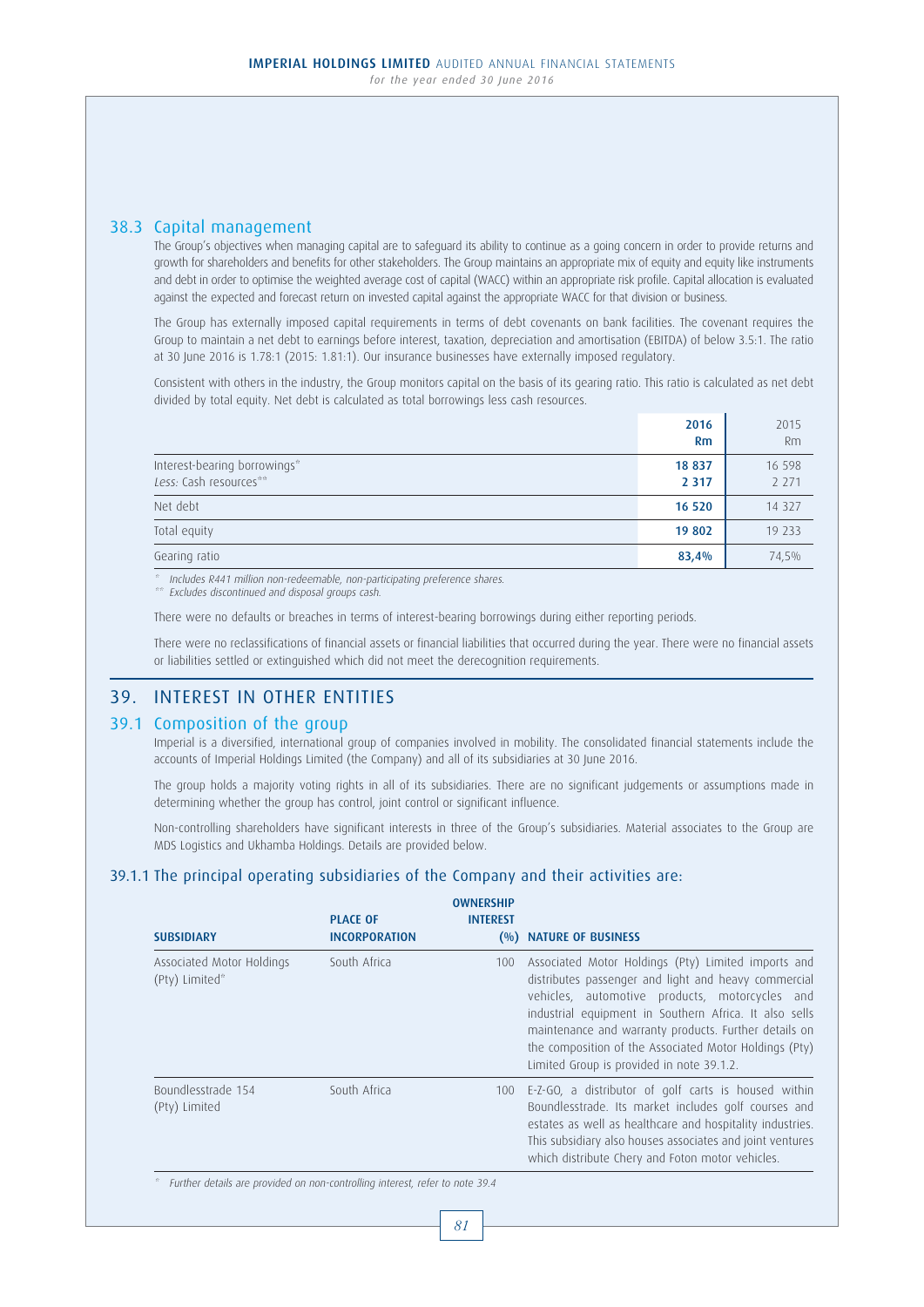## 38.3 Capital management

The Group's objectives when managing capital are to safeguard its ability to continue as a going concern in order to provide returns and growth for shareholders and benefits for other stakeholders. The Group maintains an appropriate mix of equity and equity like instruments and debt in order to optimise the weighted average cost of capital (WACC) within an appropriate risk profile. Capital allocation is evaluated against the expected and forecast return on invested capital against the appropriate WACC for that division or business.

The Group has externally imposed capital requirements in terms of debt covenants on bank facilities. The covenant requires the Group to maintain a net debt to earnings before interest, taxation, depreciation and amortisation (EBITDA) of below 3.5:1. The ratio at 30 June 2016 is 1.78:1 (2015: 1.81:1). Our insurance businesses have externally imposed regulatory.

Consistent with others in the industry, the Group monitors capital on the basis of its gearing ratio. This ratio is calculated as net debt divided by total equity. Net debt is calculated as total borrowings less cash resources.

| | **2016 Rm** | 2015 Rm |
|---|---|---|
| Interest-bearing borrowings* | **18 837** | 16 598 |
| *Less:* Cash resources** | **2 317** | 2 271 |
| Net debt | **16 520** | 14 327 |
| Total equity | **19 802** | 19 233 |
| Gearing ratio | **83,4%** | 74,5% |

\* *Includes R441 million non-redeemable, non-participating preference shares.*
\*\* *Excludes discontinued and disposal groups cash.*

There were no defaults or breaches in terms of interest-bearing borrowings during either reporting periods.

There were no reclassifications of financial assets or financial liabilities that occurred during the year. There were no financial assets or liabilities settled or extinguished which did not meet the derecognition requirements.

# 39. INTEREST IN OTHER ENTITIES

## 39.1 Composition of the group

Imperial is a diversified, international group of companies involved in mobility. The consolidated financial statements include the accounts of Imperial Holdings Limited (the Company) and all of its subsidiaries at 30 June 2016.

The group holds a majority voting rights in all of its subsidiaries. There are no significant judgements or assumptions made in determining whether the group has control, joint control or significant influence.

Non-controlling shareholders have significant interests in three of the Group's subsidiaries. Material associates to the Group are MDS Logistics and Ukhamba Holdings. Details are provided below.

### 39.1.1 The principal operating subsidiaries of the Company and their activities are:

| **SUBSIDIARY** | **PLACE OF INCORPORATION** | **OWNERSHIP INTEREST (%)** | **NATURE OF BUSINESS** |
|---|---|---|---|
| Associated Motor Holdings (Pty) Limited* | South Africa | 100 | Associated Motor Holdings (Pty) Limited imports and distributes passenger and light and heavy commercial vehicles, automotive products, motorcycles and industrial equipment in Southern Africa. It also sells maintenance and warranty products. Further details on the composition of the Associated Motor Holdings (Pty) Limited Group is provided in note 39.1.2. |
| Boundlesstrade 154 (Pty) Limited | South Africa | 100 | E-Z-GO, a distributor of golf carts is housed within Boundlesstrade. Its market includes golf courses and estates as well as healthcare and hospitality industries. This subsidiary also houses associates and joint ventures which distribute Chery and Foton motor vehicles. |

\* *Further details are provided on non-controlling interest, refer to note 39.4*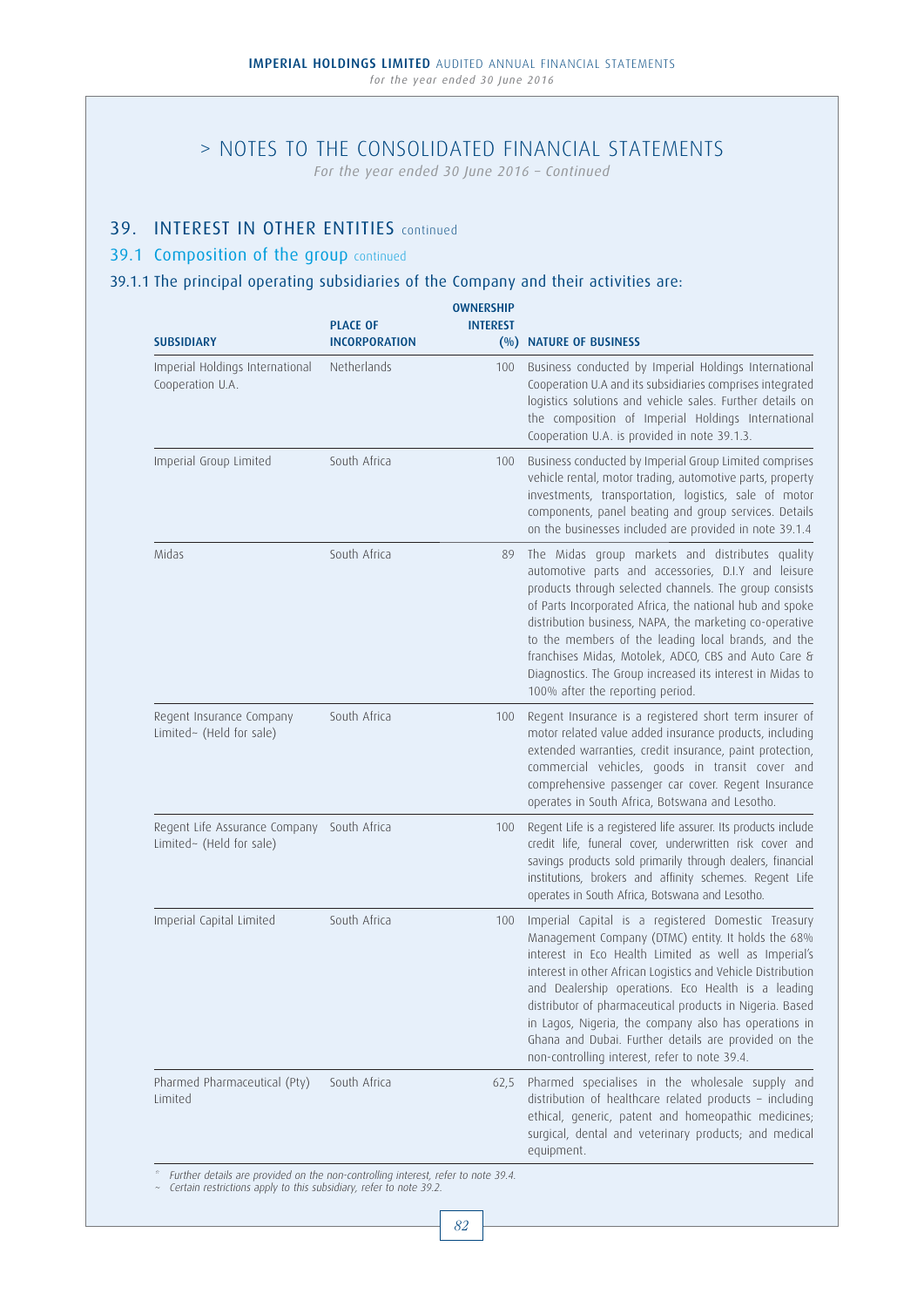# > NOTES TO THE CONSOLIDATED FINANCIAL STATEMENTS

*For the year ended 30 June 2016 – Continued*

## 39. INTEREST IN OTHER ENTITIES continued

### 39.1 Composition of the group continued

### 39.1.1 The principal operating subsidiaries of the Company and their activities are:

| SUBSIDIARY | PLACE OF INCORPORATION | OWNERSHIP INTEREST (%) | NATURE OF BUSINESS |
|---|---|---|---|
| Imperial Holdings International Cooperation U.A. | Netherlands | 100 | Business conducted by Imperial Holdings International Cooperation U.A and its subsidiaries comprises integrated logistics solutions and vehicle sales. Further details on the composition of Imperial Holdings International Cooperation U.A. is provided in note 39.1.3. |
| Imperial Group Limited | South Africa | 100 | Business conducted by Imperial Group Limited comprises vehicle rental, motor trading, automotive parts, property investments, transportation, logistics, sale of motor components, panel beating and group services. Details on the businesses included are provided in note 39.1.4 |
| Midas | South Africa | 89 | The Midas group markets and distributes quality automotive parts and accessories, D.I.Y and leisure products through selected channels. The group consists of Parts Incorporated Africa, the national hub and spoke distribution business, NAPA, the marketing co-operative to the members of the leading local brands, and the franchises Midas, Motolek, ADCO, CBS and Auto Care & Diagnostics. The Group increased its interest in Midas to 100% after the reporting period. |
| Regent Insurance Company Limited~ (Held for sale) | South Africa | 100 | Regent Insurance is a registered short term insurer of motor related value added insurance products, including extended warranties, credit insurance, paint protection, commercial vehicles, goods in transit cover and comprehensive passenger car cover. Regent Insurance operates in South Africa, Botswana and Lesotho. |
| Regent Life Assurance Company Limited~ (Held for sale) | South Africa | 100 | Regent Life is a registered life assurer. Its products include credit life, funeral cover, underwritten risk cover and savings products sold primarily through dealers, financial institutions, brokers and affinity schemes. Regent Life operates in South Africa, Botswana and Lesotho. |
| Imperial Capital Limited | South Africa | 100 | Imperial Capital is a registered Domestic Treasury Management Company (DTMC) entity. It holds the 68% interest in Eco Health Limited as well as Imperial's interest in other African Logistics and Vehicle Distribution and Dealership operations. Eco Health is a leading distributor of pharmaceutical products in Nigeria. Based in Lagos, Nigeria, the company also has operations in Ghana and Dubai. Further details are provided on the non-controlling interest, refer to note 39.4. |
| Pharmed Pharmaceutical (Pty) Limited | South Africa | 62,5 | Pharmed specialises in the wholesale supply and distribution of healthcare related products – including ethical, generic, patent and homeopathic medicines; surgical, dental and veterinary products; and medical equipment. |

*# Further details are provided on the non-controlling interest, refer to note 39.4.*
*~ Certain restrictions apply to this subsidiary, refer to note 39.2.*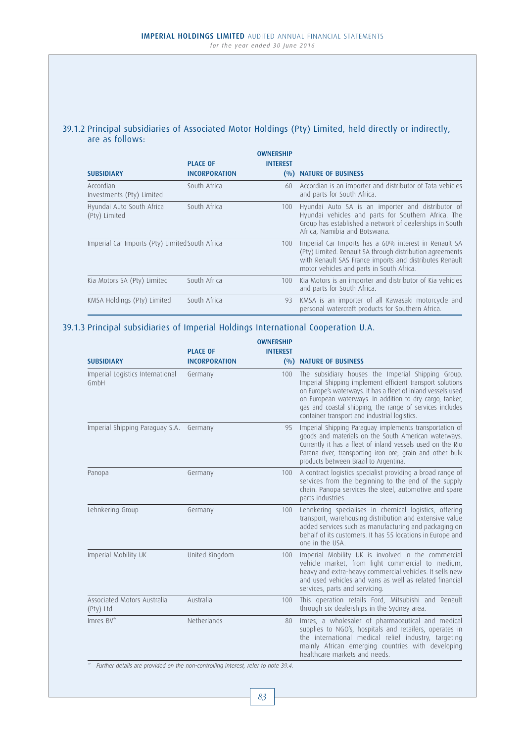### 39.1.2 Principal subsidiaries of Associated Motor Holdings (Pty) Limited, held directly or indirectly, are as follows:

| SUBSIDIARY | PLACE OF INCORPORATION | OWNERSHIP INTEREST (%) | NATURE OF BUSINESS |
|---|---|---|---|
| Accordian Investments (Pty) Limited | South Africa | 60 | Accordian is an importer and distributor of Tata vehicles and parts for South Africa. |
| Hyundai Auto South Africa (Pty) Limited | South Africa | 100 | Hyundai Auto SA is an importer and distributor of Hyundai vehicles and parts for Southern Africa. The Group has established a network of dealerships in South Africa, Namibia and Botswana. |
| Imperial Car Imports (Pty) Limited | South Africa | 100 | Imperial Car Imports has a 60% interest in Renault SA (Pty) Limited. Renault SA through distribution agreements with Renault SAS France imports and distributes Renault motor vehicles and parts in South Africa. |
| Kia Motors SA (Pty) Limited | South Africa | 100 | Kia Motors is an importer and distributor of Kia vehicles and parts for South Africa. |
| KMSA Holdings (Pty) Limited | South Africa | 93 | KMSA is an importer of all Kawasaki motorcycle and personal watercraft products for Southern Africa. |

### 39.1.3 Principal subsidiaries of Imperial Holdings International Cooperation U.A.

| SUBSIDIARY | PLACE OF INCORPORATION | OWNERSHIP INTEREST (%) | NATURE OF BUSINESS |
|---|---|---|---|
| Imperial Logistics International GmbH | Germany | 100 | The subsidiary houses the Imperial Shipping Group. Imperial Shipping implement efficient transport solutions on Europe's waterways. It has a fleet of inland vessels used on European waterways. In addition to dry cargo, tanker, gas and coastal shipping, the range of services includes container transport and industrial logistics. |
| Imperial Shipping Paraguay S.A. | Germany | 95 | Imperial Shipping Paraguay implements transportation of goods and materials on the South American waterways. Currently it has a fleet of inland vessels used on the Rio Parana river, transporting iron ore, grain and other bulk products between Brazil to Argentina. |
| Panopa | Germany | 100 | A contract logistics specialist providing a broad range of services from the beginning to the end of the supply chain. Panopa services the steel, automotive and spare parts industries. |
| Lehnkering Group | Germany | 100 | Lehnkering specialises in chemical logistics, offering transport, warehousing distribution and extensive value added services such as manufacturing and packaging on behalf of its customers. It has 55 locations in Europe and one in the USA. |
| Imperial Mobility UK | United Kingdom | 100 | Imperial Mobility UK is involved in the commercial vehicle market, from light commercial to medium, heavy and extra-heavy commercial vehicles. It sells new and used vehicles and vans as well as related financial services, parts and servicing. |
| Associated Motors Australia (Pty) Ltd | Australia | 100 | This operation retails Ford, Mitsubishi and Renault through six dealerships in the Sydney area. |
| Imres BV* | Netherlands | 80 | Imres, a wholesaler of pharmaceutical and medical supplies to NGO's, hospitals and retailers, operates in the international medical relief industry, targeting mainly African emerging countries with developing healthcare markets and needs. |

\* *Further details are provided on the non-controlling interest, refer to note 39.4.*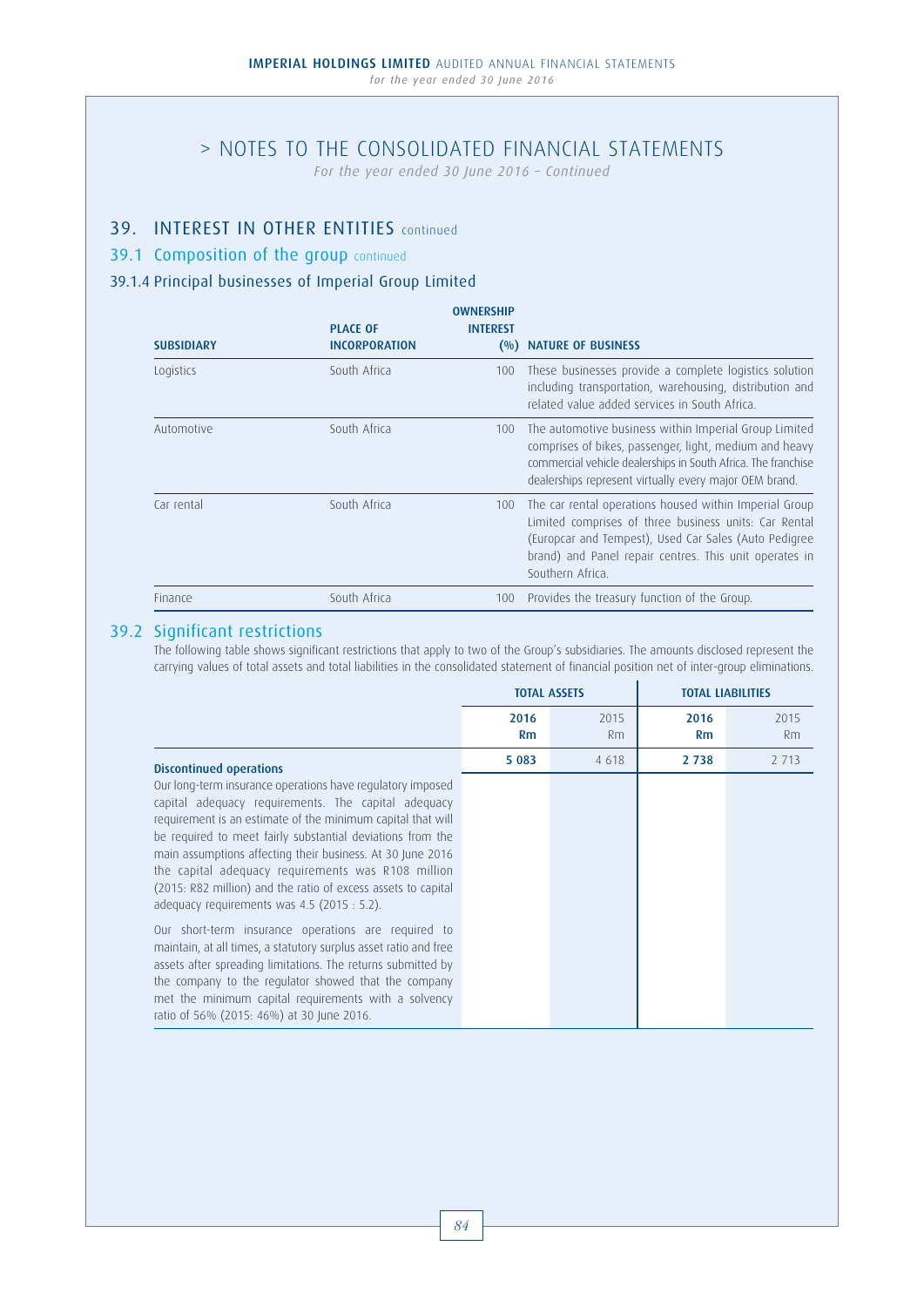# > NOTES TO THE CONSOLIDATED FINANCIAL STATEMENTS

*For the year ended 30 June 2016 – Continued*

## 39. INTEREST IN OTHER ENTITIES continued

### 39.1 Composition of the group continued

#### 39.1.4 Principal businesses of Imperial Group Limited

| SUBSIDIARY | PLACE OF INCORPORATION | OWNERSHIP INTEREST (%) | NATURE OF BUSINESS |
|---|---|---|---|
| Logistics | South Africa | 100 | These businesses provide a complete logistics solution including transportation, warehousing, distribution and related value added services in South Africa. |
| Automotive | South Africa | 100 | The automotive business within Imperial Group Limited comprises of bikes, passenger, light, medium and heavy commercial vehicle dealerships in South Africa. The franchise dealerships represent virtually every major OEM brand. |
| Car rental | South Africa | 100 | The car rental operations housed within Imperial Group Limited comprises of three business units: Car Rental (Europcar and Tempest), Used Car Sales (Auto Pedigree brand) and Panel repair centres. This unit operates in Southern Africa. |
| Finance | South Africa | 100 | Provides the treasury function of the Group. |

### 39.2 Significant restrictions

The following table shows significant restrictions that apply to two of the Group's subsidiaries. The amounts disclosed represent the carrying values of total assets and total liabilities in the consolidated statement of financial position net of inter-group eliminations.

| | TOTAL ASSETS | | TOTAL LIABILITIES | |
|---|---|---|---|---|
| | **2016 Rm** | 2015 Rm | **2016 Rm** | 2015 Rm |
| **Discontinued operations** | **5 083** | 4 618 | **2 738** | 2 713 |
| Our long-term insurance operations have regulatory imposed capital adequacy requirements. The capital adequacy requirement is an estimate of the minimum capital that will be required to meet fairly substantial deviations from the main assumptions affecting their business. At 30 June 2016 the capital adequacy requirements was R108 million (2015: R82 million) and the ratio of excess assets to capital adequacy requirements was 4.5 (2015 : 5.2). | | | | |
| Our short-term insurance operations are required to maintain, at all times, a statutory surplus asset ratio and free assets after spreading limitations. The returns submitted by the company to the regulator showed that the company met the minimum capital requirements with a solvency ratio of 56% (2015: 46%) at 30 June 2016. | | | | |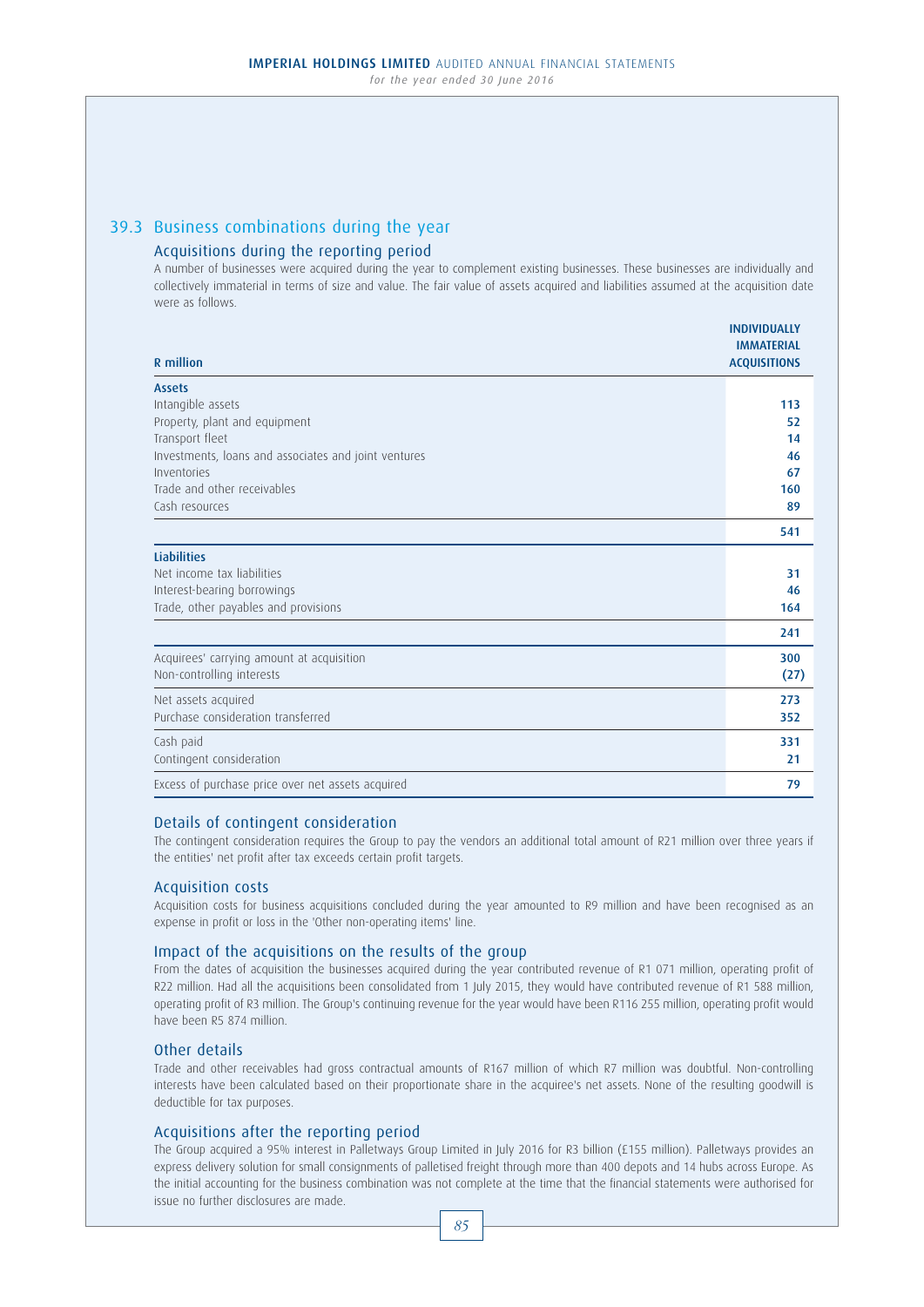## 39.3 Business combinations during the year

### Acquisitions during the reporting period

A number of businesses were acquired during the year to complement existing businesses. These businesses are individually and collectively immaterial in terms of size and value. The fair value of assets acquired and liabilities assumed at the acquisition date were as follows.

| R million | INDIVIDUALLY IMMATERIAL ACQUISITIONS |
|---|---|
| **Assets** | |
| Intangible assets | 113 |
| Property, plant and equipment | 52 |
| Transport fleet | 14 |
| Investments, loans and associates and joint ventures | 46 |
| Inventories | 67 |
| Trade and other receivables | 160 |
| Cash resources | 89 |
| | 541 |
| **Liabilities** | |
| Net income tax liabilities | 31 |
| Interest-bearing borrowings | 46 |
| Trade, other payables and provisions | 164 |
| | 241 |
| Acquirees' carrying amount at acquisition | 300 |
| Non-controlling interests | (27) |
| Net assets acquired | 273 |
| Purchase consideration transferred | 352 |
| Cash paid | 331 |
| Contingent consideration | 21 |
| Excess of purchase price over net assets acquired | 79 |

### Details of contingent consideration

The contingent consideration requires the Group to pay the vendors an additional total amount of R21 million over three years if the entities' net profit after tax exceeds certain profit targets.

### Acquisition costs

Acquisition costs for business acquisitions concluded during the year amounted to R9 million and have been recognised as an expense in profit or loss in the 'Other non-operating items' line.

### Impact of the acquisitions on the results of the group

From the dates of acquisition the businesses acquired during the year contributed revenue of R1 071 million, operating profit of R22 million. Had all the acquisitions been consolidated from 1 July 2015, they would have contributed revenue of R1 588 million, operating profit of R3 million. The Group's continuing revenue for the year would have been R116 255 million, operating profit would have been R5 874 million.

### Other details

Trade and other receivables had gross contractual amounts of R167 million of which R7 million was doubtful. Non-controlling interests have been calculated based on their proportionate share in the acquiree's net assets. None of the resulting goodwill is deductible for tax purposes.

### Acquisitions after the reporting period

The Group acquired a 95% interest in Palletways Group Limited in July 2016 for R3 billion (£155 million). Palletways provides an express delivery solution for small consignments of palletised freight through more than 400 depots and 14 hubs across Europe. As the initial accounting for the business combination was not complete at the time that the financial statements were authorised for issue no further disclosures are made.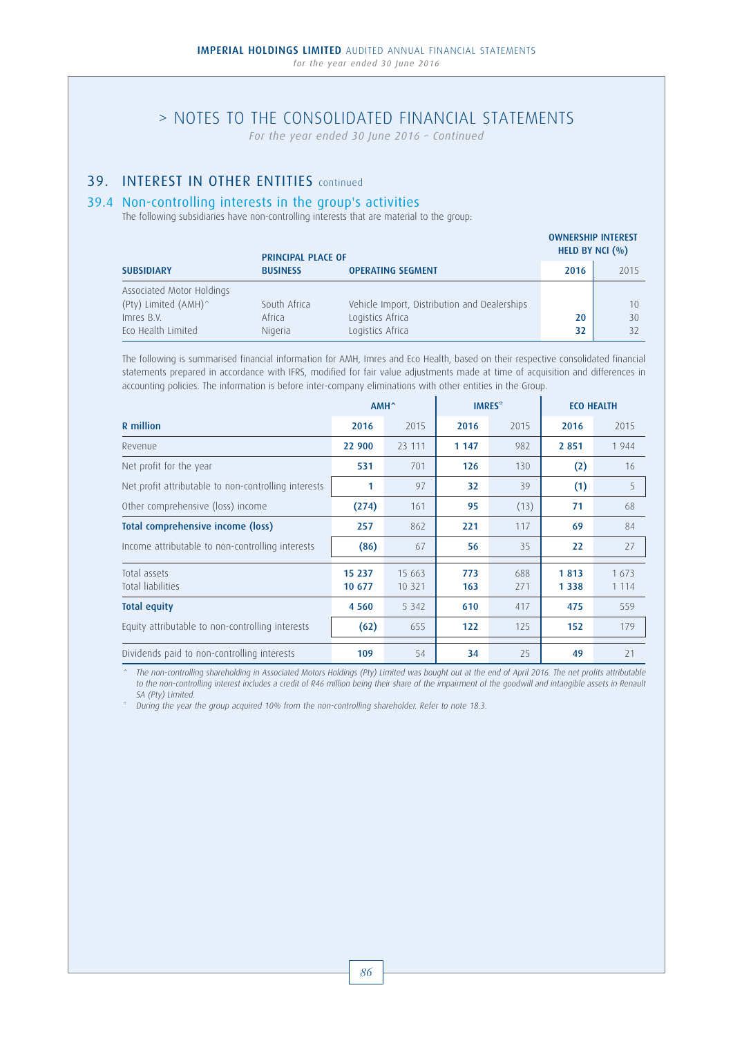# > NOTES TO THE CONSOLIDATED FINANCIAL STATEMENTS

*For the year ended 30 June 2016 – Continued*

## 39. INTEREST IN OTHER ENTITIES continued

### 39.4 Non-controlling interests in the group's activities

The following subsidiaries have non-controlling interests that are material to the group:

| SUBSIDIARY | PRINCIPAL PLACE OF BUSINESS | OPERATING SEGMENT | OWNERSHIP INTEREST HELD BY NCI (%) 2016 | 2015 |
|---|---|---|---|---|
| Associated Motor Holdings (Pty) Limited (AMH)^ | South Africa | Vehicle Import, Distribution and Dealerships | | 10 |
| Imres B.V. | Africa | Logistics Africa | **20** | 30 |
| Eco Health Limited | Nigeria | Logistics Africa | **32** | 32 |

The following is summarised financial information for AMH, Imres and Eco Health, based on their respective consolidated financial statements prepared in accordance with IFRS, modified for fair value adjustments made at time of acquisition and differences in accounting policies. The information is before inter-company eliminations with other entities in the Group.

| | AMH^ | | IMRES# | | ECO HEALTH | |
|---|---|---|---|---|---|---|
| **R million** | **2016** | 2015 | **2016** | 2015 | **2016** | 2015 |
| Revenue | **22 900** | 23 111 | **1 147** | 982 | **2 851** | 1 944 |
| Net profit for the year | **531** | 701 | **126** | 130 | **(2)** | 16 |
| Net profit attributable to non-controlling interests | **1** | 97 | **32** | 39 | **(1)** | 5 |
| Other comprehensive (loss) income | **(274)** | 161 | **95** | (13) | **71** | 68 |
| **Total comprehensive income (loss)** | **257** | 862 | **221** | 117 | **69** | 84 |
| Income attributable to non-controlling interests | **(86)** | 67 | **56** | 35 | **22** | 27 |
| Total assets | **15 237** | 15 663 | **773** | 688 | **1 813** | 1 673 |
| Total liabilities | **10 677** | 10 321 | **163** | 271 | **1 338** | 1 114 |
| **Total equity** | **4 560** | 5 342 | **610** | 417 | **475** | 559 |
| Equity attributable to non-controlling interests | **(62)** | 655 | **122** | 125 | **152** | 179 |
| Dividends paid to non-controlling interests | **109** | 54 | **34** | 25 | **49** | 21 |

^ *The non-controlling shareholding in Associated Motors Holdings (Pty) Limited was bought out at the end of April 2016. The net profits attributable to the non-controlling interest includes a credit of R46 million being their share of the impairment of the goodwill and intangible assets in Renault SA (Pty) Limited.*

# *During the year the group acquired 10% from the non-controlling shareholder. Refer to note 18.3.*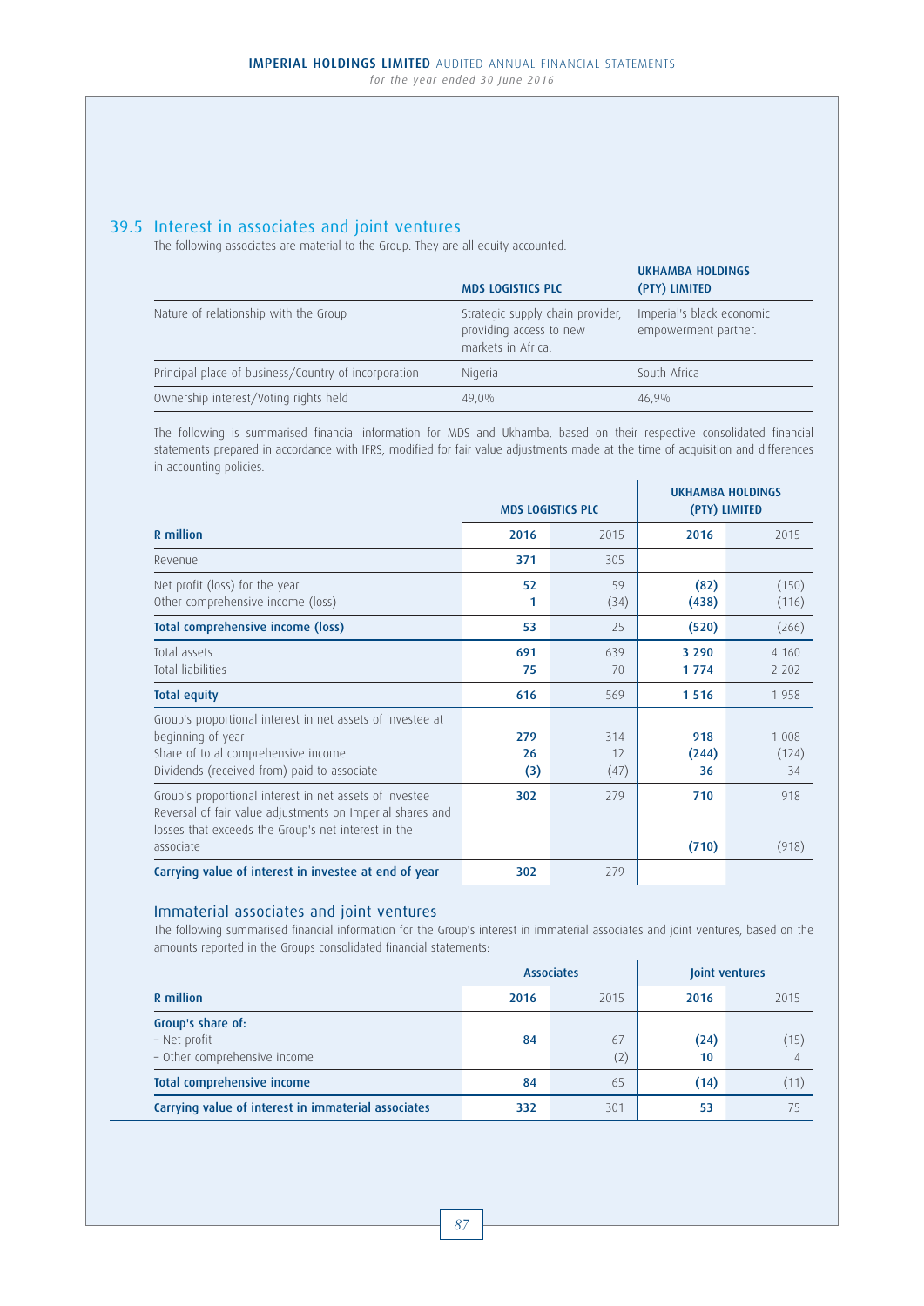## 39.5 Interest in associates and joint ventures

The following associates are material to the Group. They are all equity accounted.

| | MDS LOGISTICS PLC | UKHAMBA HOLDINGS (PTY) LIMITED |
|---|---|---|
| Nature of relationship with the Group | Strategic supply chain provider, providing access to new markets in Africa. | Imperial's black economic empowerment partner. |
| Principal place of business/Country of incorporation | Nigeria | South Africa |
| Ownership interest/Voting rights held | 49,0% | 46,9% |

The following is summarised financial information for MDS and Ukhamba, based on their respective consolidated financial statements prepared in accordance with IFRS, modified for fair value adjustments made at the time of acquisition and differences in accounting policies.

| | MDS LOGISTICS PLC | | UKHAMBA HOLDINGS (PTY) LIMITED | |
|---|---|---|---|---|
| **R million** | **2016** | 2015 | **2016** | 2015 |
| Revenue | **371** | 305 | | |
| Net profit (loss) for the year | **52** | 59 | **(82)** | (150) |
| Other comprehensive income (loss) | **1** | (34) | **(438)** | (116) |
| **Total comprehensive income (loss)** | **53** | 25 | **(520)** | (266) |
| Total assets | **691** | 639 | **3 290** | 4 160 |
| Total liabilities | **75** | 70 | **1 774** | 2 202 |
| **Total equity** | **616** | 569 | **1 516** | 1 958 |
| Group's proportional interest in net assets of investee at beginning of year | **279** | 314 | **918** | 1 008 |
| Share of total comprehensive income | **26** | 12 | **(244)** | (124) |
| Dividends (received from) paid to associate | **(3)** | (47) | **36** | 34 |
| Group's proportional interest in net assets of investee | **302** | 279 | **710** | 918 |
| Reversal of fair value adjustments on Imperial shares and losses that exceeds the Group's net interest in the associate | | | **(710)** | (918) |
| **Carrying value of interest in investee at end of year** | **302** | 279 | | |

### Immaterial associates and joint ventures

The following summarised financial information for the Group's interest in immaterial associates and joint ventures, based on the amounts reported in the Groups consolidated financial statements:

| | Associates | | Joint ventures | |
|---|---|---|---|---|
| **R million** | **2016** | 2015 | **2016** | 2015 |
| **Group's share of:** | | | | |
| – Net profit | **84** | 67 | **(24)** | (15) |
| – Other comprehensive income | | (2) | **10** | 4 |
| **Total comprehensive income** | **84** | 65 | **(14)** | (11) |
| **Carrying value of interest in immaterial associates** | **332** | 301 | **53** | 75 |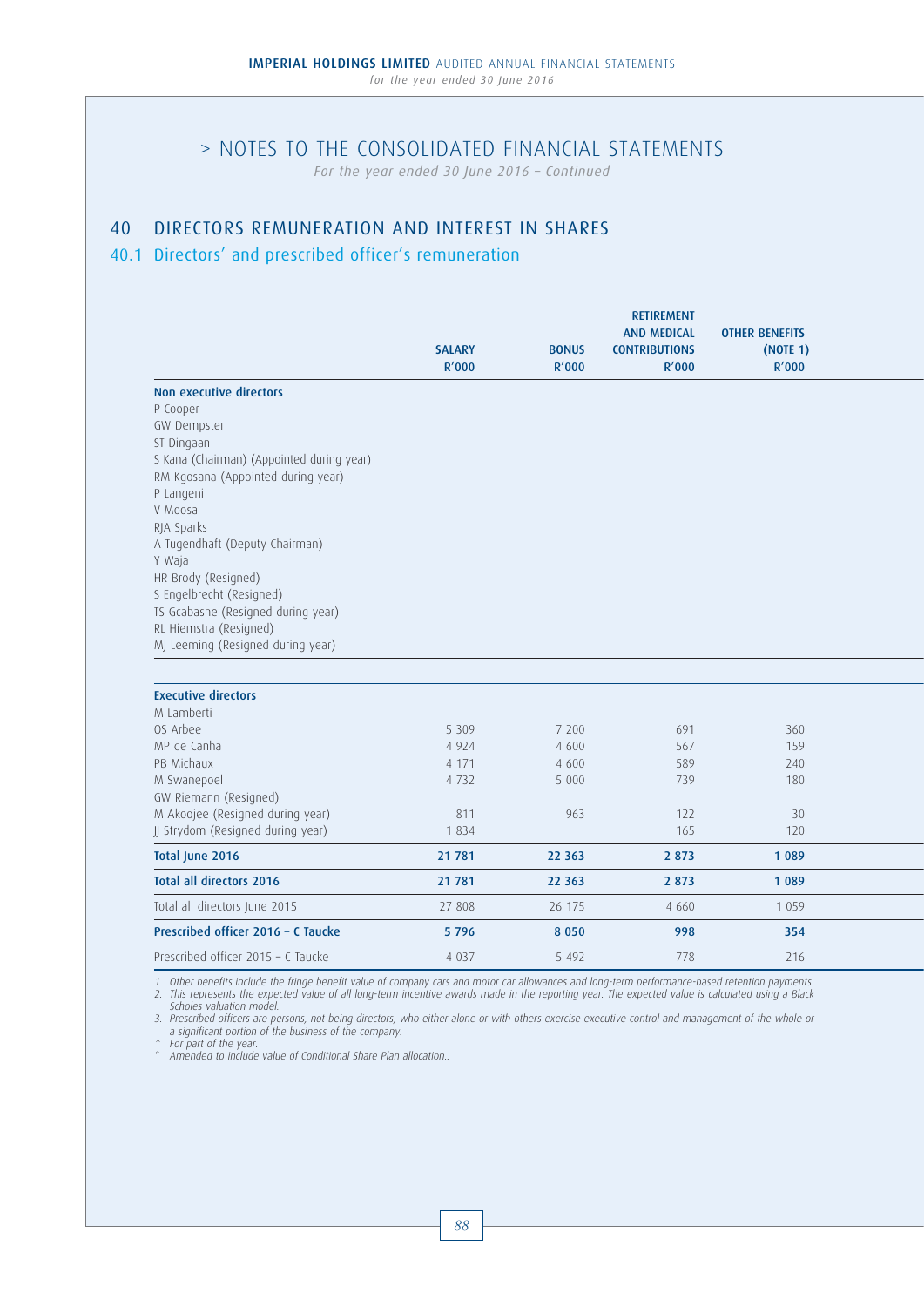# > NOTES TO THE CONSOLIDATED FINANCIAL STATEMENTS

*For the year ended 30 June 2016 – Continued*

## 40 DIRECTORS REMUNERATION AND INTEREST IN SHARES

### 40.1 Directors' and prescribed officer's remuneration

| | SALARY R'000 | BONUS R'000 | RETIREMENT AND MEDICAL CONTRIBUTIONS R'000 | OTHER BENEFITS (NOTE 1) R'000 |
|---|---|---|---|---|
| **Non executive directors** | | | | |
| P Cooper | | | | |
| GW Dempster | | | | |
| ST Dingaan | | | | |
| S Kana (Chairman) (Appointed during year) | | | | |
| RM Kgosana (Appointed during year) | | | | |
| P Langeni | | | | |
| V Moosa | | | | |
| RJA Sparks | | | | |
| A Tugendhaft (Deputy Chairman) | | | | |
| Y Waja | | | | |
| HR Brody (Resigned) | | | | |
| S Engelbrecht (Resigned) | | | | |
| TS Gcabashe (Resigned during year) | | | | |
| RL Hiemstra (Resigned) | | | | |
| MJ Leeming (Resigned during year) | | | | |
| **Executive directors** | | | | |
| M Lamberti | | | | |
| OS Arbee | 5 309 | 7 200 | 691 | 360 |
| MP de Canha | 4 924 | 4 600 | 567 | 159 |
| PB Michaux | 4 171 | 4 600 | 589 | 240 |
| M Swanepoel | 4 732 | 5 000 | 739 | 180 |
| GW Riemann (Resigned) | | | | |
| M Akoojee (Resigned during year) | 811 | 963 | 122 | 30 |
| JJ Strydom (Resigned during year) | 1 834 | | 165 | 120 |
| **Total June 2016** | **21 781** | **22 363** | **2 873** | **1 089** |
| **Total all directors 2016** | **21 781** | **22 363** | **2 873** | **1 089** |
| Total all directors June 2015 | 27 808 | 26 175 | 4 660 | 1 059 |
| **Prescribed officer 2016 – C Taucke** | **5 796** | **8 050** | **998** | **354** |
| Prescribed officer 2015 – C Taucke | 4 037 | 5 492 | 778 | 216 |

*1. Other benefits include the fringe benefit value of company cars and motor car allowances and long-term performance-based retention payments.*
*2. This represents the expected value of all long-term incentive awards made in the reporting year. The expected value is calculated using a Black Scholes valuation model.*
*3. Prescribed officers are persons, not being directors, who either alone or with others exercise executive control and management of the whole or a significant portion of the business of the company.*
*^ For part of the year.*
*° Amended to include value of Conditional Share Plan allocation..*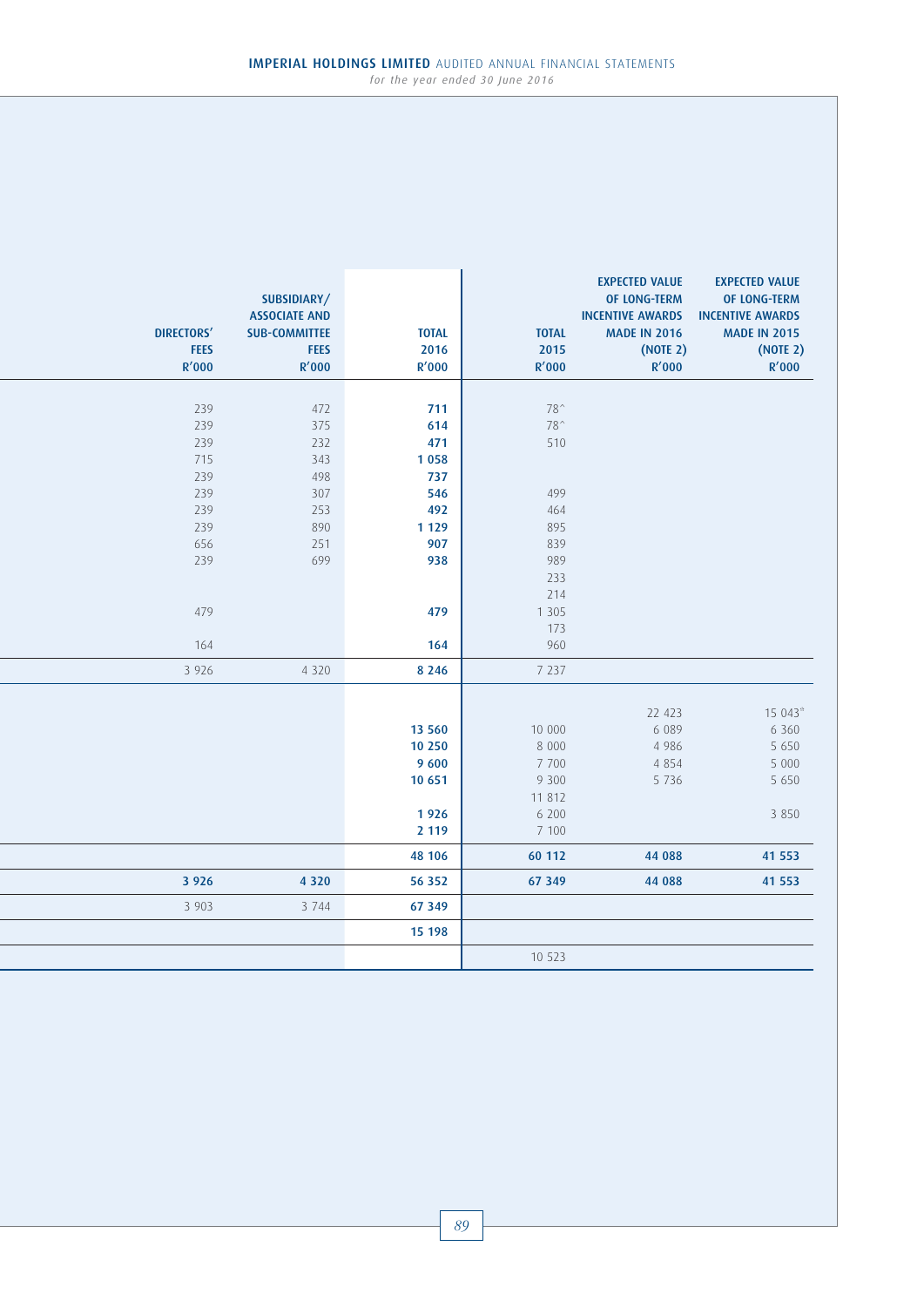| DIRECTORS' FEES R'000 | SUBSIDIARY/ ASSOCIATE AND SUB-COMMITTEE FEES R'000 | TOTAL 2016 R'000 | TOTAL 2015 R'000 | EXPECTED VALUE OF LONG-TERM INCENTIVE AWARDS MADE IN 2016 (NOTE 2) R'000 | EXPECTED VALUE OF LONG-TERM INCENTIVE AWARDS MADE IN 2015 (NOTE 2) R'000 |
|---|---|---|---|---|---|
| 239 | 472 | **711** | 78^ | | |
| 239 | 375 | **614** | 78^ | | |
| 239 | 232 | **471** | 510 | | |
| 715 | 343 | **1 058** | | | |
| 239 | 498 | **737** | | | |
| 239 | 307 | **546** | 499 | | |
| 239 | 253 | **492** | 464 | | |
| 239 | 890 | **1 129** | 895 | | |
| 656 | 251 | **907** | 839 | | |
| 239 | 699 | **938** | 989 | | |
| | | | 233 | | |
| | | | 214 | | |
| 479 | | **479** | 1 305 | | |
| | | | 173 | | |
| 164 | | **164** | 960 | | |
| 3 926 | 4 320 | **8 246** | 7 237 | | |
| | | | | 22 423 | 15 043^ |
| | | **13 560** | 10 000 | 6 089 | 6 360 |
| | | **10 250** | 8 000 | 4 986 | 5 650 |
| | | **9 600** | 7 700 | 4 854 | 5 000 |
| | | **10 651** | 9 300 | 5 736 | 5 650 |
| | | | 11 812 | | |
| | | **1 926** | 6 200 | | 3 850 |
| | | **2 119** | 7 100 | | |
| | | **48 106** | **60 112** | **44 088** | **41 553** |
| **3 926** | **4 320** | **56 352** | **67 349** | **44 088** | **41 553** |
| 3 903 | 3 744 | **67 349** | | | |
| | | **15 198** | | | |
| | | | 10 523 | | |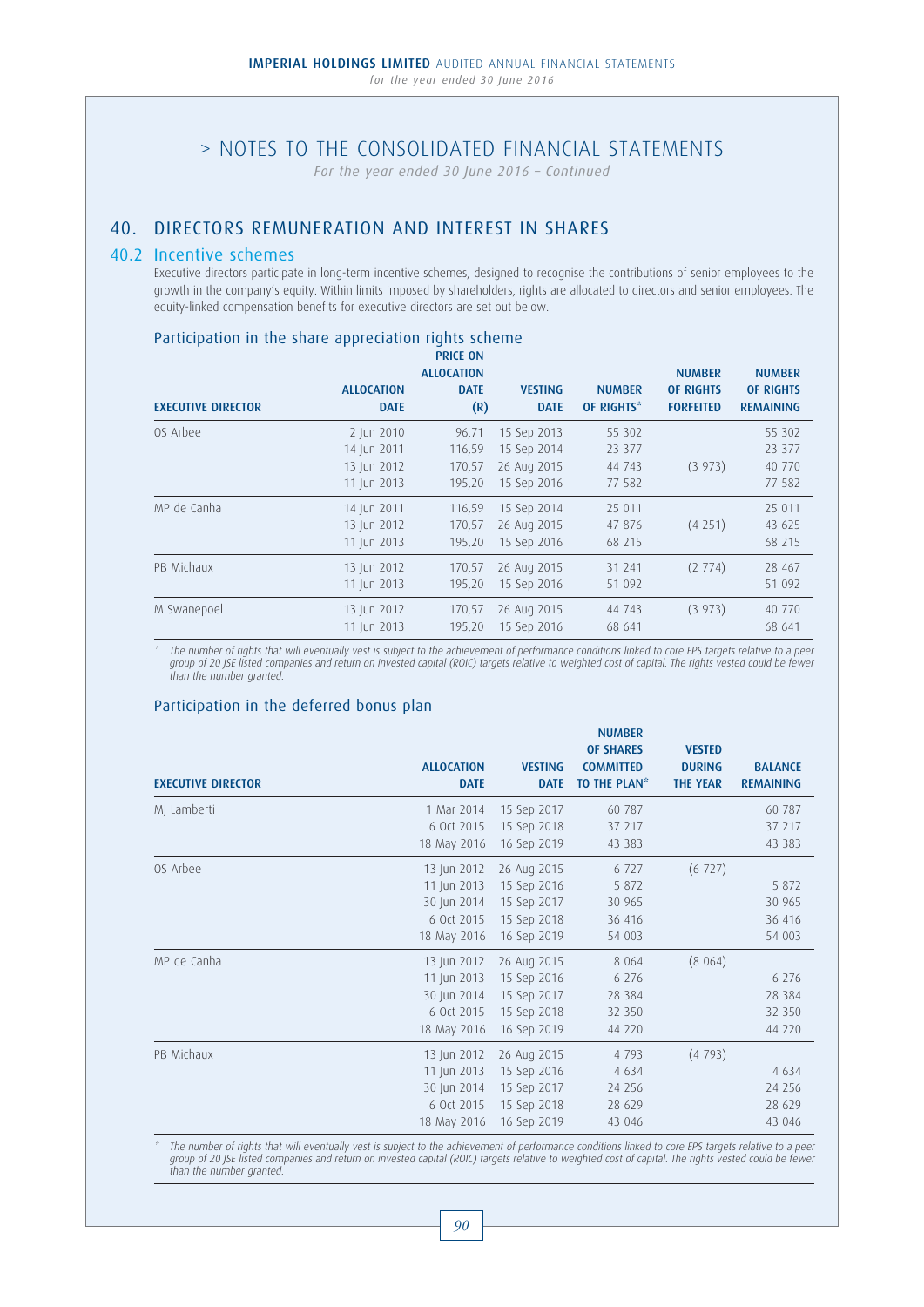# > NOTES TO THE CONSOLIDATED FINANCIAL STATEMENTS

*For the year ended 30 June 2016 – Continued*

## 40. DIRECTORS REMUNERATION AND INTEREST IN SHARES

### 40.2 Incentive schemes

Executive directors participate in long-term incentive schemes, designed to recognise the contributions of senior employees to the growth in the company's equity. Within limits imposed by shareholders, rights are allocated to directors and senior employees. The equity-linked compensation benefits for executive directors are set out below.

#### Participation in the share appreciation rights scheme

| EXECUTIVE DIRECTOR | ALLOCATION DATE | PRICE ON ALLOCATION DATE (R) | VESTING DATE | NUMBER OF RIGHTS* | NUMBER OF RIGHTS FORFEITED | NUMBER OF RIGHTS REMAINING |
|---|---|---|---|---|---|---|
| OS Arbee | 2 Jun 2010 | 96,71 | 15 Sep 2013 | 55 302 | | 55 302 |
| | 14 Jun 2011 | 116,59 | 15 Sep 2014 | 23 377 | | 23 377 |
| | 13 Jun 2012 | 170,57 | 26 Aug 2015 | 44 743 | (3 973) | 40 770 |
| | 11 Jun 2013 | 195,20 | 15 Sep 2016 | 77 582 | | 77 582 |
| MP de Canha | 14 Jun 2011 | 116,59 | 15 Sep 2014 | 25 011 | | 25 011 |
| | 13 Jun 2012 | 170,57 | 26 Aug 2015 | 47 876 | (4 251) | 43 625 |
| | 11 Jun 2013 | 195,20 | 15 Sep 2016 | 68 215 | | 68 215 |
| PB Michaux | 13 Jun 2012 | 170,57 | 26 Aug 2015 | 31 241 | (2 774) | 28 467 |
| | 11 Jun 2013 | 195,20 | 15 Sep 2016 | 51 092 | | 51 092 |
| M Swanepoel | 13 Jun 2012 | 170,57 | 26 Aug 2015 | 44 743 | (3 973) | 40 770 |
| | 11 Jun 2013 | 195,20 | 15 Sep 2016 | 68 641 | | 68 641 |

\* *The number of rights that will eventually vest is subject to the achievement of performance conditions linked to core EPS targets relative to a peer group of 20 JSE listed companies and return on invested capital (ROIC) targets relative to weighted cost of capital. The rights vested could be fewer than the number granted.*

#### Participation in the deferred bonus plan

| EXECUTIVE DIRECTOR | ALLOCATION DATE | VESTING DATE | NUMBER OF SHARES COMMITTED TO THE PLAN* | VESTED DURING THE YEAR | BALANCE REMAINING |
|---|---|---|---|---|---|
| MJ Lamberti | 1 Mar 2014 | 15 Sep 2017 | 60 787 | | 60 787 |
| | 6 Oct 2015 | 15 Sep 2018 | 37 217 | | 37 217 |
| | 18 May 2016 | 16 Sep 2019 | 43 383 | | 43 383 |
| OS Arbee | 13 Jun 2012 | 26 Aug 2015 | 6 727 | (6 727) | |
| | 11 Jun 2013 | 15 Sep 2016 | 5 872 | | 5 872 |
| | 30 Jun 2014 | 15 Sep 2017 | 30 965 | | 30 965 |
| | 6 Oct 2015 | 15 Sep 2018 | 36 416 | | 36 416 |
| | 18 May 2016 | 16 Sep 2019 | 54 003 | | 54 003 |
| MP de Canha | 13 Jun 2012 | 26 Aug 2015 | 8 064 | (8 064) | |
| | 11 Jun 2013 | 15 Sep 2016 | 6 276 | | 6 276 |
| | 30 Jun 2014 | 15 Sep 2017 | 28 384 | | 28 384 |
| | 6 Oct 2015 | 15 Sep 2018 | 32 350 | | 32 350 |
| | 18 May 2016 | 16 Sep 2019 | 44 220 | | 44 220 |
| PB Michaux | 13 Jun 2012 | 26 Aug 2015 | 4 793 | (4 793) | |
| | 11 Jun 2013 | 15 Sep 2016 | 4 634 | | 4 634 |
| | 30 Jun 2014 | 15 Sep 2017 | 24 256 | | 24 256 |
| | 6 Oct 2015 | 15 Sep 2018 | 28 629 | | 28 629 |
| | 18 May 2016 | 16 Sep 2019 | 43 046 | | 43 046 |

\* *The number of rights that will eventually vest is subject to the achievement of performance conditions linked to core EPS targets relative to a peer group of 20 JSE listed companies and return on invested capital (ROIC) targets relative to weighted cost of capital. The rights vested could be fewer than the number granted.*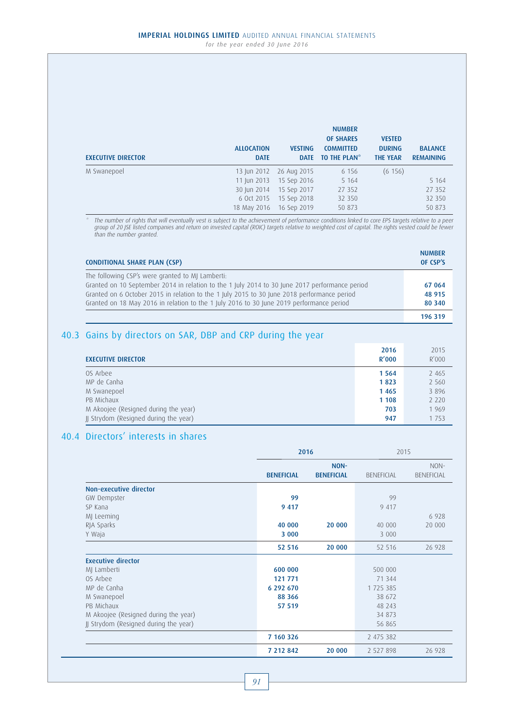| EXECUTIVE DIRECTOR | ALLOCATION DATE | VESTING DATE | NUMBER OF SHARES COMMITTED TO THE PLAN* | VESTED DURING THE YEAR | BALANCE REMAINING |
|---|---|---|---|---|---|
| M Swanepoel | 13 Jun 2012 | 26 Aug 2015 | 6 156 | (6 156) | |
| | 11 Jun 2013 | 15 Sep 2016 | 5 164 | | 5 164 |
| | 30 Jun 2014 | 15 Sep 2017 | 27 352 | | 27 352 |
| | 6 Oct 2015 | 15 Sep 2018 | 32 350 | | 32 350 |
| | 18 May 2016 | 16 Sep 2019 | 50 873 | | 50 873 |

\* *The number of rights that will eventually vest is subject to the achievement of performance conditions linked to core EPS targets relative to a peer group of 20 JSE listed companies and return on invested capital (ROIC) targets relative to weighted cost of capital. The rights vested could be fewer than the number granted.*

| CONDITIONAL SHARE PLAN (CSP) | NUMBER OF CSP'S |
|---|---|
| The following CSP's were granted to MJ Lamberti: | |
| Granted on 10 September 2014 in relation to the 1 July 2014 to 30 June 2017 performance period | **67 064** |
| Granted on 6 October 2015 in relation to the 1 July 2015 to 30 June 2018 performance period | **48 915** |
| Granted on 18 May 2016 in relation to the 1 July 2016 to 30 June 2019 performance period | **80 340** |
| | **196 319** |

## 40.3 Gains by directors on SAR, DBP and CRP during the year

| EXECUTIVE DIRECTOR | 2016 R'000 | 2015 R'000 |
|---|---|---|
| OS Arbee | **1 564** | 2 465 |
| MP de Canha | **1 823** | 2 560 |
| M Swanepoel | **1 465** | 3 896 |
| PB Michaux | **1 108** | 2 220 |
| M Akoojee (Resigned during the year) | **703** | 1 969 |
| JJ Strydom (Resigned during the year) | **947** | 1 753 |

## 40.4 Directors' interests in shares

| | 2016 | | 2015 | |
|---|---|---|---|---|
| | BENEFICIAL | NON-BENEFICIAL | BENEFICIAL | NON-BENEFICIAL |
| **Non-executive director** | | | | |
| GW Dempster | **99** | | 99 | |
| SP Kana | **9 417** | | 9 417 | |
| MJ Leeming | | | | 6 928 |
| RJA Sparks | **40 000** | **20 000** | 40 000 | 20 000 |
| Y Waja | **3 000** | | 3 000 | |
| | **52 516** | **20 000** | 52 516 | 26 928 |
| **Executive director** | | | | |
| MJ Lamberti | **600 000** | | 500 000 | |
| OS Arbee | **121 771** | | 71 344 | |
| MP de Canha | **6 292 670** | | 1 725 385 | |
| M Swanepoel | **88 366** | | 38 672 | |
| PB Michaux | **57 519** | | 48 243 | |
| M Akoojee (Resigned during the year) | | | 34 873 | |
| JJ Strydom (Resigned during the year) | | | 56 865 | |
| | **7 160 326** | | 2 475 382 | |
| | **7 212 842** | **20 000** | 2 527 898 | 26 928 |